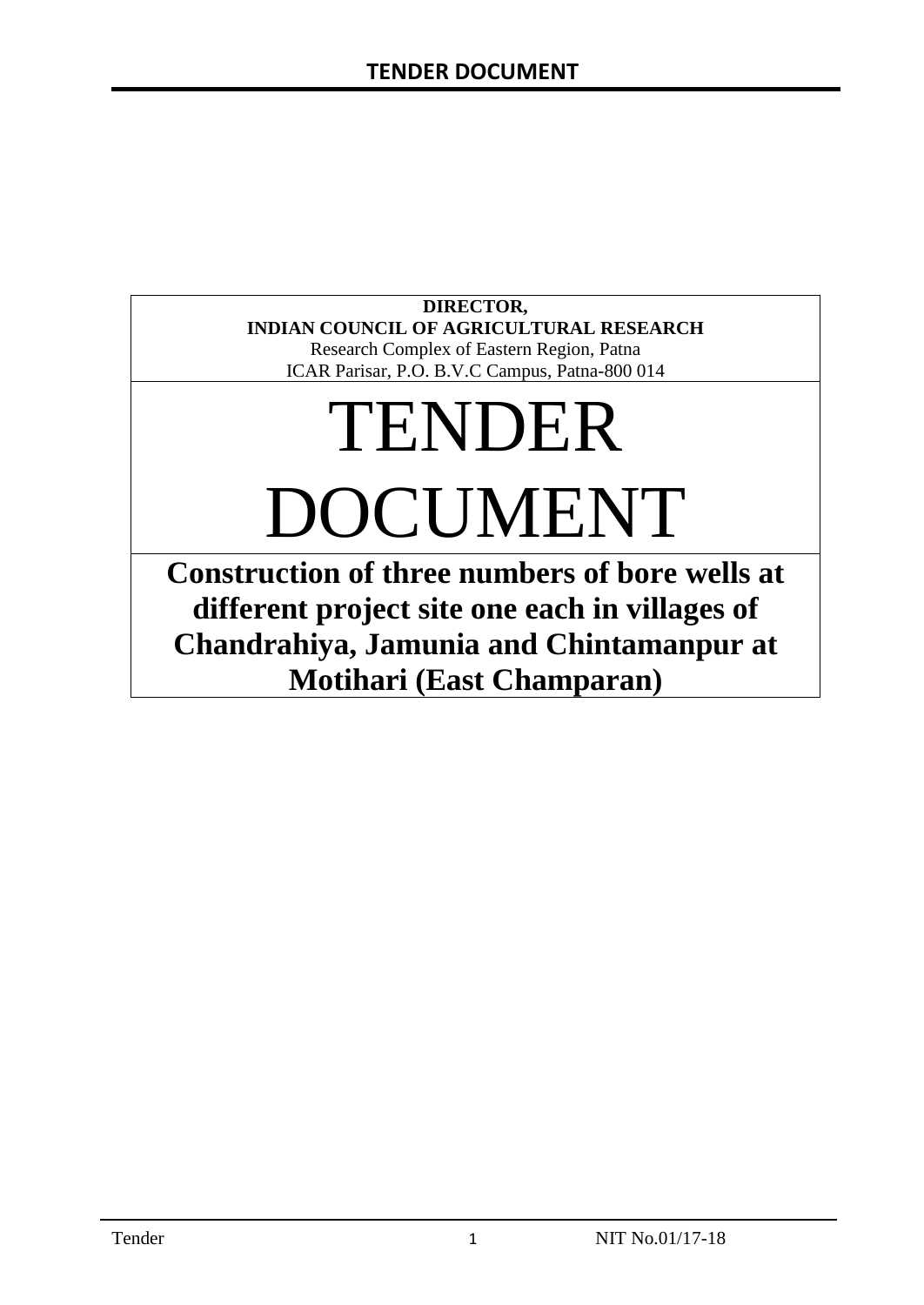**DIRECTOR,**
**INDIAN COUNCIL OF AGRICULTURAL RESEARCH**
Research Complex of Eastern Region, Patna
ICAR Parisar, P.O. B.V.C Campus, Patna-800 014

# TENDER DOCUMENT

## Construction of three numbers of bore wells at different project site one each in villages of Chandrahiya, Jamunia and Chintamanpur at Motihari (East Champaran)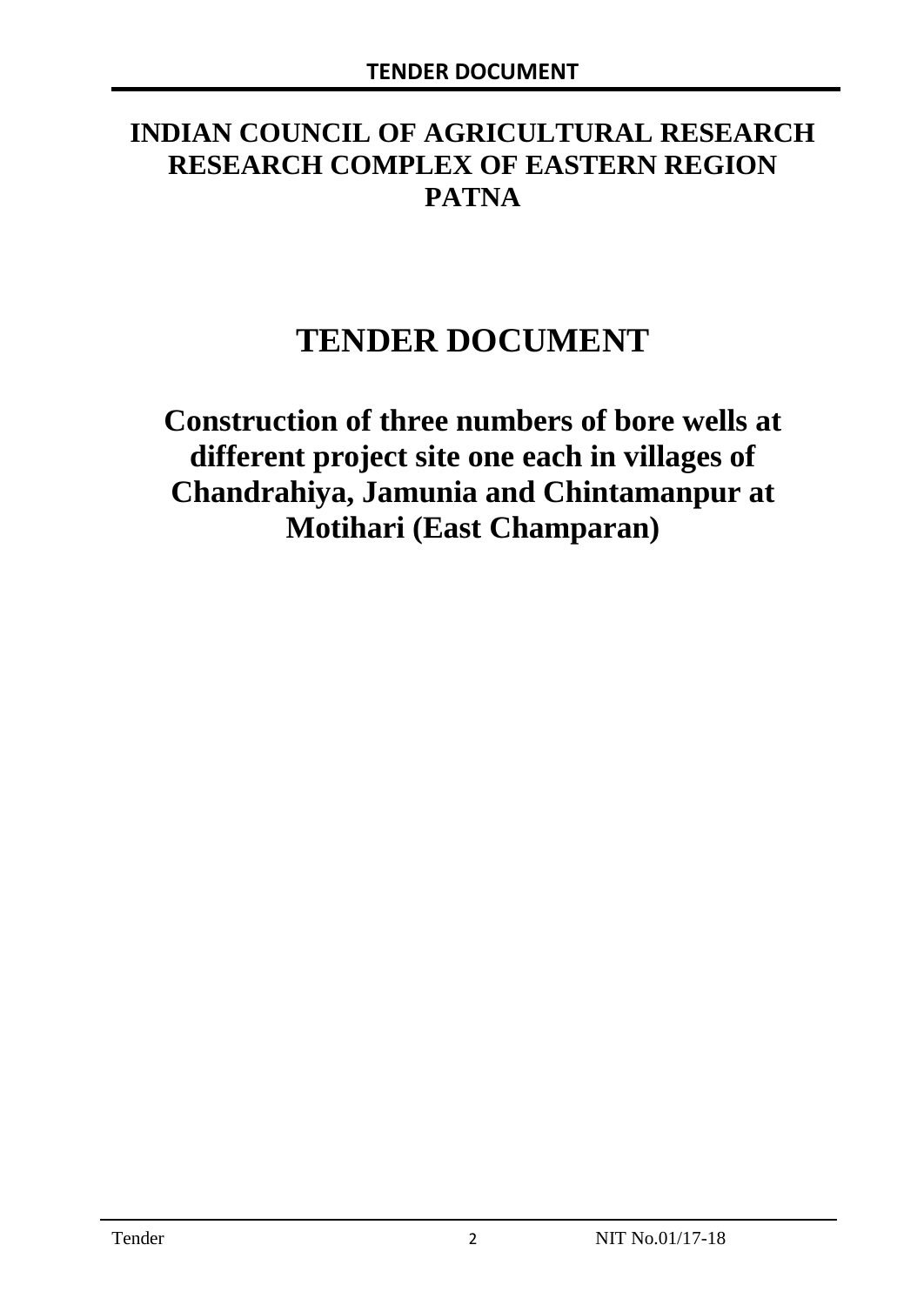# INDIAN COUNCIL OF AGRICULTURAL RESEARCH RESEARCH COMPLEX OF EASTERN REGION PATNA

# TENDER DOCUMENT

## Construction of three numbers of bore wells at different project site one each in villages of Chandrahiya, Jamunia and Chintamanpur at Motihari (East Champaran)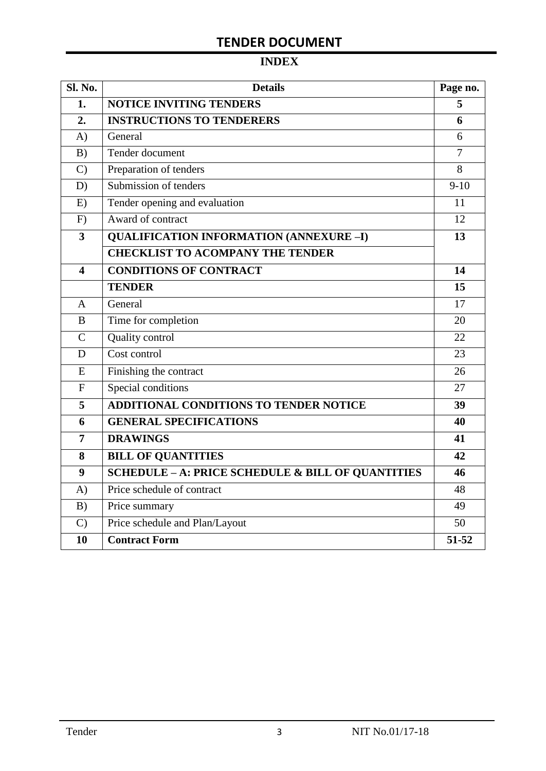# TENDER DOCUMENT

## INDEX

| Sl. No. | Details | Page no. |
|---|---|---|
| **1.** | **NOTICE INVITING TENDERS** | **5** |
| **2.** | **INSTRUCTIONS TO TENDERERS** | **6** |
| A) | General | 6 |
| B) | Tender document | 7 |
| C) | Preparation of tenders | 8 |
| D) | Submission of tenders | 9-10 |
| E) | Tender opening and evaluation | 11 |
| F) | Award of contract | 12 |
| **3** | **QUALIFICATION INFORMATION (ANNEXURE –I)** | **13** |
| | **CHECKLIST TO ACOMPANY THE TENDER** | |
| **4** | **CONDITIONS OF CONTRACT** | **14** |
| | **TENDER** | **15** |
| A | General | 17 |
| B | Time for completion | 20 |
| C | Quality control | 22 |
| D | Cost control | 23 |
| E | Finishing the contract | 26 |
| F | Special conditions | 27 |
| **5** | **ADDITIONAL CONDITIONS TO TENDER NOTICE** | **39** |
| **6** | **GENERAL SPECIFICATIONS** | **40** |
| **7** | **DRAWINGS** | **41** |
| **8** | **BILL OF QUANTITIES** | **42** |
| **9** | **SCHEDULE – A: PRICE SCHEDULE & BILL OF QUANTITIES** | **46** |
| A) | Price schedule of contract | 48 |
| B) | Price summary | 49 |
| C) | Price schedule and Plan/Layout | 50 |
| **10** | **Contract Form** | **51-52** |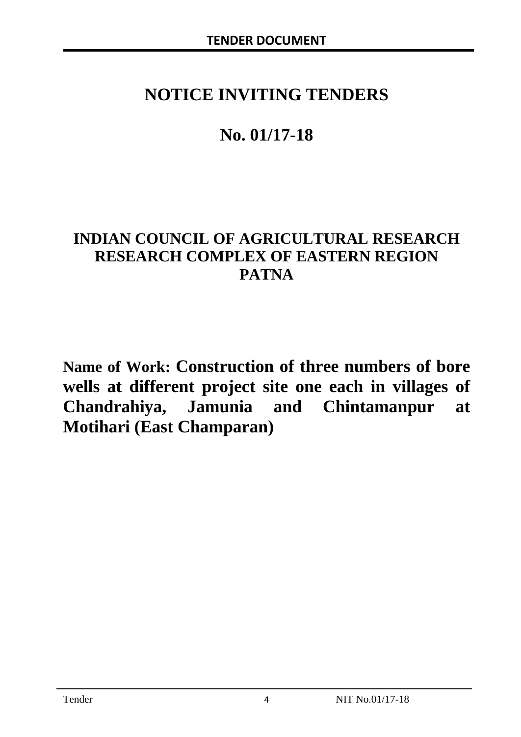# NOTICE INVITING TENDERS

# No. 01/17-18

## INDIAN COUNCIL OF AGRICULTURAL RESEARCH
## RESEARCH COMPLEX OF EASTERN REGION
## PATNA

**Name of Work: Construction of three numbers of bore wells at different project site one each in villages of Chandrahiya, Jamunia and Chintamanpur at Motihari (East Champaran)**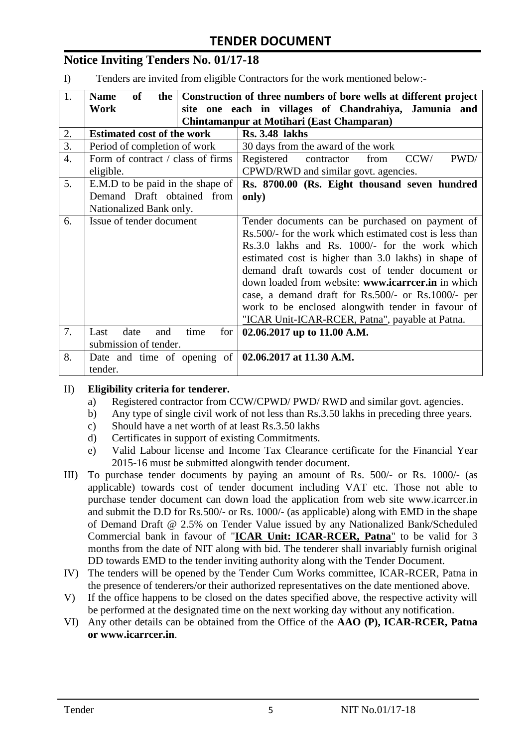# TENDER DOCUMENT

## Notice Inviting Tenders No. 01/17-18

I) Tenders are invited from eligible Contractors for the work mentioned below:-

| 1. | **Name of the Work** | **Construction of three numbers of bore wells at different project site one each in villages of Chandrahiya, Jamunia and Chintamanpur at Motihari (East Champaran)** |
|---|---|---|
| 2. | **Estimated cost of the work** | **Rs. 3.48 lakhs** |
| 3. | Period of completion of work | 30 days from the award of the work |
| 4. | Form of contract / class of firms eligible. | Registered contractor from CCW/ PWD/ CPWD/RWD and similar govt. agencies. |
| 5. | E.M.D to be paid in the shape of Demand Draft obtained from Nationalized Bank only. | **Rs. 8700.00 (Rs. Eight thousand seven hundred only)** |
| 6. | Issue of tender document | Tender documents can be purchased on payment of Rs.500/- for the work which estimated cost is less than Rs.3.0 lakhs and Rs. 1000/- for the work which estimated cost is higher than 3.0 lakhs) in shape of demand draft towards cost of tender document or down loaded from website: **www.icarrcer.in** in which case, a demand draft for Rs.500/- or Rs.1000/- per work to be enclosed alongwith tender in favour of "ICAR Unit-ICAR-RCER, Patna", payable at Patna. |
| 7. | Last date and time for submission of tender. | **02.06.2017 up to 11.00 A.M.** |
| 8. | Date and time of opening of tender. | **02.06.2017 at 11.30 A.M.** |

II) **Eligibility criteria for tenderer.**

a) Registered contractor from CCW/CPWD/ PWD/ RWD and similar govt. agencies.
b) Any type of single civil work of not less than Rs.3.50 lakhs in preceding three years.
c) Should have a net worth of at least Rs.3.50 lakhs
d) Certificates in support of existing Commitments.
e) Valid Labour license and Income Tax Clearance certificate for the Financial Year 2015-16 must be submitted alongwith tender document.

III) To purchase tender documents by paying an amount of Rs. 500/- or Rs. 1000/- (as applicable) towards cost of tender document including VAT etc. Those not able to purchase tender document can down load the application from web site www.icarrcer.in and submit the D.D for Rs.500/- or Rs. 1000/- (as applicable) along with EMD in the shape of Demand Draft @ 2.5% on Tender Value issued by any Nationalized Bank/Scheduled Commercial bank in favour of "**ICAR Unit: ICAR-RCER, Patna**" to be valid for 3 months from the date of NIT along with bid. The tenderer shall invariably furnish original DD towards EMD to the tender inviting authority along with the Tender Document.

IV) The tenders will be opened by the Tender Cum Works committee, ICAR-RCER, Patna in the presence of tenderers/or their authorized representatives on the date mentioned above.

V) If the office happens to be closed on the dates specified above, the respective activity will be performed at the designated time on the next working day without any notification.

VI) Any other details can be obtained from the Office of the **AAO (P), ICAR-RCER, Patna or www.icarrcer.in**.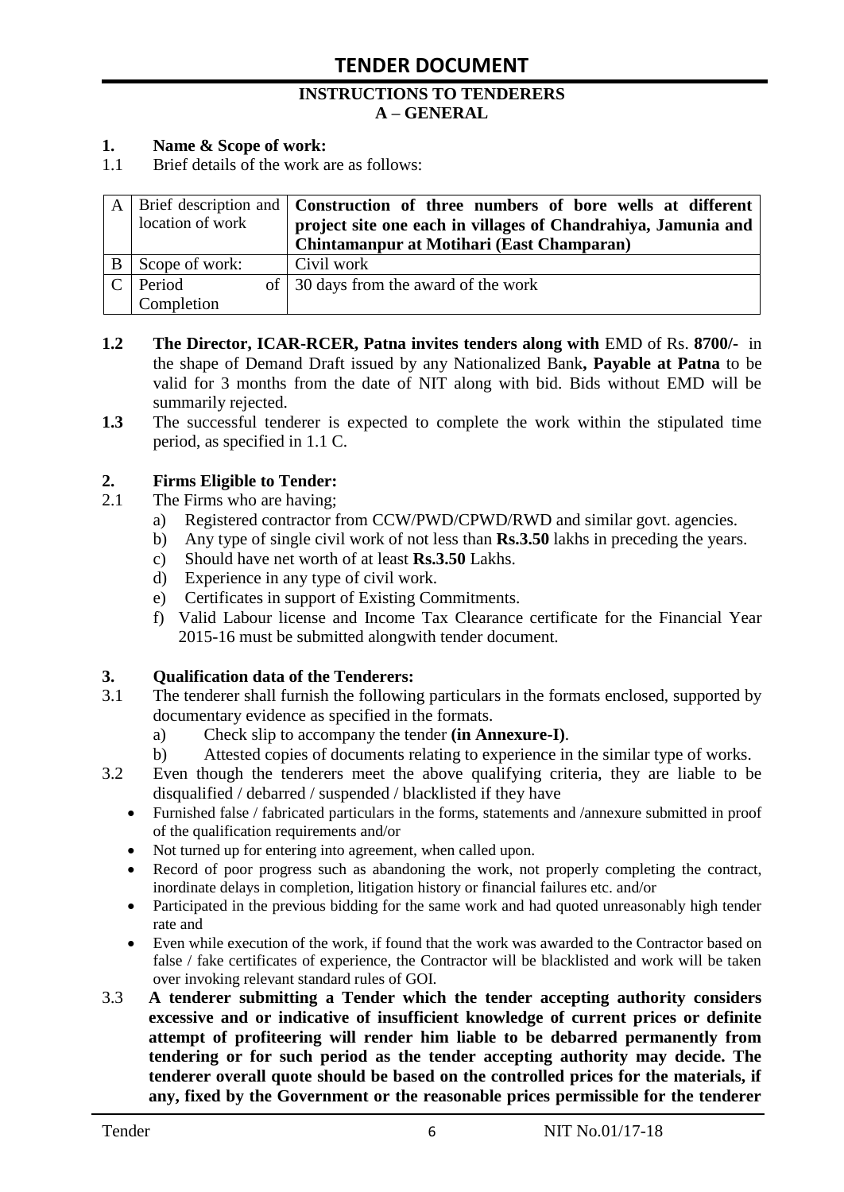## TENDER DOCUMENT

### INSTRUCTIONS TO TENDERERS
### A – GENERAL

**1. Name & Scope of work:**

1.1 Brief details of the work are as follows:

| | | |
|---|---|---|
| A | Brief description and location of work | **Construction of three numbers of bore wells at different project site one each in villages of Chandrahiya, Jamunia and Chintamanpur at Motihari (East Champaran)** |
| B | Scope of work: | Civil work |
| C | Period of Completion | 30 days from the award of the work |

**1.2 The Director, ICAR-RCER, Patna invites tenders along with** EMD of Rs. **8700/-** in the shape of Demand Draft issued by any Nationalized Bank**, Payable at Patna** to be valid for 3 months from the date of NIT along with bid. Bids without EMD will be summarily rejected.

**1.3** The successful tenderer is expected to complete the work within the stipulated time period, as specified in 1.1 C.

**2. Firms Eligible to Tender:**

2.1 The Firms who are having;

a) Registered contractor from CCW/PWD/CPWD/RWD and similar govt. agencies.
b) Any type of single civil work of not less than **Rs.3.50** lakhs in preceding the years.
c) Should have net worth of at least **Rs.3.50** Lakhs.
d) Experience in any type of civil work.
e) Certificates in support of Existing Commitments.
f) Valid Labour license and Income Tax Clearance certificate for the Financial Year 2015-16 must be submitted alongwith tender document.

**3. Qualification data of the Tenderers:**

3.1 The tenderer shall furnish the following particulars in the formats enclosed, supported by documentary evidence as specified in the formats.

a) Check slip to accompany the tender **(in Annexure-I)**.
b) Attested copies of documents relating to experience in the similar type of works.

3.2 Even though the tenderers meet the above qualifying criteria, they are liable to be disqualified / debarred / suspended / blacklisted if they have

- Furnished false / fabricated particulars in the forms, statements and /annexure submitted in proof of the qualification requirements and/or
- Not turned up for entering into agreement, when called upon.
- Record of poor progress such as abandoning the work, not properly completing the contract, inordinate delays in completion, litigation history or financial failures etc. and/or
- Participated in the previous bidding for the same work and had quoted unreasonably high tender rate and
- Even while execution of the work, if found that the work was awarded to the Contractor based on false / fake certificates of experience, the Contractor will be blacklisted and work will be taken over invoking relevant standard rules of GOI.

3.3 **A tenderer submitting a Tender which the tender accepting authority considers excessive and or indicative of insufficient knowledge of current prices or definite attempt of profiteering will render him liable to be debarred permanently from tendering or for such period as the tender accepting authority may decide. The tenderer overall quote should be based on the controlled prices for the materials, if any, fixed by the Government or the reasonable prices permissible for the tenderer**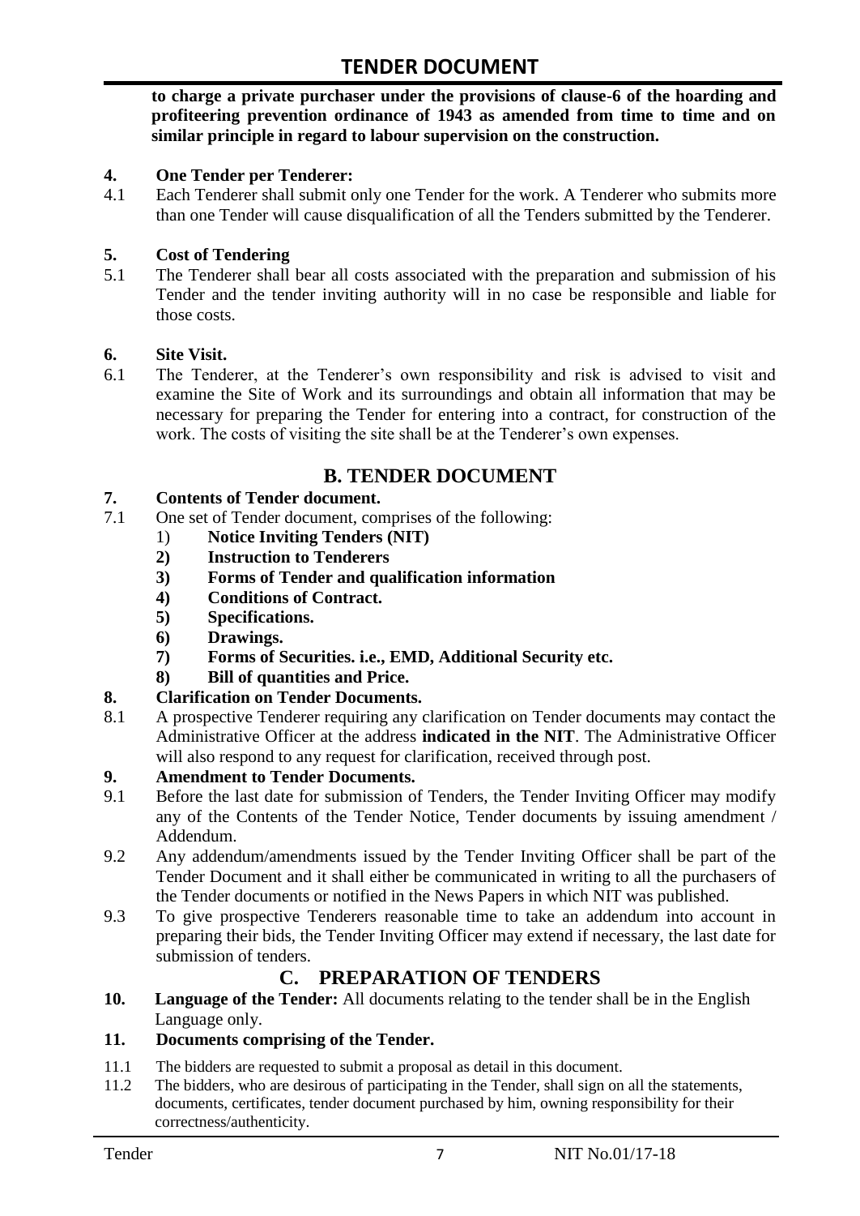**to charge a private purchaser under the provisions of clause-6 of the hoarding and profiteering prevention ordinance of 1943 as amended from time to time and on similar principle in regard to labour supervision on the construction.**

**4. One Tender per Tenderer:**

4.1 Each Tenderer shall submit only one Tender for the work. A Tenderer who submits more than one Tender will cause disqualification of all the Tenders submitted by the Tenderer.

**5. Cost of Tendering**

5.1 The Tenderer shall bear all costs associated with the preparation and submission of his Tender and the tender inviting authority will in no case be responsible and liable for those costs.

**6. Site Visit.**

6.1 The Tenderer, at the Tenderer's own responsibility and risk is advised to visit and examine the Site of Work and its surroundings and obtain all information that may be necessary for preparing the Tender for entering into a contract, for construction of the work. The costs of visiting the site shall be at the Tenderer's own expenses.

## B. TENDER DOCUMENT

**7. Contents of Tender document.**

7.1 One set of Tender document, comprises of the following:

1) **Notice Inviting Tenders (NIT)**
2) **Instruction to Tenderers**
3) **Forms of Tender and qualification information**
4) **Conditions of Contract.**
5) **Specifications.**
6) **Drawings.**
7) **Forms of Securities. i.e., EMD, Additional Security etc.**
8) **Bill of quantities and Price.**

**8. Clarification on Tender Documents.**

8.1 A prospective Tenderer requiring any clarification on Tender documents may contact the Administrative Officer at the address **indicated in the NIT**. The Administrative Officer will also respond to any request for clarification, received through post.

**9. Amendment to Tender Documents.**

9.1 Before the last date for submission of Tenders, the Tender Inviting Officer may modify any of the Contents of the Tender Notice, Tender documents by issuing amendment / Addendum.

9.2 Any addendum/amendments issued by the Tender Inviting Officer shall be part of the Tender Document and it shall either be communicated in writing to all the purchasers of the Tender documents or notified in the News Papers in which NIT was published.

9.3 To give prospective Tenderers reasonable time to take an addendum into account in preparing their bids, the Tender Inviting Officer may extend if necessary, the last date for submission of tenders.

## C. PREPARATION OF TENDERS

**10. Language of the Tender:** All documents relating to the tender shall be in the English Language only.

**11. Documents comprising of the Tender.**

11.1 The bidders are requested to submit a proposal as detail in this document.

11.2 The bidders, who are desirous of participating in the Tender, shall sign on all the statements, documents, certificates, tender document purchased by him, owning responsibility for their correctness/authenticity.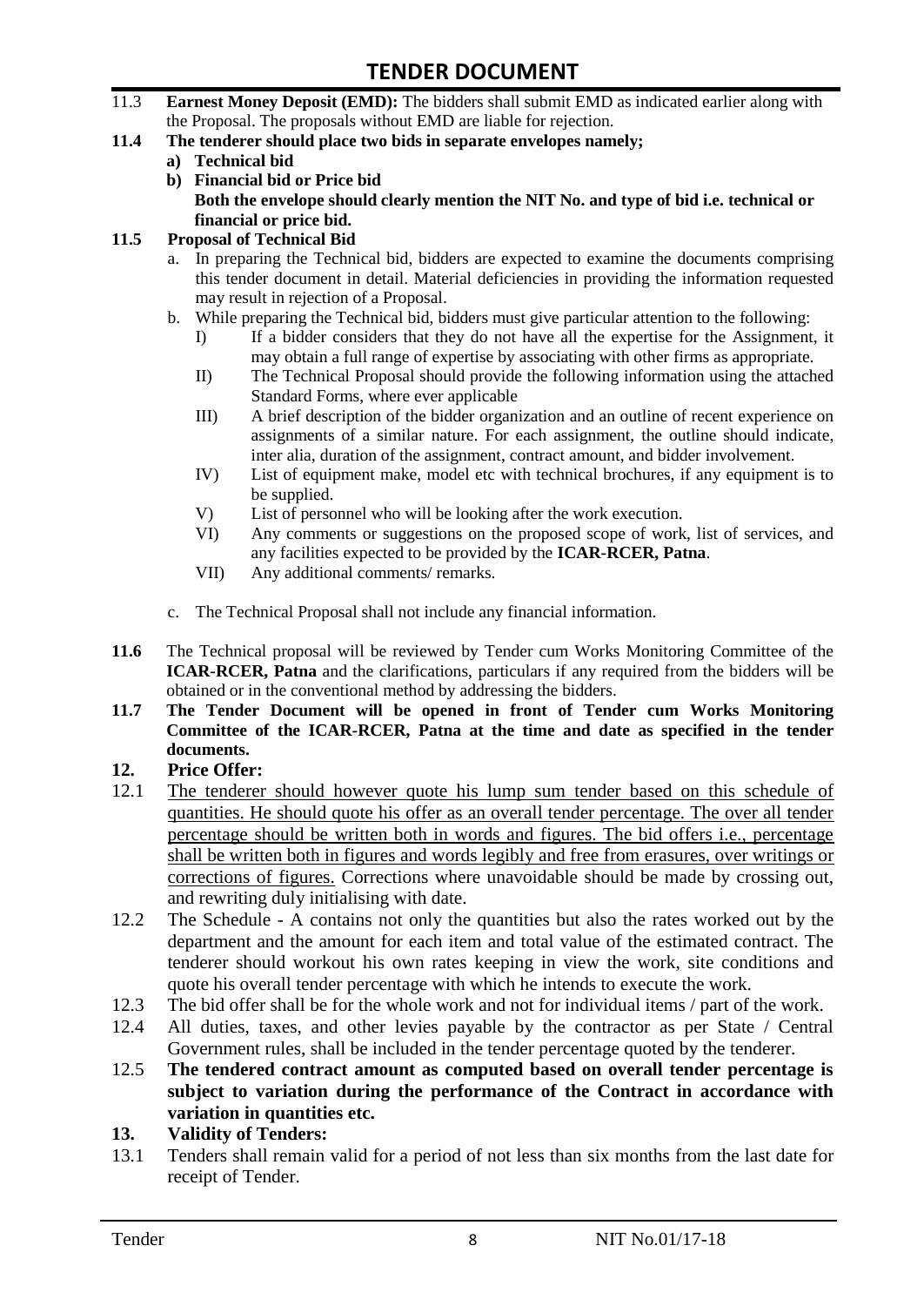11.3 **Earnest Money Deposit (EMD):** The bidders shall submit EMD as indicated earlier along with the Proposal. The proposals without EMD are liable for rejection.

**11.4 The tenderer should place two bids in separate envelopes namely;**

**a) Technical bid**

**b) Financial bid or Price bid**
**Both the envelope should clearly mention the NIT No. and type of bid i.e. technical or financial or price bid.**

**11.5 Proposal of Technical Bid**

a. In preparing the Technical bid, bidders are expected to examine the documents comprising this tender document in detail. Material deficiencies in providing the information requested may result in rejection of a Proposal.

b. While preparing the Technical bid, bidders must give particular attention to the following:

I) If a bidder considers that they do not have all the expertise for the Assignment, it may obtain a full range of expertise by associating with other firms as appropriate.

II) The Technical Proposal should provide the following information using the attached Standard Forms, where ever applicable

III) A brief description of the bidder organization and an outline of recent experience on assignments of a similar nature. For each assignment, the outline should indicate, inter alia, duration of the assignment, contract amount, and bidder involvement.

IV) List of equipment make, model etc with technical brochures, if any equipment is to be supplied.

V) List of personnel who will be looking after the work execution.

VI) Any comments or suggestions on the proposed scope of work, list of services, and any facilities expected to be provided by the **ICAR-RCER, Patna**.

VII) Any additional comments/ remarks.

c. The Technical Proposal shall not include any financial information.

**11.6** The Technical proposal will be reviewed by Tender cum Works Monitoring Committee of the **ICAR-RCER, Patna** and the clarifications, particulars if any required from the bidders will be obtained or in the conventional method by addressing the bidders.

**11.7 The Tender Document will be opened in front of Tender cum Works Monitoring Committee of the ICAR-RCER, Patna at the time and date as specified in the tender documents.**

## 12. Price Offer:

12.1 <u>The tenderer should however quote his lump sum tender based on this schedule of quantities. He should quote his offer as an overall tender percentage. The over all tender percentage should be written both in words and figures. The bid offers i.e., percentage shall be written both in figures and words legibly and free from erasures, over writings or corrections of figures.</u> Corrections where unavoidable should be made by crossing out, and rewriting duly initialising with date.

12.2 The Schedule - A contains not only the quantities but also the rates worked out by the department and the amount for each item and total value of the estimated contract. The tenderer should workout his own rates keeping in view the work, site conditions and quote his overall tender percentage with which he intends to execute the work.

12.3 The bid offer shall be for the whole work and not for individual items / part of the work.

12.4 All duties, taxes, and other levies payable by the contractor as per State / Central Government rules, shall be included in the tender percentage quoted by the tenderer.

12.5 **The tendered contract amount as computed based on overall tender percentage is subject to variation during the performance of the Contract in accordance with variation in quantities etc.**

## 13. Validity of Tenders:

13.1 Tenders shall remain valid for a period of not less than six months from the last date for receipt of Tender.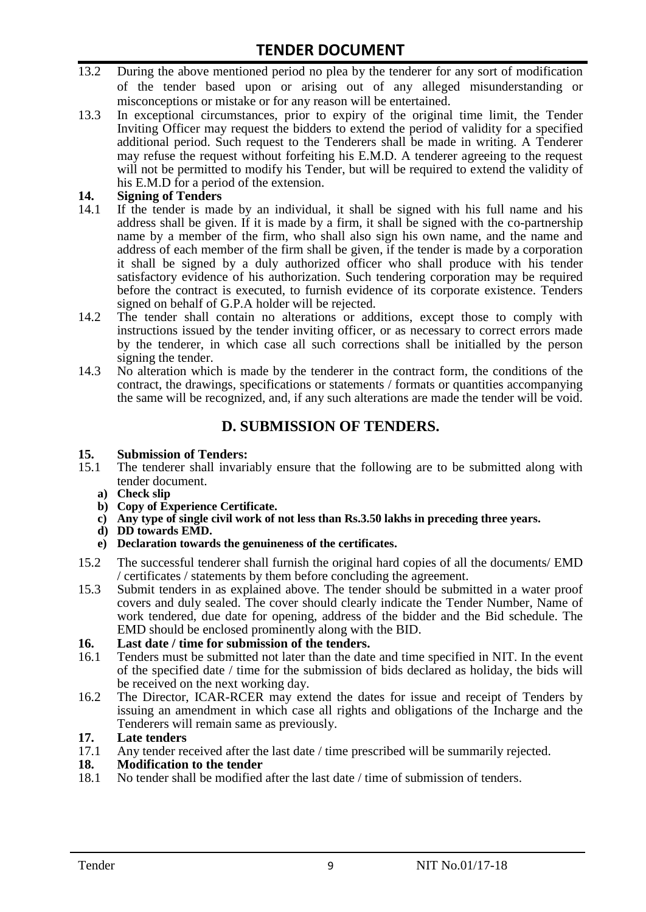13.2 During the above mentioned period no plea by the tenderer for any sort of modification of the tender based upon or arising out of any alleged misunderstanding or misconceptions or mistake or for any reason will be entertained.

13.3 In exceptional circumstances, prior to expiry of the original time limit, the Tender Inviting Officer may request the bidders to extend the period of validity for a specified additional period. Such request to the Tenderers shall be made in writing. A Tenderer may refuse the request without forfeiting his E.M.D. A tenderer agreeing to the request will not be permitted to modify his Tender, but will be required to extend the validity of his E.M.D for a period of the extension.

**14. Signing of Tenders**

14.1 If the tender is made by an individual, it shall be signed with his full name and his address shall be given. If it is made by a firm, it shall be signed with the co-partnership name by a member of the firm, who shall also sign his own name, and the name and address of each member of the firm shall be given, if the tender is made by a corporation it shall be signed by a duly authorized officer who shall produce with his tender satisfactory evidence of his authorization. Such tendering corporation may be required before the contract is executed, to furnish evidence of its corporate existence. Tenders signed on behalf of G.P.A holder will be rejected.

14.2 The tender shall contain no alterations or additions, except those to comply with instructions issued by the tender inviting officer, or as necessary to correct errors made by the tenderer, in which case all such corrections shall be initialled by the person signing the tender.

14.3 No alteration which is made by the tenderer in the contract form, the conditions of the contract, the drawings, specifications or statements / formats or quantities accompanying the same will be recognized, and, if any such alterations are made the tender will be void.

## D. SUBMISSION OF TENDERS.

**15. Submission of Tenders:**

15.1 The tenderer shall invariably ensure that the following are to be submitted along with tender document.

- **a) Check slip**
- **b) Copy of Experience Certificate.**
- **c) Any type of single civil work of not less than Rs.3.50 lakhs in preceding three years.**
- **d) DD towards EMD.**
- **e) Declaration towards the genuineness of the certificates.**

15.2 The successful tenderer shall furnish the original hard copies of all the documents/ EMD / certificates / statements by them before concluding the agreement.

15.3 Submit tenders in as explained above. The tender should be submitted in a water proof covers and duly sealed. The cover should clearly indicate the Tender Number, Name of work tendered, due date for opening, address of the bidder and the Bid schedule. The EMD should be enclosed prominently along with the BID.

**16. Last date / time for submission of the tenders.**

16.1 Tenders must be submitted not later than the date and time specified in NIT. In the event of the specified date / time for the submission of bids declared as holiday, the bids will be received on the next working day.

16.2 The Director, ICAR-RCER may extend the dates for issue and receipt of Tenders by issuing an amendment in which case all rights and obligations of the Incharge and the Tenderers will remain same as previously.

**17. Late tenders**

17.1 Any tender received after the last date / time prescribed will be summarily rejected.

**18. Modification to the tender**

18.1 No tender shall be modified after the last date / time of submission of tenders.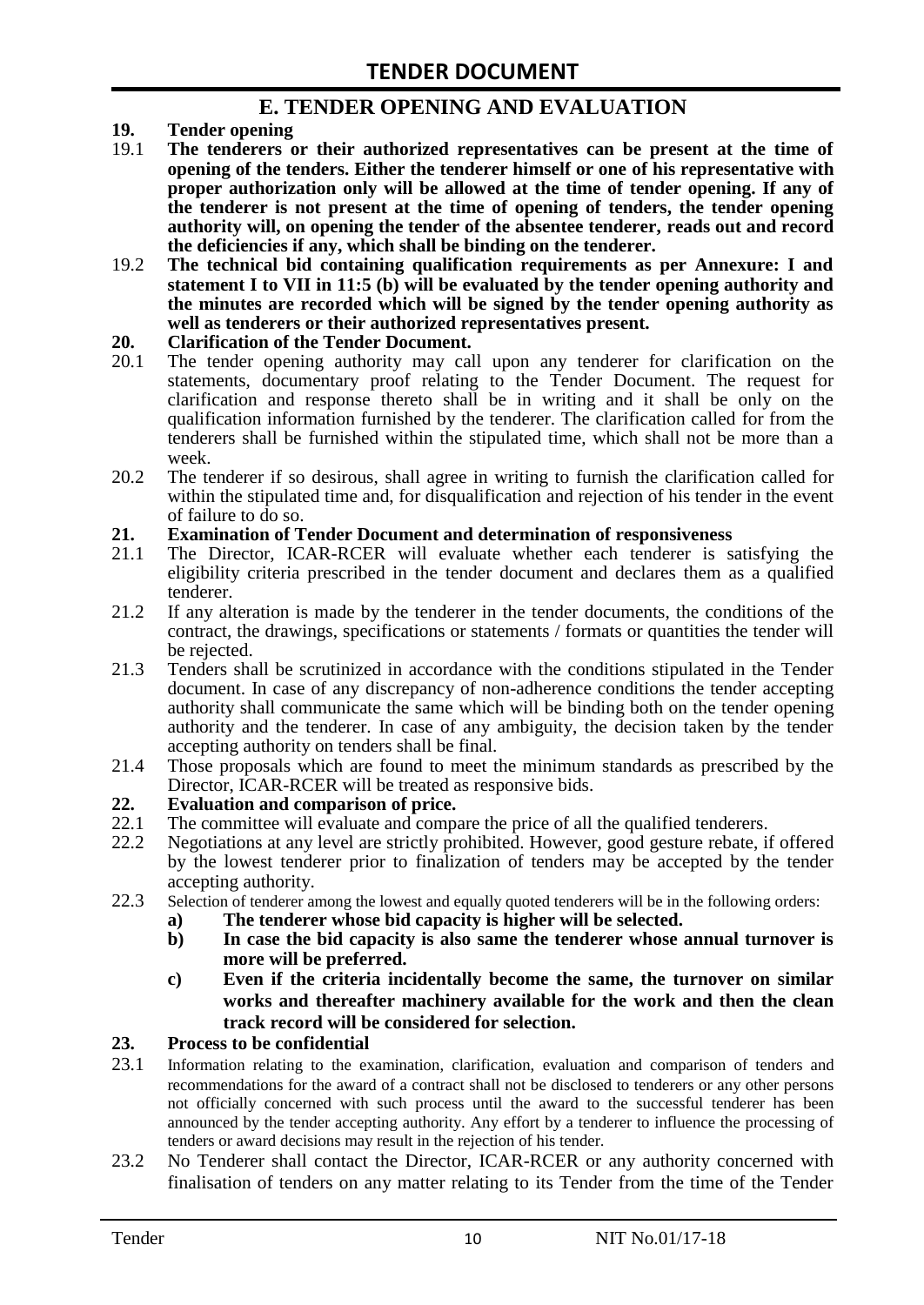## E. TENDER OPENING AND EVALUATION

**19. Tender opening**

19.1 **The tenderers or their authorized representatives can be present at the time of opening of the tenders. Either the tenderer himself or one of his representative with proper authorization only will be allowed at the time of tender opening. If any of the tenderer is not present at the time of opening of tenders, the tender opening authority will, on opening the tender of the absentee tenderer, reads out and record the deficiencies if any, which shall be binding on the tenderer.**

19.2 **The technical bid containing qualification requirements as per Annexure: I and statement I to VII in 11:5 (b) will be evaluated by the tender opening authority and the minutes are recorded which will be signed by the tender opening authority as well as tenderers or their authorized representatives present.**

**20. Clarification of the Tender Document.**

20.1 The tender opening authority may call upon any tenderer for clarification on the statements, documentary proof relating to the Tender Document. The request for clarification and response thereto shall be in writing and it shall be only on the qualification information furnished by the tenderer. The clarification called for from the tenderers shall be furnished within the stipulated time, which shall not be more than a week.

20.2 The tenderer if so desirous, shall agree in writing to furnish the clarification called for within the stipulated time and, for disqualification and rejection of his tender in the event of failure to do so.

**21. Examination of Tender Document and determination of responsiveness**

21.1 The Director, ICAR-RCER will evaluate whether each tenderer is satisfying the eligibility criteria prescribed in the tender document and declares them as a qualified tenderer.

21.2 If any alteration is made by the tenderer in the tender documents, the conditions of the contract, the drawings, specifications or statements / formats or quantities the tender will be rejected.

21.3 Tenders shall be scrutinized in accordance with the conditions stipulated in the Tender document. In case of any discrepancy of non-adherence conditions the tender accepting authority shall communicate the same which will be binding both on the tender opening authority and the tenderer. In case of any ambiguity, the decision taken by the tender accepting authority on tenders shall be final.

21.4 Those proposals which are found to meet the minimum standards as prescribed by the Director, ICAR-RCER will be treated as responsive bids.

**22. Evaluation and comparison of price.**

22.1 The committee will evaluate and compare the price of all the qualified tenderers.

22.2 Negotiations at any level are strictly prohibited. However, good gesture rebate, if offered by the lowest tenderer prior to finalization of tenders may be accepted by the tender accepting authority.

22.3 Selection of tenderer among the lowest and equally quoted tenderers will be in the following orders:

**a) The tenderer whose bid capacity is higher will be selected.**

**b) In case the bid capacity is also same the tenderer whose annual turnover is more will be preferred.**

**c) Even if the criteria incidentally become the same, the turnover on similar works and thereafter machinery available for the work and then the clean track record will be considered for selection.**

**23. Process to be confidential**

23.1 Information relating to the examination, clarification, evaluation and comparison of tenders and recommendations for the award of a contract shall not be disclosed to tenderers or any other persons not officially concerned with such process until the award to the successful tenderer has been announced by the tender accepting authority. Any effort by a tenderer to influence the processing of tenders or award decisions may result in the rejection of his tender.

23.2 No Tenderer shall contact the Director, ICAR-RCER or any authority concerned with finalisation of tenders on any matter relating to its Tender from the time of the Tender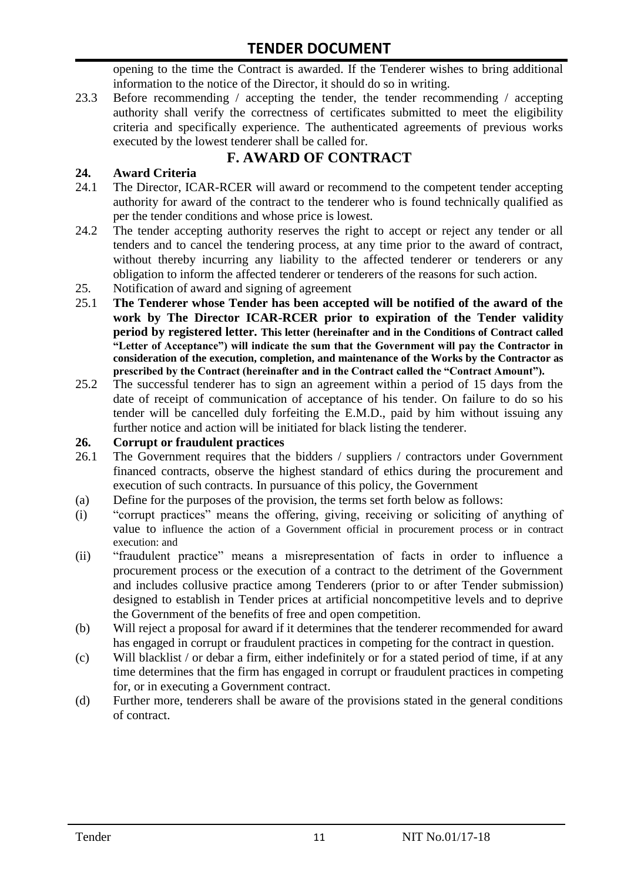opening to the time the Contract is awarded. If the Tenderer wishes to bring additional information to the notice of the Director, it should do so in writing.

23.3 Before recommending / accepting the tender, the tender recommending / accepting authority shall verify the correctness of certificates submitted to meet the eligibility criteria and specifically experience. The authenticated agreements of previous works executed by the lowest tenderer shall be called for.

## F. AWARD OF CONTRACT

### 24. Award Criteria

24.1 The Director, ICAR-RCER will award or recommend to the competent tender accepting authority for award of the contract to the tenderer who is found technically qualified as per the tender conditions and whose price is lowest.

24.2 The tender accepting authority reserves the right to accept or reject any tender or all tenders and to cancel the tendering process, at any time prior to the award of contract, without thereby incurring any liability to the affected tenderer or tenderers or any obligation to inform the affected tenderer or tenderers of the reasons for such action.

25. Notification of award and signing of agreement

25.1 **The Tenderer whose Tender has been accepted will be notified of the award of the work by The Director ICAR-RCER prior to expiration of the Tender validity period by registered letter. This letter (hereinafter and in the Conditions of Contract called "Letter of Acceptance") will indicate the sum that the Government will pay the Contractor in consideration of the execution, completion, and maintenance of the Works by the Contractor as prescribed by the Contract (hereinafter and in the Contract called the "Contract Amount").**

25.2 The successful tenderer has to sign an agreement within a period of 15 days from the date of receipt of communication of acceptance of his tender. On failure to do so his tender will be cancelled duly forfeiting the E.M.D., paid by him without issuing any further notice and action will be initiated for black listing the tenderer.

### 26. Corrupt or fraudulent practices

26.1 The Government requires that the bidders / suppliers / contractors under Government financed contracts, observe the highest standard of ethics during the procurement and execution of such contracts. In pursuance of this policy, the Government

(a) Define for the purposes of the provision, the terms set forth below as follows:

(i) "corrupt practices" means the offering, giving, receiving or soliciting of anything of value to influence the action of a Government official in procurement process or in contract execution: and

(ii) "fraudulent practice" means a misrepresentation of facts in order to influence a procurement process or the execution of a contract to the detriment of the Government and includes collusive practice among Tenderers (prior to or after Tender submission) designed to establish in Tender prices at artificial noncompetitive levels and to deprive the Government of the benefits of free and open competition.

(b) Will reject a proposal for award if it determines that the tenderer recommended for award has engaged in corrupt or fraudulent practices in competing for the contract in question.

(c) Will blacklist / or debar a firm, either indefinitely or for a stated period of time, if at any time determines that the firm has engaged in corrupt or fraudulent practices in competing for, or in executing a Government contract.

(d) Further more, tenderers shall be aware of the provisions stated in the general conditions of contract.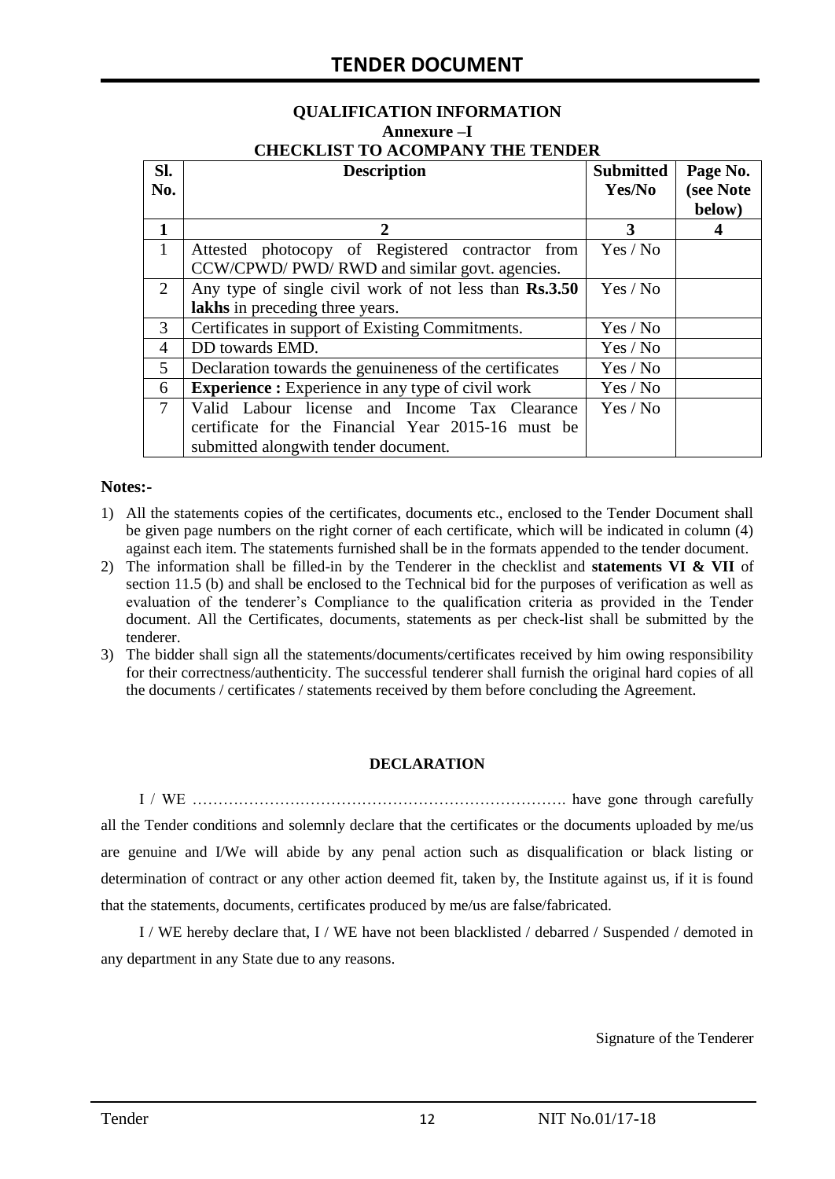## QUALIFICATION INFORMATION

### Annexure –I

### CHECKLIST TO ACOMPANY THE TENDER

| Sl. No. | Description | Submitted Yes/No | Page No. (see Note below) |
|---|---|---|---|
| **1** | **2** | **3** | **4** |
| 1 | Attested photocopy of Registered contractor from CCW/CPWD/ PWD/ RWD and similar govt. agencies. | Yes / No | |
| 2 | Any type of single civil work of not less than **Rs.3.50 lakhs** in preceding three years. | Yes / No | |
| 3 | Certificates in support of Existing Commitments. | Yes / No | |
| 4 | DD towards EMD. | Yes / No | |
| 5 | Declaration towards the genuineness of the certificates | Yes / No | |
| 6 | **Experience :** Experience in any type of civil work | Yes / No | |
| 7 | Valid Labour license and Income Tax Clearance certificate for the Financial Year 2015-16 must be submitted alongwith tender document. | Yes / No | |

**Notes:-**

1) All the statements copies of the certificates, documents etc., enclosed to the Tender Document shall be given page numbers on the right corner of each certificate, which will be indicated in column (4) against each item. The statements furnished shall be in the formats appended to the tender document.
2) The information shall be filled-in by the Tenderer in the checklist and **statements VI & VII** of section 11.5 (b) and shall be enclosed to the Technical bid for the purposes of verification as well as evaluation of the tenderer's Compliance to the qualification criteria as provided in the Tender document. All the Certificates, documents, statements as per check-list shall be submitted by the tenderer.
3) The bidder shall sign all the statements/documents/certificates received by him owing responsibility for their correctness/authenticity. The successful tenderer shall furnish the original hard copies of all the documents / certificates / statements received by them before concluding the Agreement.

**DECLARATION**

I / WE ……………………………………………………………… have gone through carefully all the Tender conditions and solemnly declare that the certificates or the documents uploaded by me/us are genuine and I/We will abide by any penal action such as disqualification or black listing or determination of contract or any other action deemed fit, taken by, the Institute against us, if it is found that the statements, documents, certificates produced by me/us are false/fabricated.

I / WE hereby declare that, I / WE have not been blacklisted / debarred / Suspended / demoted in any department in any State due to any reasons.

Signature of the Tenderer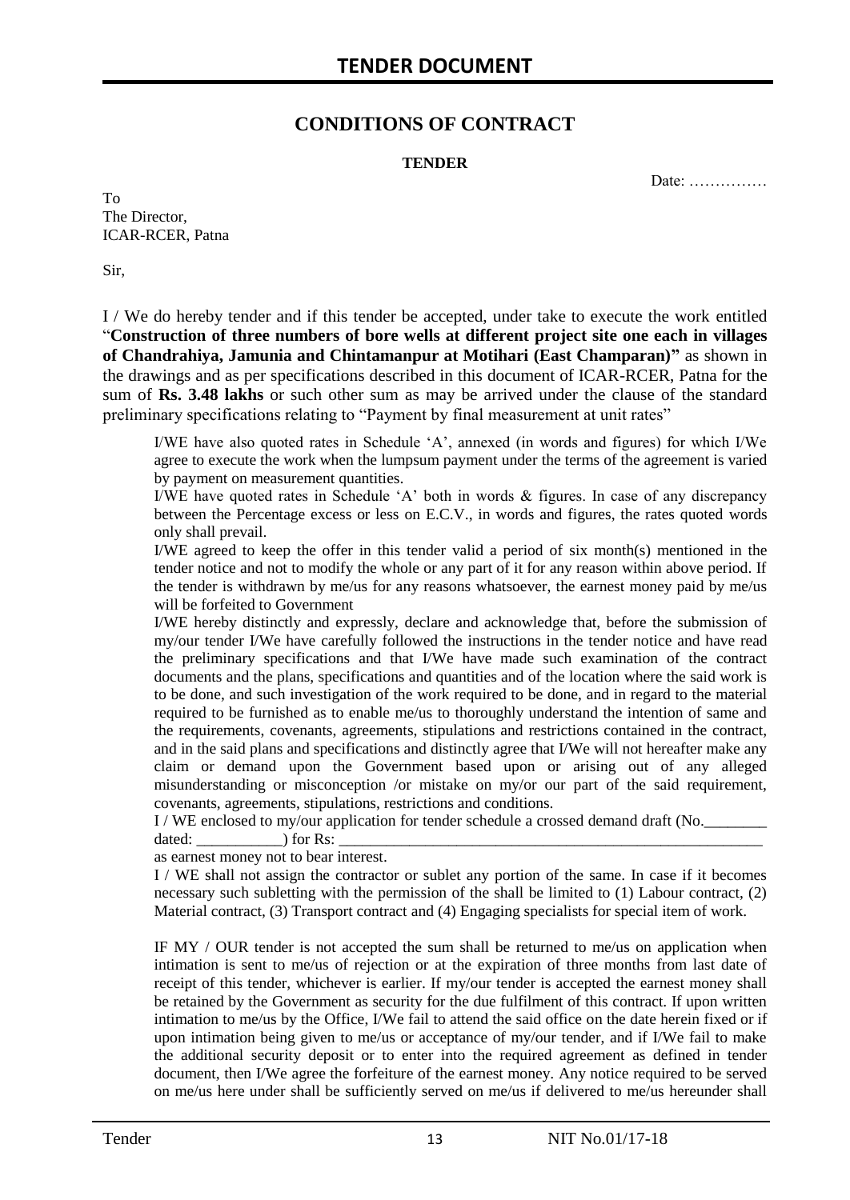# CONDITIONS OF CONTRACT

**TENDER**

Date: ……………

To
The Director,
ICAR-RCER, Patna

Sir,

I / We do hereby tender and if this tender be accepted, under take to execute the work entitled "**Construction of three numbers of bore wells at different project site one each in villages of Chandrahiya, Jamunia and Chintamanpur at Motihari (East Champaran)"** as shown in the drawings and as per specifications described in this document of ICAR-RCER, Patna for the sum of **Rs. 3.48 lakhs** or such other sum as may be arrived under the clause of the standard preliminary specifications relating to "Payment by final measurement at unit rates"

I/WE have also quoted rates in Schedule 'A', annexed (in words and figures) for which I/We agree to execute the work when the lumpsum payment under the terms of the agreement is varied by payment on measurement quantities.

I/WE have quoted rates in Schedule 'A' both in words & figures. In case of any discrepancy between the Percentage excess or less on E.C.V., in words and figures, the rates quoted words only shall prevail.

I/WE agreed to keep the offer in this tender valid a period of six month(s) mentioned in the tender notice and not to modify the whole or any part of it for any reason within above period. If the tender is withdrawn by me/us for any reasons whatsoever, the earnest money paid by me/us will be forfeited to Government

I/WE hereby distinctly and expressly, declare and acknowledge that, before the submission of my/our tender I/We have carefully followed the instructions in the tender notice and have read the preliminary specifications and that I/We have made such examination of the contract documents and the plans, specifications and quantities and of the location where the said work is to be done, and such investigation of the work required to be done, and in regard to the material required to be furnished as to enable me/us to thoroughly understand the intention of same and the requirements, covenants, agreements, stipulations and restrictions contained in the contract, and in the said plans and specifications and distinctly agree that I/We will not hereafter make any claim or demand upon the Government based upon or arising out of any alleged misunderstanding or misconception /or mistake on my/or our part of the said requirement, covenants, agreements, stipulations, restrictions and conditions.

I / WE enclosed to my/our application for tender schedule a crossed demand draft (No.________ dated: ___________) for Rs: ________________________________________________________ as earnest money not to bear interest.

I / WE shall not assign the contractor or sublet any portion of the same. In case if it becomes necessary such subletting with the permission of the shall be limited to (1) Labour contract, (2) Material contract, (3) Transport contract and (4) Engaging specialists for special item of work.

IF MY / OUR tender is not accepted the sum shall be returned to me/us on application when intimation is sent to me/us of rejection or at the expiration of three months from last date of receipt of this tender, whichever is earlier. If my/our tender is accepted the earnest money shall be retained by the Government as security for the due fulfilment of this contract. If upon written intimation to me/us by the Office, I/We fail to attend the said office on the date herein fixed or if upon intimation being given to me/us or acceptance of my/our tender, and if I/We fail to make the additional security deposit or to enter into the required agreement as defined in tender document, then I/We agree the forfeiture of the earnest money. Any notice required to be served on me/us here under shall be sufficiently served on me/us if delivered to me/us hereunder shall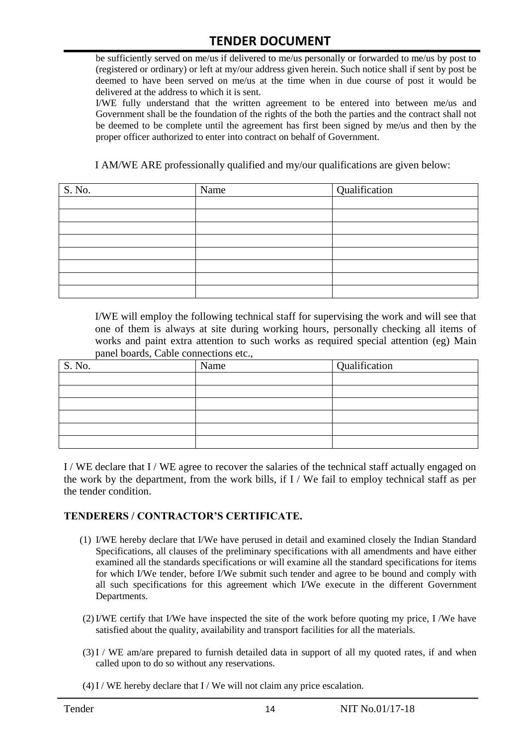be sufficiently served on me/us if delivered to me/us personally or forwarded to me/us by post to (registered or ordinary) or left at my/our address given herein. Such notice shall if sent by post be deemed to have been served on me/us at the time when in due course of post it would be delivered at the address to which it is sent.

I/WE fully understand that the written agreement to be entered into between me/us and Government shall be the foundation of the rights of the both the parties and the contract shall not be deemed to be complete until the agreement has first been signed by me/us and then by the proper officer authorized to enter into contract on behalf of Government.

I AM/WE ARE professionally qualified and my/our qualifications are given below:

| S. No. | Name | Qualification |
|---|---|---|
| | | |
| | | |
| | | |
| | | |
| | | |
| | | |
| | | |
| | | |

I/WE will employ the following technical staff for supervising the work and will see that one of them is always at site during working hours, personally checking all items of works and paint extra attention to such works as required special attention (eg) Main panel boards, Cable connections etc.,

| S. No. | Name | Qualification |
|---|---|---|
| | | |
| | | |
| | | |
| | | |
| | | |
| | | |

I / WE declare that I / WE agree to recover the salaries of the technical staff actually engaged on the work by the department, from the work bills, if I / We fail to employ technical staff as per the tender condition.

**TENDERERS / CONTRACTOR'S CERTIFICATE.**

(1) I/WE hereby declare that I/We have perused in detail and examined closely the Indian Standard Specifications, all clauses of the preliminary specifications with all amendments and have either examined all the standards specifications or will examine all the standard specifications for items for which I/We tender, before I/We submit such tender and agree to be bound and comply with all such specifications for this agreement which I/We execute in the different Government Departments.

(2) I/WE certify that I/We have inspected the site of the work before quoting my price, I /We have satisfied about the quality, availability and transport facilities for all the materials.

(3) I / WE am/are prepared to furnish detailed data in support of all my quoted rates, if and when called upon to do so without any reservations.

(4) I / WE hereby declare that I / We will not claim any price escalation.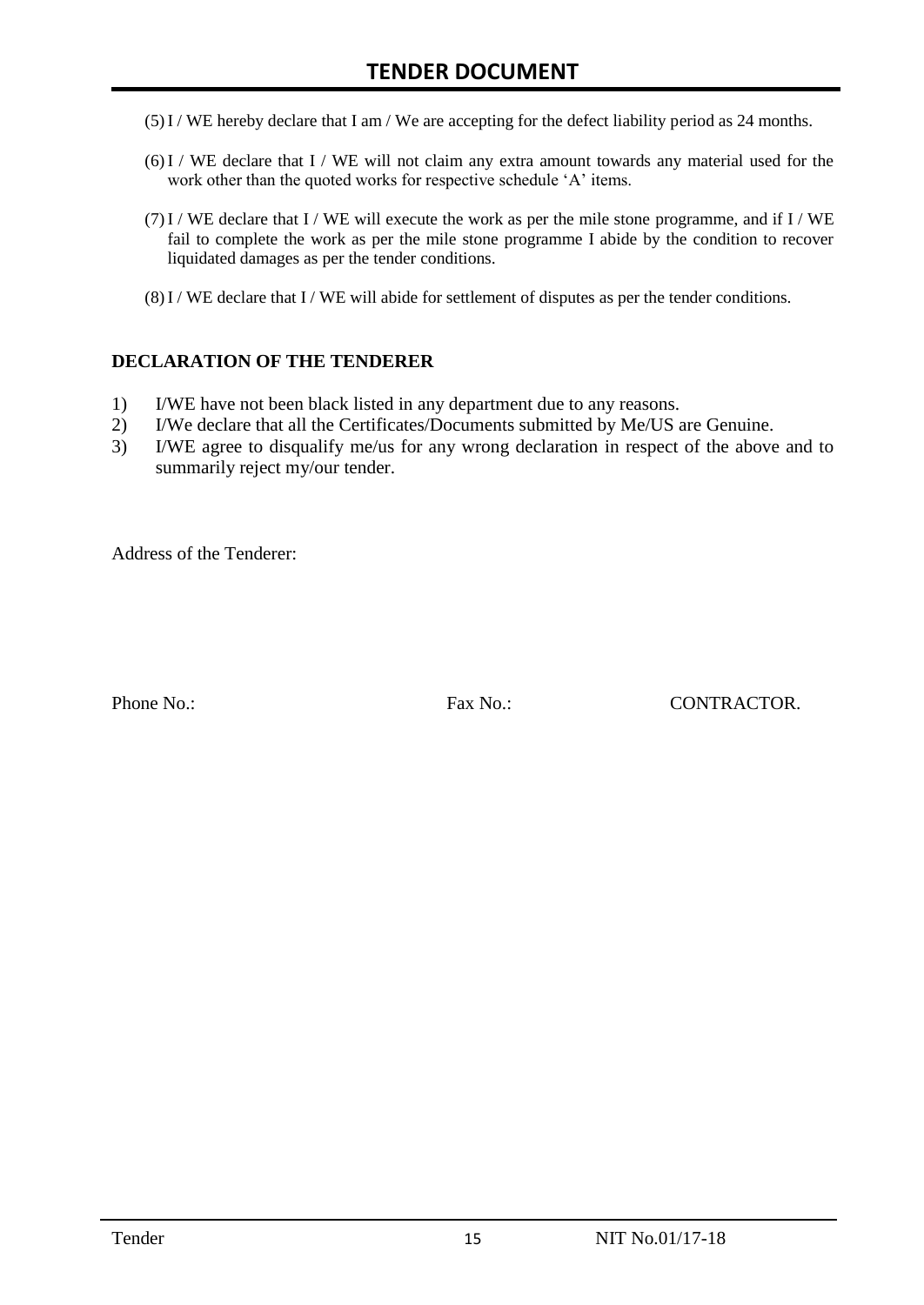(5) I / WE hereby declare that I am / We are accepting for the defect liability period as 24 months.

(6) I / WE declare that I / WE will not claim any extra amount towards any material used for the work other than the quoted works for respective schedule 'A' items.

(7) I / WE declare that I / WE will execute the work as per the mile stone programme, and if I / WE fail to complete the work as per the mile stone programme I abide by the condition to recover liquidated damages as per the tender conditions.

(8) I / WE declare that I / WE will abide for settlement of disputes as per the tender conditions.

## DECLARATION OF THE TENDERER

1) I/WE have not been black listed in any department due to any reasons.
2) I/We declare that all the Certificates/Documents submitted by Me/US are Genuine.
3) I/WE agree to disqualify me/us for any wrong declaration in respect of the above and to summarily reject my/our tender.

Address of the Tenderer:

Phone No.: Fax No.: CONTRACTOR.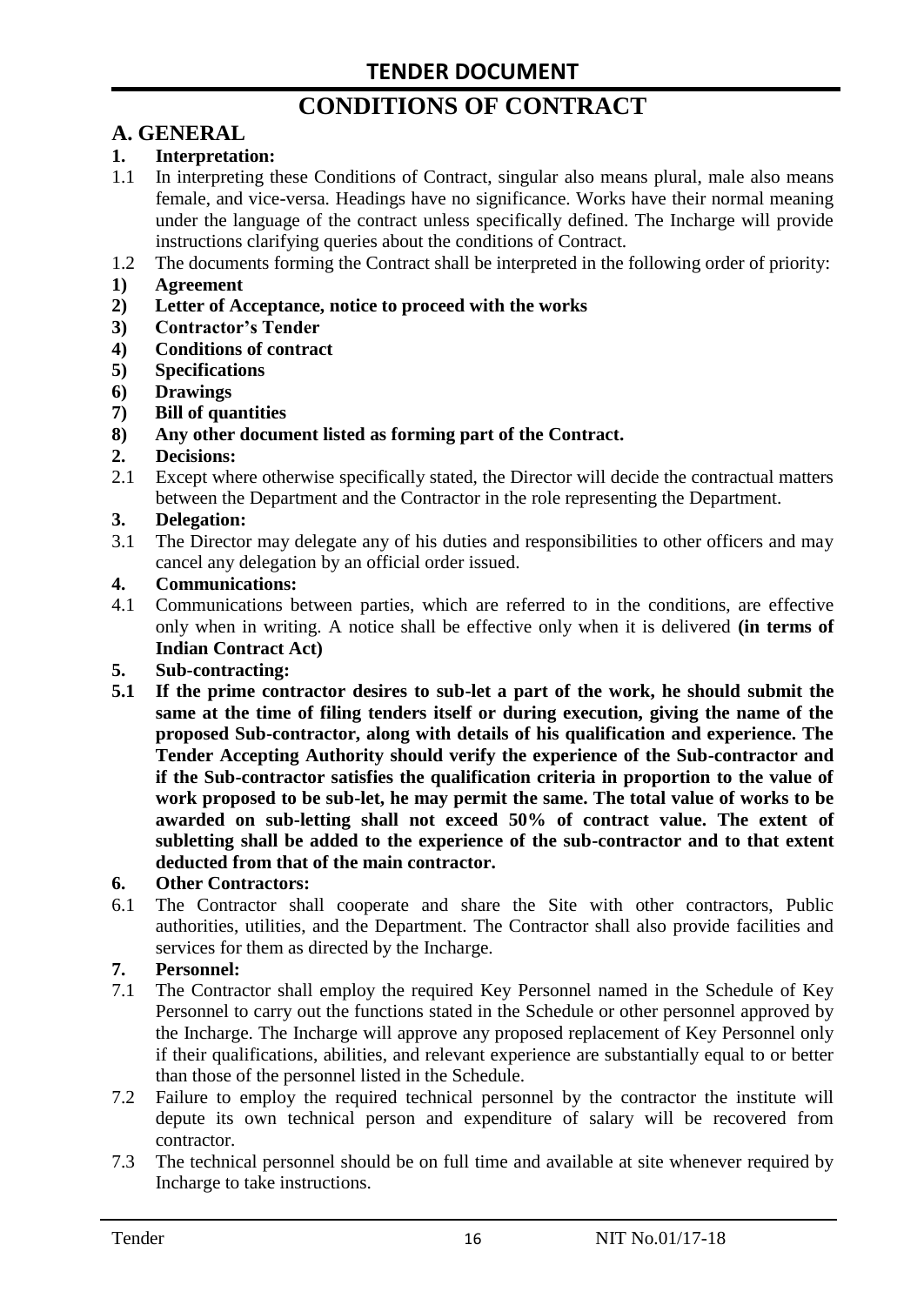# TENDER DOCUMENT

# CONDITIONS OF CONTRACT

## A. GENERAL

### 1. Interpretation:

1.1 In interpreting these Conditions of Contract, singular also means plural, male also means female, and vice-versa. Headings have no significance. Works have their normal meaning under the language of the contract unless specifically defined. The Incharge will provide instructions clarifying queries about the conditions of Contract.

1.2 The documents forming the Contract shall be interpreted in the following order of priority:

**1) Agreement**

**2) Letter of Acceptance, notice to proceed with the works**

**3) Contractor's Tender**

**4) Conditions of contract**

**5) Specifications**

**6) Drawings**

**7) Bill of quantities**

**8) Any other document listed as forming part of the Contract.**

### 2. Decisions:

2.1 Except where otherwise specifically stated, the Director will decide the contractual matters between the Department and the Contractor in the role representing the Department.

### 3. Delegation:

3.1 The Director may delegate any of his duties and responsibilities to other officers and may cancel any delegation by an official order issued.

### 4. Communications:

4.1 Communications between parties, which are referred to in the conditions, are effective only when in writing. A notice shall be effective only when it is delivered **(in terms of Indian Contract Act)**

### 5. Sub-contracting:

**5.1 If the prime contractor desires to sub-let a part of the work, he should submit the same at the time of filing tenders itself or during execution, giving the name of the proposed Sub-contractor, along with details of his qualification and experience. The Tender Accepting Authority should verify the experience of the Sub-contractor and if the Sub-contractor satisfies the qualification criteria in proportion to the value of work proposed to be sub-let, he may permit the same. The total value of works to be awarded on sub-letting shall not exceed 50% of contract value. The extent of subletting shall be added to the experience of the sub-contractor and to that extent deducted from that of the main contractor.**

### 6. Other Contractors:

6.1 The Contractor shall cooperate and share the Site with other contractors, Public authorities, utilities, and the Department. The Contractor shall also provide facilities and services for them as directed by the Incharge.

### 7. Personnel:

7.1 The Contractor shall employ the required Key Personnel named in the Schedule of Key Personnel to carry out the functions stated in the Schedule or other personnel approved by the Incharge. The Incharge will approve any proposed replacement of Key Personnel only if their qualifications, abilities, and relevant experience are substantially equal to or better than those of the personnel listed in the Schedule.

7.2 Failure to employ the required technical personnel by the contractor the institute will depute its own technical person and expenditure of salary will be recovered from contractor.

7.3 The technical personnel should be on full time and available at site whenever required by Incharge to take instructions.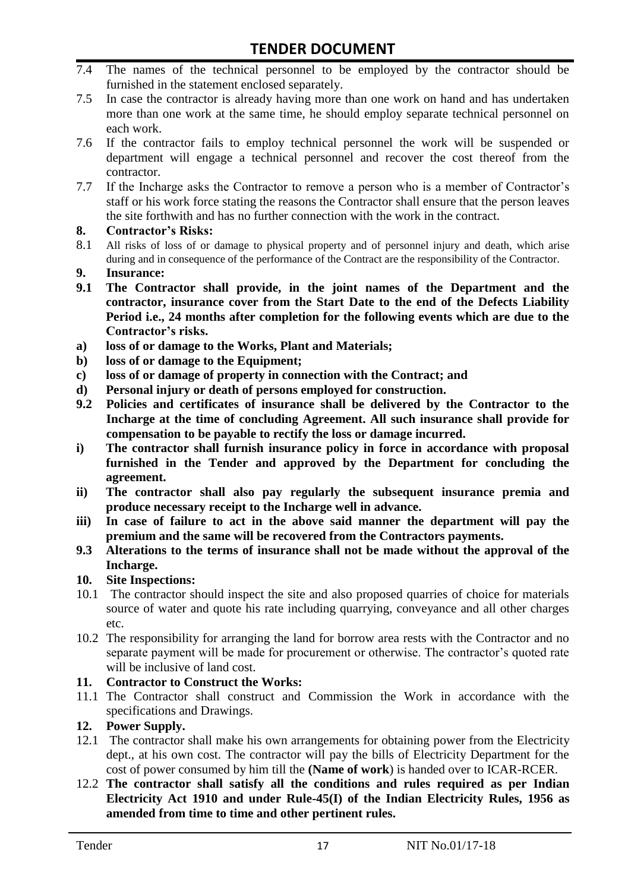7.4 The names of the technical personnel to be employed by the contractor should be furnished in the statement enclosed separately.

7.5 In case the contractor is already having more than one work on hand and has undertaken more than one work at the same time, he should employ separate technical personnel on each work.

7.6 If the contractor fails to employ technical personnel the work will be suspended or department will engage a technical personnel and recover the cost thereof from the contractor.

7.7 If the Incharge asks the Contractor to remove a person who is a member of Contractor's staff or his work force stating the reasons the Contractor shall ensure that the person leaves the site forthwith and has no further connection with the work in the contract.

**8. Contractor's Risks:**

8.1 All risks of loss of or damage to physical property and of personnel injury and death, which arise during and in consequence of the performance of the Contract are the responsibility of the Contractor.

**9. Insurance:**

**9.1 The Contractor shall provide, in the joint names of the Department and the contractor, insurance cover from the Start Date to the end of the Defects Liability Period i.e., 24 months after completion for the following events which are due to the Contractor's risks.**

**a) loss of or damage to the Works, Plant and Materials;**

**b) loss of or damage to the Equipment;**

**c) loss of or damage of property in connection with the Contract; and**

**d) Personal injury or death of persons employed for construction.**

**9.2 Policies and certificates of insurance shall be delivered by the Contractor to the Incharge at the time of concluding Agreement. All such insurance shall provide for compensation to be payable to rectify the loss or damage incurred.**

**i) The contractor shall furnish insurance policy in force in accordance with proposal furnished in the Tender and approved by the Department for concluding the agreement.**

**ii) The contractor shall also pay regularly the subsequent insurance premia and produce necessary receipt to the Incharge well in advance.**

**iii) In case of failure to act in the above said manner the department will pay the premium and the same will be recovered from the Contractors payments.**

**9.3 Alterations to the terms of insurance shall not be made without the approval of the Incharge.**

**10. Site Inspections:**

10.1 The contractor should inspect the site and also proposed quarries of choice for materials source of water and quote his rate including quarrying, conveyance and all other charges etc.

10.2 The responsibility for arranging the land for borrow area rests with the Contractor and no separate payment will be made for procurement or otherwise. The contractor's quoted rate will be inclusive of land cost.

**11. Contractor to Construct the Works:**

11.1 The Contractor shall construct and Commission the Work in accordance with the specifications and Drawings.

**12. Power Supply.**

12.1 The contractor shall make his own arrangements for obtaining power from the Electricity dept., at his own cost. The contractor will pay the bills of Electricity Department for the cost of power consumed by him till the **(Name of work**) is handed over to ICAR-RCER.

12.2 **The contractor shall satisfy all the conditions and rules required as per Indian Electricity Act 1910 and under Rule-45(I) of the Indian Electricity Rules, 1956 as amended from time to time and other pertinent rules.**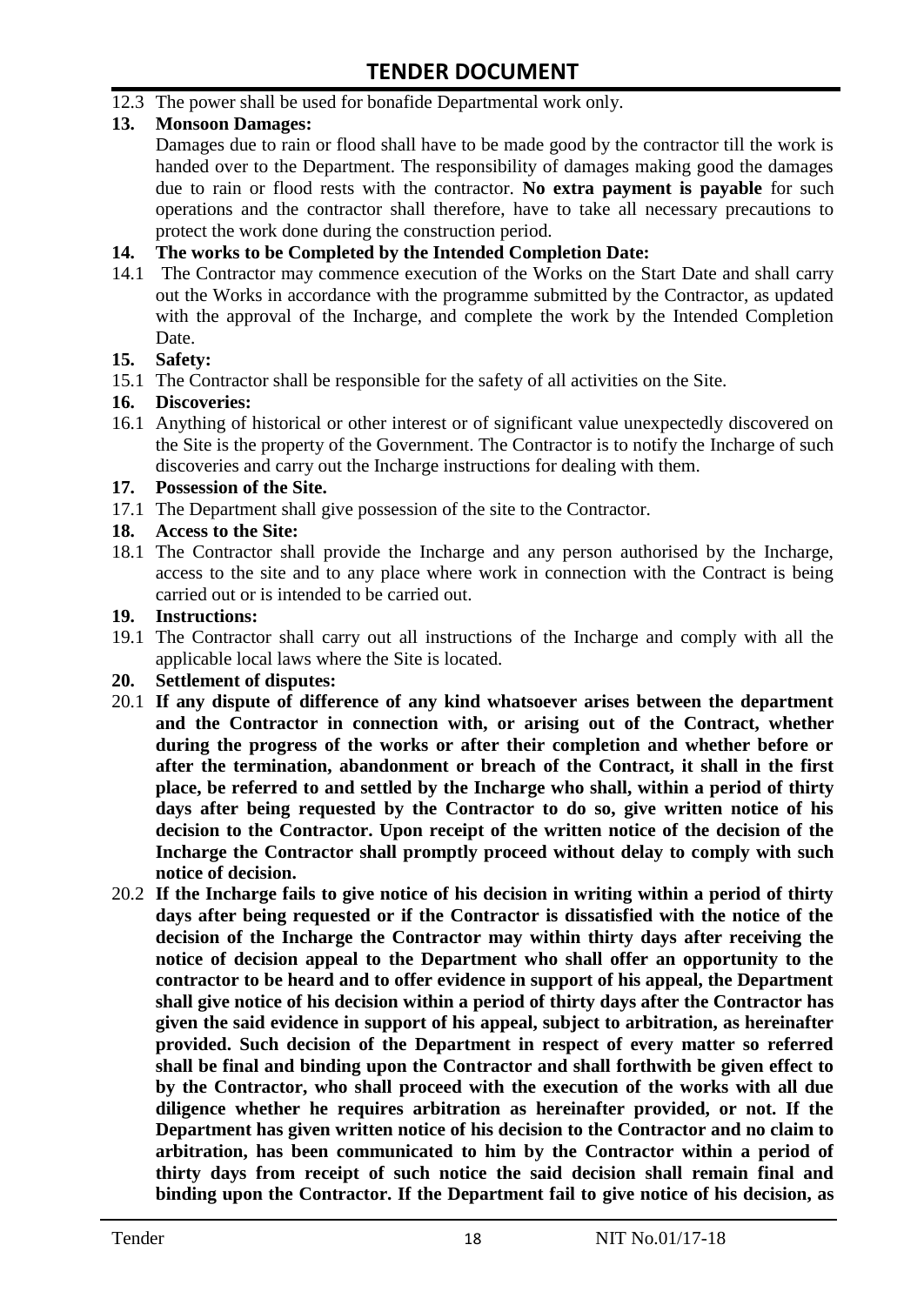12.3 The power shall be used for bonafide Departmental work only.

**13. Monsoon Damages:**

Damages due to rain or flood shall have to be made good by the contractor till the work is handed over to the Department. The responsibility of damages making good the damages due to rain or flood rests with the contractor. **No extra payment is payable** for such operations and the contractor shall therefore, have to take all necessary precautions to protect the work done during the construction period.

**14. The works to be Completed by the Intended Completion Date:**

14.1 The Contractor may commence execution of the Works on the Start Date and shall carry out the Works in accordance with the programme submitted by the Contractor, as updated with the approval of the Incharge, and complete the work by the Intended Completion Date.

**15. Safety:**

15.1 The Contractor shall be responsible for the safety of all activities on the Site.

**16. Discoveries:**

16.1 Anything of historical or other interest or of significant value unexpectedly discovered on the Site is the property of the Government. The Contractor is to notify the Incharge of such discoveries and carry out the Incharge instructions for dealing with them.

**17. Possession of the Site.**

17.1 The Department shall give possession of the site to the Contractor.

**18. Access to the Site:**

18.1 The Contractor shall provide the Incharge and any person authorised by the Incharge, access to the site and to any place where work in connection with the Contract is being carried out or is intended to be carried out.

**19. Instructions:**

19.1 The Contractor shall carry out all instructions of the Incharge and comply with all the applicable local laws where the Site is located.

**20. Settlement of disputes:**

20.1 **If any dispute of difference of any kind whatsoever arises between the department and the Contractor in connection with, or arising out of the Contract, whether during the progress of the works or after their completion and whether before or after the termination, abandonment or breach of the Contract, it shall in the first place, be referred to and settled by the Incharge who shall, within a period of thirty days after being requested by the Contractor to do so, give written notice of his decision to the Contractor. Upon receipt of the written notice of the decision of the Incharge the Contractor shall promptly proceed without delay to comply with such notice of decision.**

20.2 **If the Incharge fails to give notice of his decision in writing within a period of thirty days after being requested or if the Contractor is dissatisfied with the notice of the decision of the Incharge the Contractor may within thirty days after receiving the notice of decision appeal to the Department who shall offer an opportunity to the contractor to be heard and to offer evidence in support of his appeal, the Department shall give notice of his decision within a period of thirty days after the Contractor has given the said evidence in support of his appeal, subject to arbitration, as hereinafter provided. Such decision of the Department in respect of every matter so referred shall be final and binding upon the Contractor and shall forthwith be given effect to by the Contractor, who shall proceed with the execution of the works with all due diligence whether he requires arbitration as hereinafter provided, or not. If the Department has given written notice of his decision to the Contractor and no claim to arbitration, has been communicated to him by the Contractor within a period of thirty days from receipt of such notice the said decision shall remain final and binding upon the Contractor. If the Department fail to give notice of his decision, as**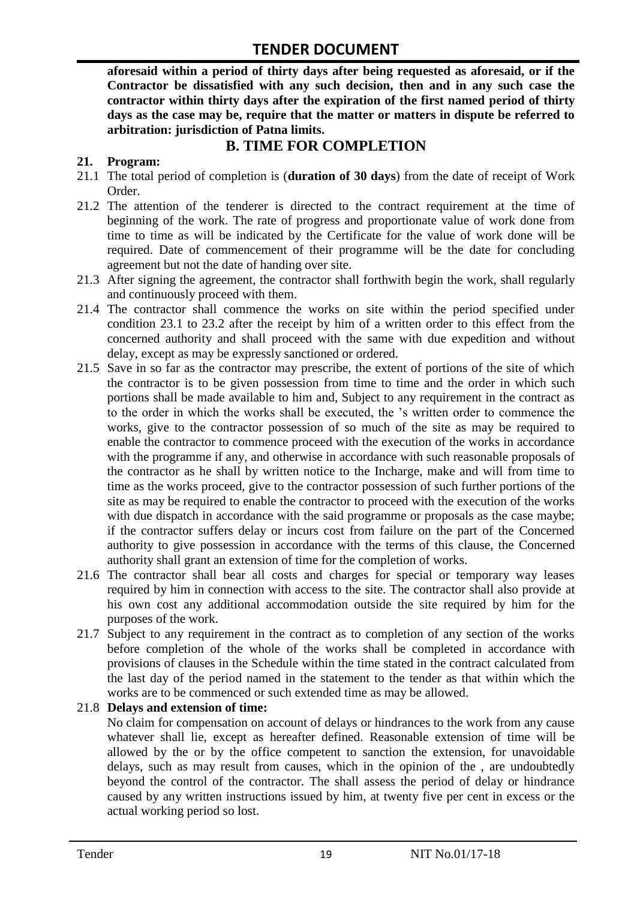**aforesaid within a period of thirty days after being requested as aforesaid, or if the Contractor be dissatisfied with any such decision, then and in any such case the contractor within thirty days after the expiration of the first named period of thirty days as the case may be, require that the matter or matters in dispute be referred to arbitration: jurisdiction of Patna limits.**

## B. TIME FOR COMPLETION

**21. Program:**

21.1 The total period of completion is (**duration of 30 days**) from the date of receipt of Work Order.

21.2 The attention of the tenderer is directed to the contract requirement at the time of beginning of the work. The rate of progress and proportionate value of work done from time to time as will be indicated by the Certificate for the value of work done will be required. Date of commencement of their programme will be the date for concluding agreement but not the date of handing over site.

21.3 After signing the agreement, the contractor shall forthwith begin the work, shall regularly and continuously proceed with them.

21.4 The contractor shall commence the works on site within the period specified under condition 23.1 to 23.2 after the receipt by him of a written order to this effect from the concerned authority and shall proceed with the same with due expedition and without delay, except as may be expressly sanctioned or ordered.

21.5 Save in so far as the contractor may prescribe, the extent of portions of the site of which the contractor is to be given possession from time to time and the order in which such portions shall be made available to him and, Subject to any requirement in the contract as to the order in which the works shall be executed, the 's written order to commence the works, give to the contractor possession of so much of the site as may be required to enable the contractor to commence proceed with the execution of the works in accordance with the programme if any, and otherwise in accordance with such reasonable proposals of the contractor as he shall by written notice to the Incharge, make and will from time to time as the works proceed, give to the contractor possession of such further portions of the site as may be required to enable the contractor to proceed with the execution of the works with due dispatch in accordance with the said programme or proposals as the case maybe; if the contractor suffers delay or incurs cost from failure on the part of the Concerned authority to give possession in accordance with the terms of this clause, the Concerned authority shall grant an extension of time for the completion of works.

21.6 The contractor shall bear all costs and charges for special or temporary way leases required by him in connection with access to the site. The contractor shall also provide at his own cost any additional accommodation outside the site required by him for the purposes of the work.

21.7 Subject to any requirement in the contract as to completion of any section of the works before completion of the whole of the works shall be completed in accordance with provisions of clauses in the Schedule within the time stated in the contract calculated from the last day of the period named in the statement to the tender as that within which the works are to be commenced or such extended time as may be allowed.

21.8 **Delays and extension of time:**

No claim for compensation on account of delays or hindrances to the work from any cause whatever shall lie, except as hereafter defined. Reasonable extension of time will be allowed by the or by the office competent to sanction the extension, for unavoidable delays, such as may result from causes, which in the opinion of the , are undoubtedly beyond the control of the contractor. The shall assess the period of delay or hindrance caused by any written instructions issued by him, at twenty five per cent in excess or the actual working period so lost.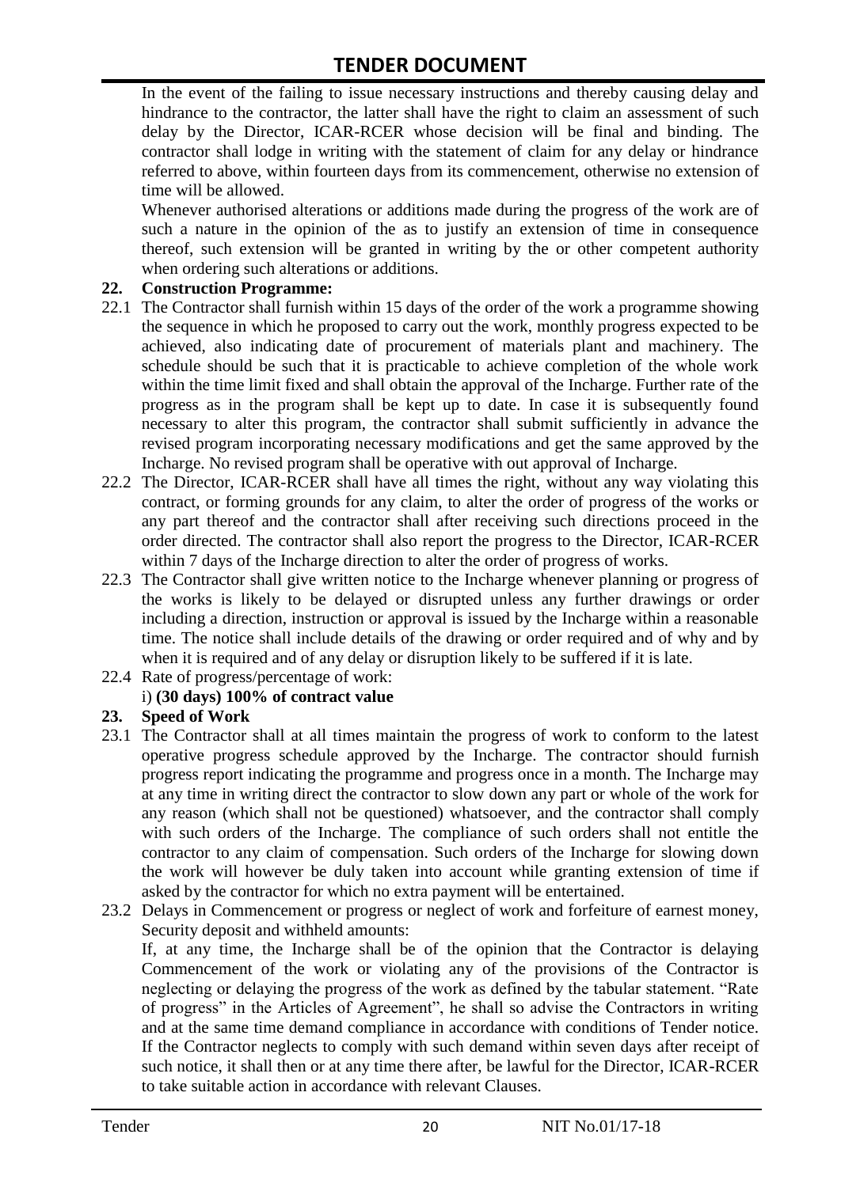In the event of the failing to issue necessary instructions and thereby causing delay and hindrance to the contractor, the latter shall have the right to claim an assessment of such delay by the Director, ICAR-RCER whose decision will be final and binding. The contractor shall lodge in writing with the statement of claim for any delay or hindrance referred to above, within fourteen days from its commencement, otherwise no extension of time will be allowed.

Whenever authorised alterations or additions made during the progress of the work are of such a nature in the opinion of the as to justify an extension of time in consequence thereof, such extension will be granted in writing by the or other competent authority when ordering such alterations or additions.

**22. Construction Programme:**

22.1 The Contractor shall furnish within 15 days of the order of the work a programme showing the sequence in which he proposed to carry out the work, monthly progress expected to be achieved, also indicating date of procurement of materials plant and machinery. The schedule should be such that it is practicable to achieve completion of the whole work within the time limit fixed and shall obtain the approval of the Incharge. Further rate of the progress as in the program shall be kept up to date. In case it is subsequently found necessary to alter this program, the contractor shall submit sufficiently in advance the revised program incorporating necessary modifications and get the same approved by the Incharge. No revised program shall be operative with out approval of Incharge.

22.2 The Director, ICAR-RCER shall have all times the right, without any way violating this contract, or forming grounds for any claim, to alter the order of progress of the works or any part thereof and the contractor shall after receiving such directions proceed in the order directed. The contractor shall also report the progress to the Director, ICAR-RCER within 7 days of the Incharge direction to alter the order of progress of works.

22.3 The Contractor shall give written notice to the Incharge whenever planning or progress of the works is likely to be delayed or disrupted unless any further drawings or order including a direction, instruction or approval is issued by the Incharge within a reasonable time. The notice shall include details of the drawing or order required and of why and by when it is required and of any delay or disruption likely to be suffered if it is late.

22.4 Rate of progress/percentage of work:

i) **(30 days) 100% of contract value**

**23. Speed of Work**

23.1 The Contractor shall at all times maintain the progress of work to conform to the latest operative progress schedule approved by the Incharge. The contractor should furnish progress report indicating the programme and progress once in a month. The Incharge may at any time in writing direct the contractor to slow down any part or whole of the work for any reason (which shall not be questioned) whatsoever, and the contractor shall comply with such orders of the Incharge. The compliance of such orders shall not entitle the contractor to any claim of compensation. Such orders of the Incharge for slowing down the work will however be duly taken into account while granting extension of time if asked by the contractor for which no extra payment will be entertained.

23.2 Delays in Commencement or progress or neglect of work and forfeiture of earnest money, Security deposit and withheld amounts:

If, at any time, the Incharge shall be of the opinion that the Contractor is delaying Commencement of the work or violating any of the provisions of the Contractor is neglecting or delaying the progress of the work as defined by the tabular statement. "Rate of progress" in the Articles of Agreement", he shall so advise the Contractors in writing and at the same time demand compliance in accordance with conditions of Tender notice. If the Contractor neglects to comply with such demand within seven days after receipt of such notice, it shall then or at any time there after, be lawful for the Director, ICAR-RCER to take suitable action in accordance with relevant Clauses.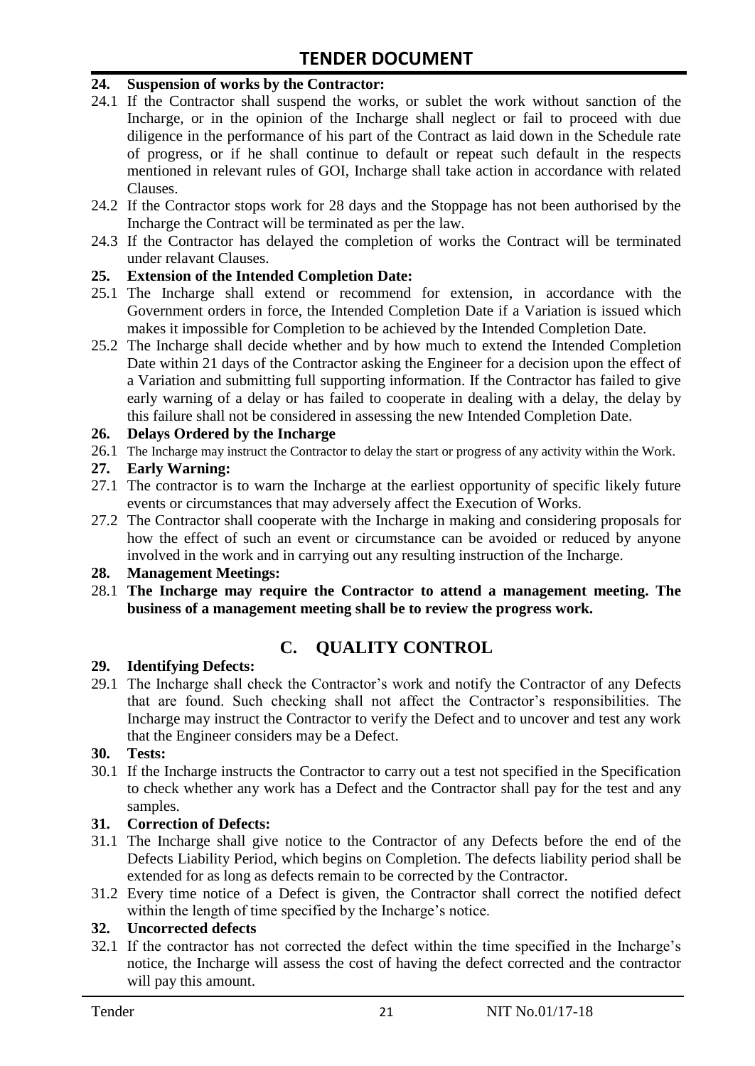**24. Suspension of works by the Contractor:**

24.1 If the Contractor shall suspend the works, or sublet the work without sanction of the Incharge, or in the opinion of the Incharge shall neglect or fail to proceed with due diligence in the performance of his part of the Contract as laid down in the Schedule rate of progress, or if he shall continue to default or repeat such default in the respects mentioned in relevant rules of GOI, Incharge shall take action in accordance with related Clauses.

24.2 If the Contractor stops work for 28 days and the Stoppage has not been authorised by the Incharge the Contract will be terminated as per the law.

24.3 If the Contractor has delayed the completion of works the Contract will be terminated under relavant Clauses.

**25. Extension of the Intended Completion Date:**

25.1 The Incharge shall extend or recommend for extension, in accordance with the Government orders in force, the Intended Completion Date if a Variation is issued which makes it impossible for Completion to be achieved by the Intended Completion Date.

25.2 The Incharge shall decide whether and by how much to extend the Intended Completion Date within 21 days of the Contractor asking the Engineer for a decision upon the effect of a Variation and submitting full supporting information. If the Contractor has failed to give early warning of a delay or has failed to cooperate in dealing with a delay, the delay by this failure shall not be considered in assessing the new Intended Completion Date.

**26. Delays Ordered by the Incharge**

26.1 The Incharge may instruct the Contractor to delay the start or progress of any activity within the Work.

**27. Early Warning:**

27.1 The contractor is to warn the Incharge at the earliest opportunity of specific likely future events or circumstances that may adversely affect the Execution of Works.

27.2 The Contractor shall cooperate with the Incharge in making and considering proposals for how the effect of such an event or circumstance can be avoided or reduced by anyone involved in the work and in carrying out any resulting instruction of the Incharge.

**28. Management Meetings:**

28.1 **The Incharge may require the Contractor to attend a management meeting. The business of a management meeting shall be to review the progress work.**

## C. QUALITY CONTROL

**29. Identifying Defects:**

29.1 The Incharge shall check the Contractor's work and notify the Contractor of any Defects that are found. Such checking shall not affect the Contractor's responsibilities. The Incharge may instruct the Contractor to verify the Defect and to uncover and test any work that the Engineer considers may be a Defect.

**30. Tests:**

30.1 If the Incharge instructs the Contractor to carry out a test not specified in the Specification to check whether any work has a Defect and the Contractor shall pay for the test and any samples.

**31. Correction of Defects:**

31.1 The Incharge shall give notice to the Contractor of any Defects before the end of the Defects Liability Period, which begins on Completion. The defects liability period shall be extended for as long as defects remain to be corrected by the Contractor.

31.2 Every time notice of a Defect is given, the Contractor shall correct the notified defect within the length of time specified by the Incharge's notice.

**32. Uncorrected defects**

32.1 If the contractor has not corrected the defect within the time specified in the Incharge's notice, the Incharge will assess the cost of having the defect corrected and the contractor will pay this amount.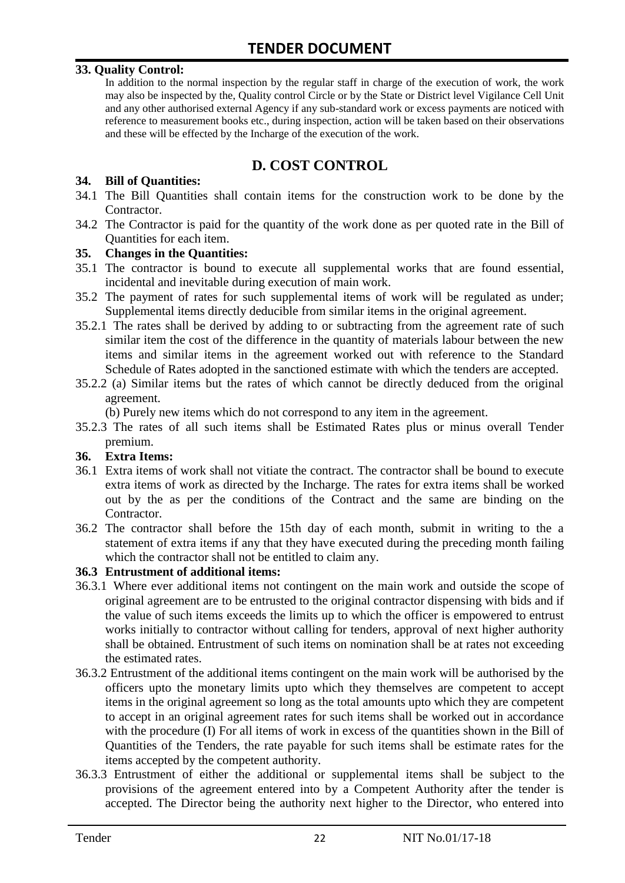**33. Quality Control:**

In addition to the normal inspection by the regular staff in charge of the execution of work, the work may also be inspected by the, Quality control Circle or by the State or District level Vigilance Cell Unit and any other authorised external Agency if any sub-standard work or excess payments are noticed with reference to measurement books etc., during inspection, action will be taken based on their observations and these will be effected by the Incharge of the execution of the work.

## D. COST CONTROL

**34. Bill of Quantities:**

34.1 The Bill Quantities shall contain items for the construction work to be done by the Contractor.

34.2 The Contractor is paid for the quantity of the work done as per quoted rate in the Bill of Quantities for each item.

**35. Changes in the Quantities:**

35.1 The contractor is bound to execute all supplemental works that are found essential, incidental and inevitable during execution of main work.

35.2 The payment of rates for such supplemental items of work will be regulated as under; Supplemental items directly deducible from similar items in the original agreement.

35.2.1 The rates shall be derived by adding to or subtracting from the agreement rate of such similar item the cost of the difference in the quantity of materials labour between the new items and similar items in the agreement worked out with reference to the Standard Schedule of Rates adopted in the sanctioned estimate with which the tenders are accepted.

35.2.2 (a) Similar items but the rates of which cannot be directly deduced from the original agreement.

(b) Purely new items which do not correspond to any item in the agreement.

35.2.3 The rates of all such items shall be Estimated Rates plus or minus overall Tender premium.

**36. Extra Items:**

36.1 Extra items of work shall not vitiate the contract. The contractor shall be bound to execute extra items of work as directed by the Incharge. The rates for extra items shall be worked out by the as per the conditions of the Contract and the same are binding on the Contractor.

36.2 The contractor shall before the 15th day of each month, submit in writing to the a statement of extra items if any that they have executed during the preceding month failing which the contractor shall not be entitled to claim any.

**36.3 Entrustment of additional items:**

36.3.1 Where ever additional items not contingent on the main work and outside the scope of original agreement are to be entrusted to the original contractor dispensing with bids and if the value of such items exceeds the limits up to which the officer is empowered to entrust works initially to contractor without calling for tenders, approval of next higher authority shall be obtained. Entrustment of such items on nomination shall be at rates not exceeding the estimated rates.

36.3.2 Entrustment of the additional items contingent on the main work will be authorised by the officers upto the monetary limits upto which they themselves are competent to accept items in the original agreement so long as the total amounts upto which they are competent to accept in an original agreement rates for such items shall be worked out in accordance with the procedure (I) For all items of work in excess of the quantities shown in the Bill of Quantities of the Tenders, the rate payable for such items shall be estimate rates for the items accepted by the competent authority.

36.3.3 Entrustment of either the additional or supplemental items shall be subject to the provisions of the agreement entered into by a Competent Authority after the tender is accepted. The Director being the authority next higher to the Director, who entered into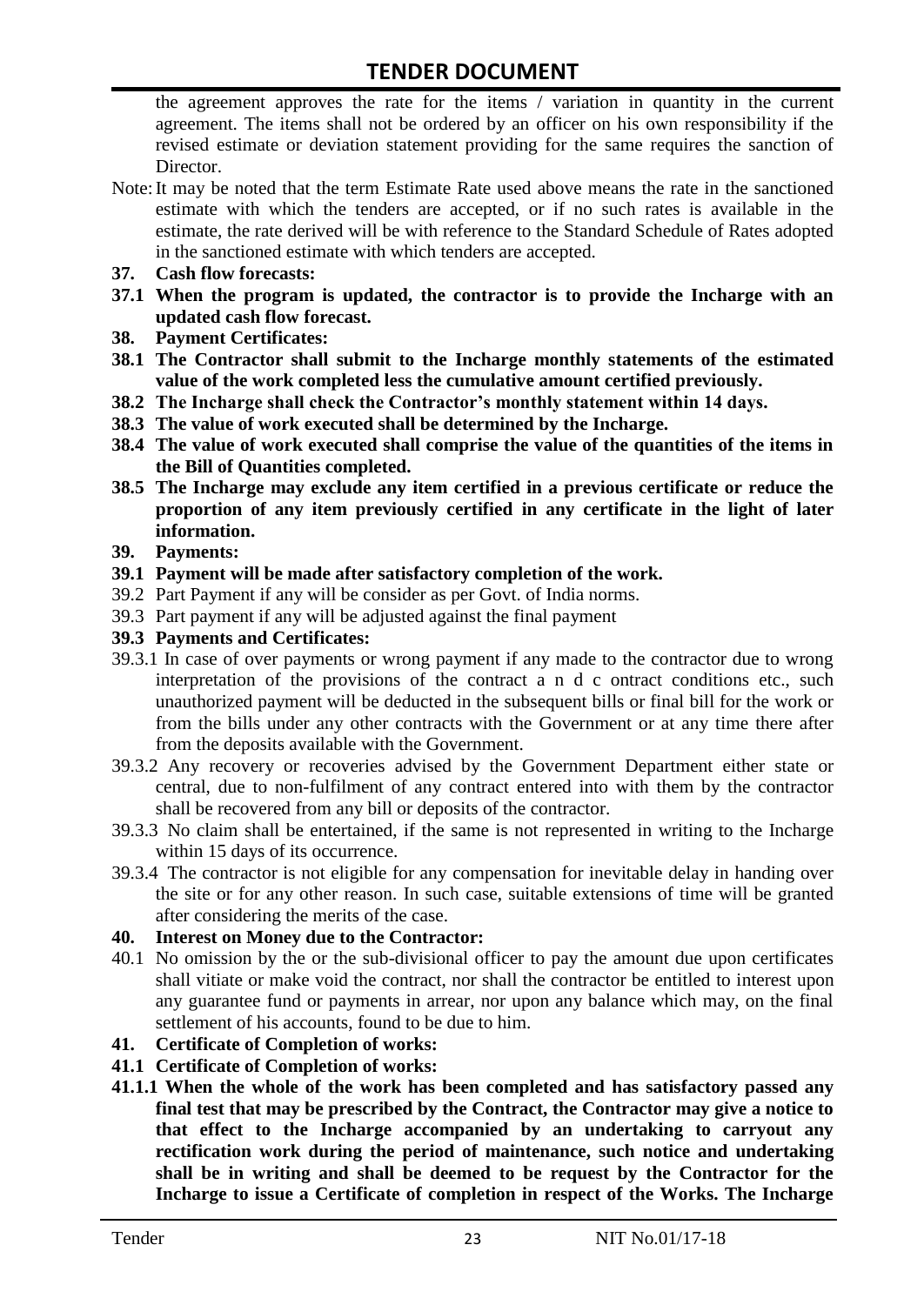the agreement approves the rate for the items / variation in quantity in the current agreement. The items shall not be ordered by an officer on his own responsibility if the revised estimate or deviation statement providing for the same requires the sanction of Director.

Note: It may be noted that the term Estimate Rate used above means the rate in the sanctioned estimate with which the tenders are accepted, or if no such rates is available in the estimate, the rate derived will be with reference to the Standard Schedule of Rates adopted in the sanctioned estimate with which tenders are accepted.

**37. Cash flow forecasts:**

**37.1 When the program is updated, the contractor is to provide the Incharge with an updated cash flow forecast.**

**38. Payment Certificates:**

**38.1 The Contractor shall submit to the Incharge monthly statements of the estimated value of the work completed less the cumulative amount certified previously.**

**38.2 The Incharge shall check the Contractor's monthly statement within 14 days.**

**38.3 The value of work executed shall be determined by the Incharge.**

**38.4 The value of work executed shall comprise the value of the quantities of the items in the Bill of Quantities completed.**

**38.5 The Incharge may exclude any item certified in a previous certificate or reduce the proportion of any item previously certified in any certificate in the light of later information.**

**39. Payments:**

**39.1 Payment will be made after satisfactory completion of the work.**

39.2 Part Payment if any will be consider as per Govt. of India norms.

39.3 Part payment if any will be adjusted against the final payment

**39.3 Payments and Certificates:**

39.3.1 In case of over payments or wrong payment if any made to the contractor due to wrong interpretation of the provisions of the contract a n d c ontract conditions etc., such unauthorized payment will be deducted in the subsequent bills or final bill for the work or from the bills under any other contracts with the Government or at any time there after from the deposits available with the Government.

39.3.2 Any recovery or recoveries advised by the Government Department either state or central, due to non-fulfilment of any contract entered into with them by the contractor shall be recovered from any bill or deposits of the contractor.

39.3.3 No claim shall be entertained, if the same is not represented in writing to the Incharge within 15 days of its occurrence.

39.3.4 The contractor is not eligible for any compensation for inevitable delay in handing over the site or for any other reason. In such case, suitable extensions of time will be granted after considering the merits of the case.

**40. Interest on Money due to the Contractor:**

40.1 No omission by the or the sub-divisional officer to pay the amount due upon certificates shall vitiate or make void the contract, nor shall the contractor be entitled to interest upon any guarantee fund or payments in arrear, nor upon any balance which may, on the final settlement of his accounts, found to be due to him.

**41. Certificate of Completion of works:**

**41.1 Certificate of Completion of works:**

**41.1.1 When the whole of the work has been completed and has satisfactory passed any final test that may be prescribed by the Contract, the Contractor may give a notice to that effect to the Incharge accompanied by an undertaking to carryout any rectification work during the period of maintenance, such notice and undertaking shall be in writing and shall be deemed to be request by the Contractor for the Incharge to issue a Certificate of completion in respect of the Works. The Incharge**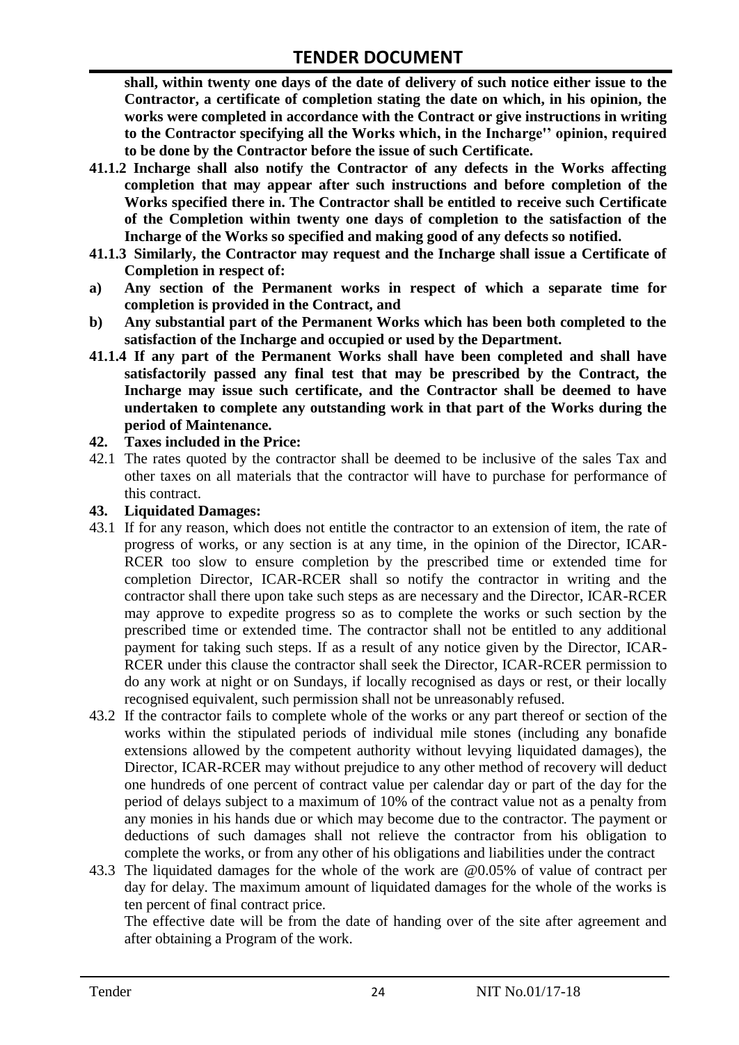**shall, within twenty one days of the date of delivery of such notice either issue to the Contractor, a certificate of completion stating the date on which, in his opinion, the works were completed in accordance with the Contract or give instructions in writing to the Contractor specifying all the Works which, in the Incharge'' opinion, required to be done by the Contractor before the issue of such Certificate.**

**41.1.2 Incharge shall also notify the Contractor of any defects in the Works affecting completion that may appear after such instructions and before completion of the Works specified there in. The Contractor shall be entitled to receive such Certificate of the Completion within twenty one days of completion to the satisfaction of the Incharge of the Works so specified and making good of any defects so notified.**

**41.1.3 Similarly, the Contractor may request and the Incharge shall issue a Certificate of Completion in respect of:**

**a) Any section of the Permanent works in respect of which a separate time for completion is provided in the Contract, and**

**b) Any substantial part of the Permanent Works which has been both completed to the satisfaction of the Incharge and occupied or used by the Department.**

**41.1.4 If any part of the Permanent Works shall have been completed and shall have satisfactorily passed any final test that may be prescribed by the Contract, the Incharge may issue such certificate, and the Contractor shall be deemed to have undertaken to complete any outstanding work in that part of the Works during the period of Maintenance.**

**42. Taxes included in the Price:**

42.1 The rates quoted by the contractor shall be deemed to be inclusive of the sales Tax and other taxes on all materials that the contractor will have to purchase for performance of this contract.

**43. Liquidated Damages:**

43.1 If for any reason, which does not entitle the contractor to an extension of item, the rate of progress of works, or any section is at any time, in the opinion of the Director, ICAR-RCER too slow to ensure completion by the prescribed time or extended time for completion Director, ICAR-RCER shall so notify the contractor in writing and the contractor shall there upon take such steps as are necessary and the Director, ICAR-RCER may approve to expedite progress so as to complete the works or such section by the prescribed time or extended time. The contractor shall not be entitled to any additional payment for taking such steps. If as a result of any notice given by the Director, ICAR-RCER under this clause the contractor shall seek the Director, ICAR-RCER permission to do any work at night or on Sundays, if locally recognised as days or rest, or their locally recognised equivalent, such permission shall not be unreasonably refused.

43.2 If the contractor fails to complete whole of the works or any part thereof or section of the works within the stipulated periods of individual mile stones (including any bonafide extensions allowed by the competent authority without levying liquidated damages), the Director, ICAR-RCER may without prejudice to any other method of recovery will deduct one hundreds of one percent of contract value per calendar day or part of the day for the period of delays subject to a maximum of 10% of the contract value not as a penalty from any monies in his hands due or which may become due to the contractor. The payment or deductions of such damages shall not relieve the contractor from his obligation to complete the works, or from any other of his obligations and liabilities under the contract

43.3 The liquidated damages for the whole of the work are @0.05% of value of contract per day for delay. The maximum amount of liquidated damages for the whole of the works is ten percent of final contract price.

The effective date will be from the date of handing over of the site after agreement and after obtaining a Program of the work.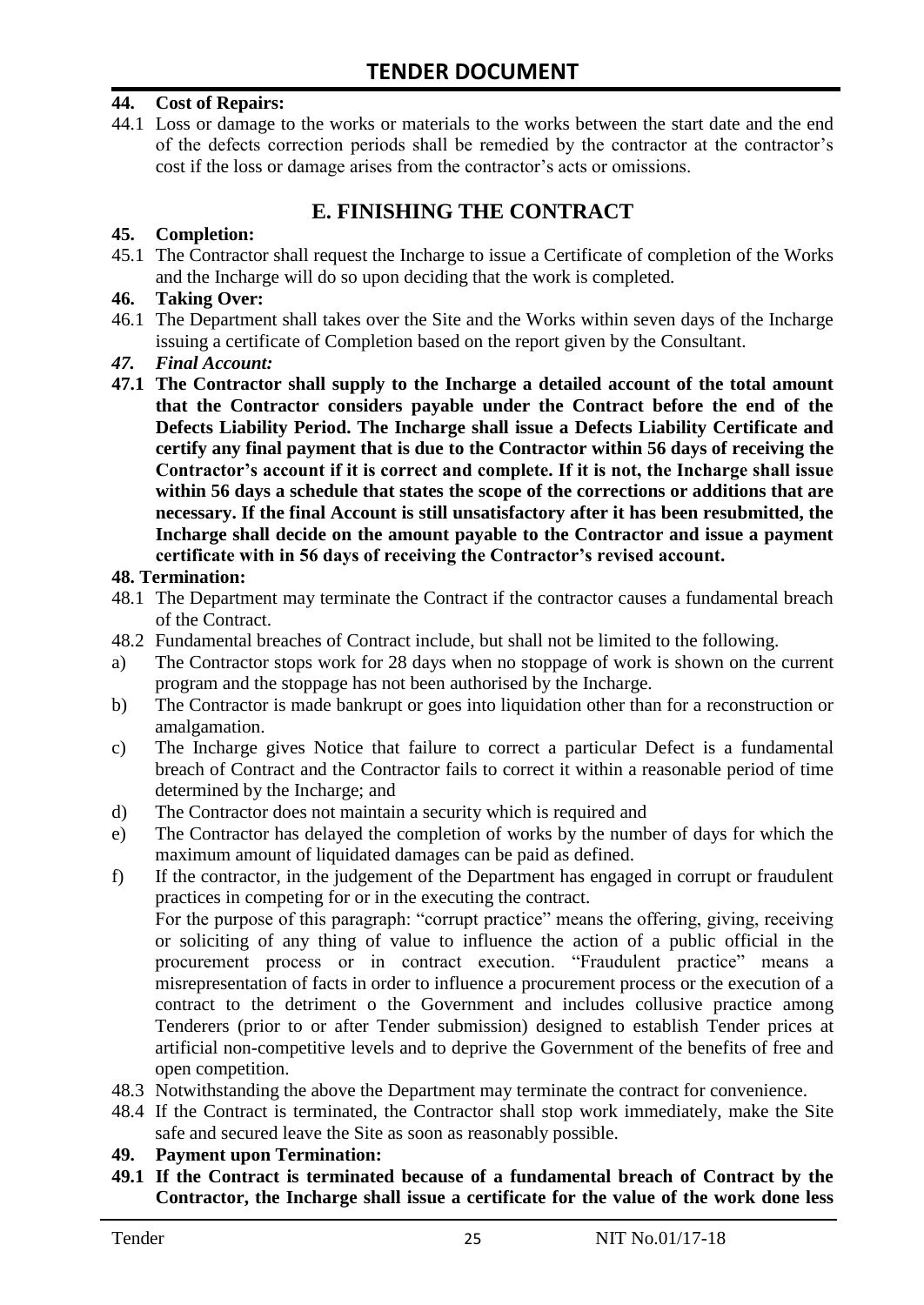**44. Cost of Repairs:**

44.1 Loss or damage to the works or materials to the works between the start date and the end of the defects correction periods shall be remedied by the contractor at the contractor's cost if the loss or damage arises from the contractor's acts or omissions.

## E. FINISHING THE CONTRACT

**45. Completion:**

45.1 The Contractor shall request the Incharge to issue a Certificate of completion of the Works and the Incharge will do so upon deciding that the work is completed.

**46. Taking Over:**

46.1 The Department shall takes over the Site and the Works within seven days of the Incharge issuing a certificate of Completion based on the report given by the Consultant.

***47. Final Account:***

**47.1 The Contractor shall supply to the Incharge a detailed account of the total amount that the Contractor considers payable under the Contract before the end of the Defects Liability Period. The Incharge shall issue a Defects Liability Certificate and certify any final payment that is due to the Contractor within 56 days of receiving the Contractor's account if it is correct and complete. If it is not, the Incharge shall issue within 56 days a schedule that states the scope of the corrections or additions that are necessary. If the final Account is still unsatisfactory after it has been resubmitted, the Incharge shall decide on the amount payable to the Contractor and issue a payment certificate with in 56 days of receiving the Contractor's revised account.**

**48. Termination:**

48.1 The Department may terminate the Contract if the contractor causes a fundamental breach of the Contract.

48.2 Fundamental breaches of Contract include, but shall not be limited to the following.

a) The Contractor stops work for 28 days when no stoppage of work is shown on the current program and the stoppage has not been authorised by the Incharge.

b) The Contractor is made bankrupt or goes into liquidation other than for a reconstruction or amalgamation.

c) The Incharge gives Notice that failure to correct a particular Defect is a fundamental breach of Contract and the Contractor fails to correct it within a reasonable period of time determined by the Incharge; and

d) The Contractor does not maintain a security which is required and

e) The Contractor has delayed the completion of works by the number of days for which the maximum amount of liquidated damages can be paid as defined.

f) If the contractor, in the judgement of the Department has engaged in corrupt or fraudulent practices in competing for or in the executing the contract.

For the purpose of this paragraph: "corrupt practice" means the offering, giving, receiving or soliciting of any thing of value to influence the action of a public official in the procurement process or in contract execution. "Fraudulent practice" means a misrepresentation of facts in order to influence a procurement process or the execution of a contract to the detriment o the Government and includes collusive practice among Tenderers (prior to or after Tender submission) designed to establish Tender prices at artificial non-competitive levels and to deprive the Government of the benefits of free and open competition.

48.3 Notwithstanding the above the Department may terminate the contract for convenience.

48.4 If the Contract is terminated, the Contractor shall stop work immediately, make the Site safe and secured leave the Site as soon as reasonably possible.

**49. Payment upon Termination:**

**49.1 If the Contract is terminated because of a fundamental breach of Contract by the Contractor, the Incharge shall issue a certificate for the value of the work done less**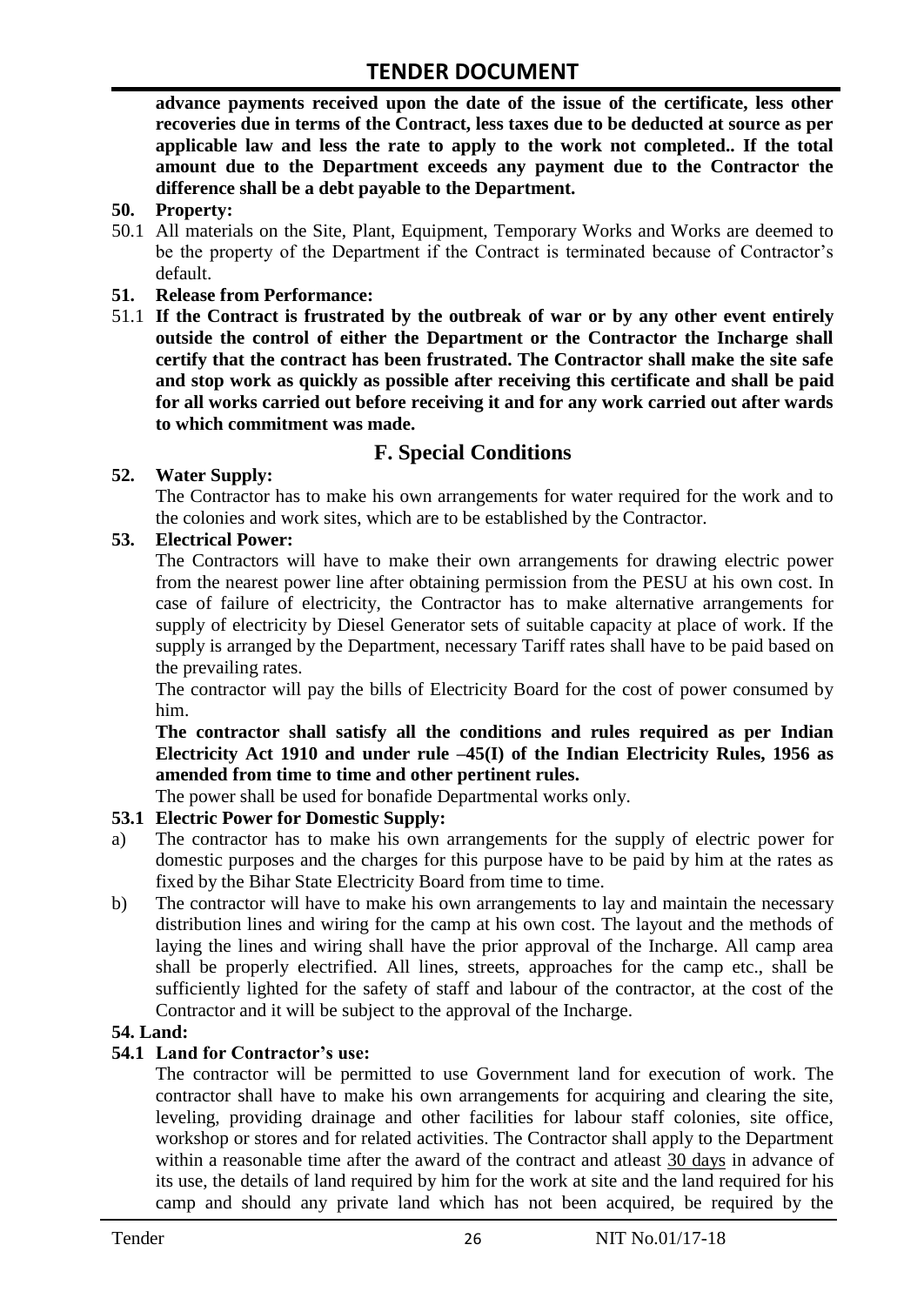**advance payments received upon the date of the issue of the certificate, less other recoveries due in terms of the Contract, less taxes due to be deducted at source as per applicable law and less the rate to apply to the work not completed.. If the total amount due to the Department exceeds any payment due to the Contractor the difference shall be a debt payable to the Department.**

**50. Property:**

50.1 All materials on the Site, Plant, Equipment, Temporary Works and Works are deemed to be the property of the Department if the Contract is terminated because of Contractor's default.

**51. Release from Performance:**

51.1 **If the Contract is frustrated by the outbreak of war or by any other event entirely outside the control of either the Department or the Contractor the Incharge shall certify that the contract has been frustrated. The Contractor shall make the site safe and stop work as quickly as possible after receiving this certificate and shall be paid for all works carried out before receiving it and for any work carried out after wards to which commitment was made.**

## F. Special Conditions

**52. Water Supply:**

The Contractor has to make his own arrangements for water required for the work and to the colonies and work sites, which are to be established by the Contractor.

**53. Electrical Power:**

The Contractors will have to make their own arrangements for drawing electric power from the nearest power line after obtaining permission from the PESU at his own cost. In case of failure of electricity, the Contractor has to make alternative arrangements for supply of electricity by Diesel Generator sets of suitable capacity at place of work. If the supply is arranged by the Department, necessary Tariff rates shall have to be paid based on the prevailing rates.

The contractor will pay the bills of Electricity Board for the cost of power consumed by him.

**The contractor shall satisfy all the conditions and rules required as per Indian Electricity Act 1910 and under rule –45(I) of the Indian Electricity Rules, 1956 as amended from time to time and other pertinent rules.**

The power shall be used for bonafide Departmental works only.

**53.1 Electric Power for Domestic Supply:**

a) The contractor has to make his own arrangements for the supply of electric power for domestic purposes and the charges for this purpose have to be paid by him at the rates as fixed by the Bihar State Electricity Board from time to time.

b) The contractor will have to make his own arrangements to lay and maintain the necessary distribution lines and wiring for the camp at his own cost. The layout and the methods of laying the lines and wiring shall have the prior approval of the Incharge. All camp area shall be properly electrified. All lines, streets, approaches for the camp etc., shall be sufficiently lighted for the safety of staff and labour of the contractor, at the cost of the Contractor and it will be subject to the approval of the Incharge.

**54. Land:**

**54.1 Land for Contractor's use:**

The contractor will be permitted to use Government land for execution of work. The contractor shall have to make his own arrangements for acquiring and clearing the site, leveling, providing drainage and other facilities for labour staff colonies, site office, workshop or stores and for related activities. The Contractor shall apply to the Department within a reasonable time after the award of the contract and atleast 30 days in advance of its use, the details of land required by him for the work at site and the land required for his camp and should any private land which has not been acquired, be required by the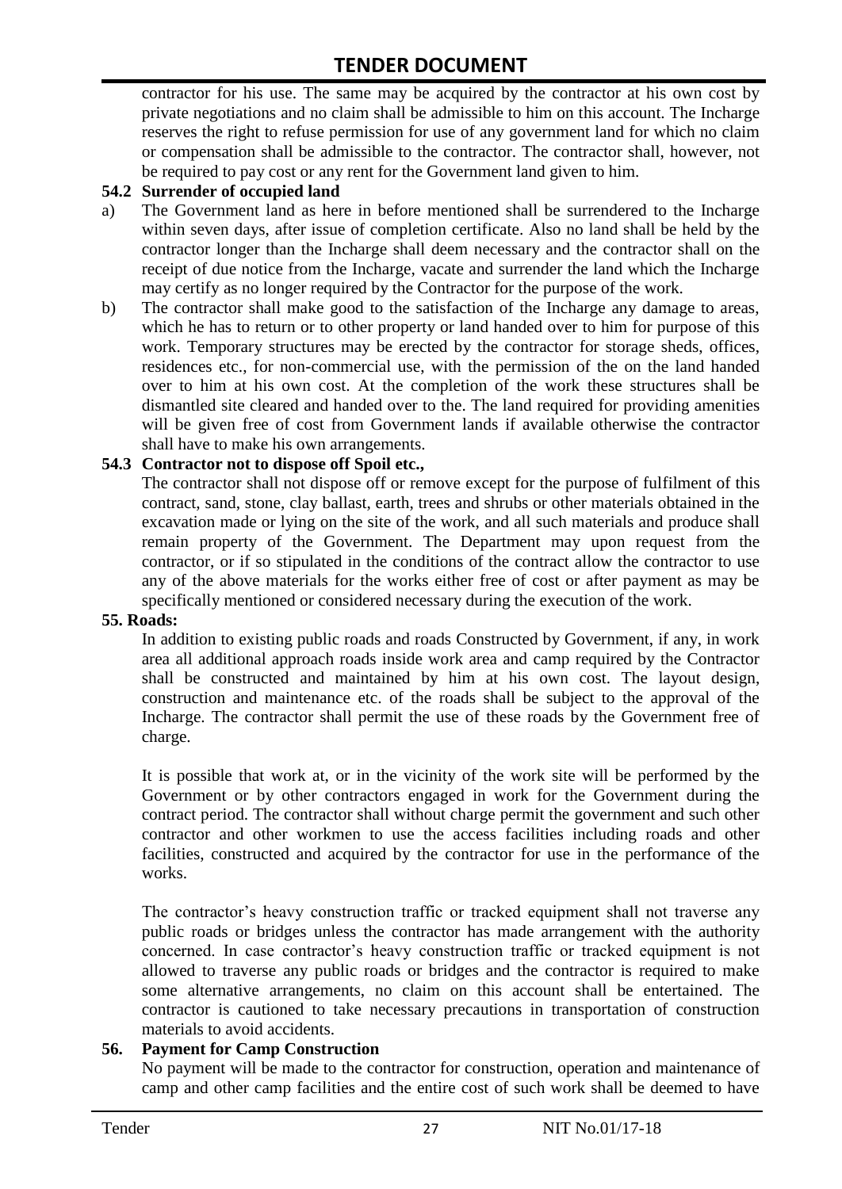contractor for his use. The same may be acquired by the contractor at his own cost by private negotiations and no claim shall be admissible to him on this account. The Incharge reserves the right to refuse permission for use of any government land for which no claim or compensation shall be admissible to the contractor. The contractor shall, however, not be required to pay cost or any rent for the Government land given to him.

**54.2 Surrender of occupied land**

a) The Government land as here in before mentioned shall be surrendered to the Incharge within seven days, after issue of completion certificate. Also no land shall be held by the contractor longer than the Incharge shall deem necessary and the contractor shall on the receipt of due notice from the Incharge, vacate and surrender the land which the Incharge may certify as no longer required by the Contractor for the purpose of the work.

b) The contractor shall make good to the satisfaction of the Incharge any damage to areas, which he has to return or to other property or land handed over to him for purpose of this work. Temporary structures may be erected by the contractor for storage sheds, offices, residences etc., for non-commercial use, with the permission of the on the land handed over to him at his own cost. At the completion of the work these structures shall be dismantled site cleared and handed over to the. The land required for providing amenities will be given free of cost from Government lands if available otherwise the contractor shall have to make his own arrangements.

**54.3 Contractor not to dispose off Spoil etc.,**

The contractor shall not dispose off or remove except for the purpose of fulfilment of this contract, sand, stone, clay ballast, earth, trees and shrubs or other materials obtained in the excavation made or lying on the site of the work, and all such materials and produce shall remain property of the Government. The Department may upon request from the contractor, or if so stipulated in the conditions of the contract allow the contractor to use any of the above materials for the works either free of cost or after payment as may be specifically mentioned or considered necessary during the execution of the work.

**55. Roads:**

In addition to existing public roads and roads Constructed by Government, if any, in work area all additional approach roads inside work area and camp required by the Contractor shall be constructed and maintained by him at his own cost. The layout design, construction and maintenance etc. of the roads shall be subject to the approval of the Incharge. The contractor shall permit the use of these roads by the Government free of charge.

It is possible that work at, or in the vicinity of the work site will be performed by the Government or by other contractors engaged in work for the Government during the contract period. The contractor shall without charge permit the government and such other contractor and other workmen to use the access facilities including roads and other facilities, constructed and acquired by the contractor for use in the performance of the works.

The contractor's heavy construction traffic or tracked equipment shall not traverse any public roads or bridges unless the contractor has made arrangement with the authority concerned. In case contractor's heavy construction traffic or tracked equipment is not allowed to traverse any public roads or bridges and the contractor is required to make some alternative arrangements, no claim on this account shall be entertained. The contractor is cautioned to take necessary precautions in transportation of construction materials to avoid accidents.

**56. Payment for Camp Construction**

No payment will be made to the contractor for construction, operation and maintenance of camp and other camp facilities and the entire cost of such work shall be deemed to have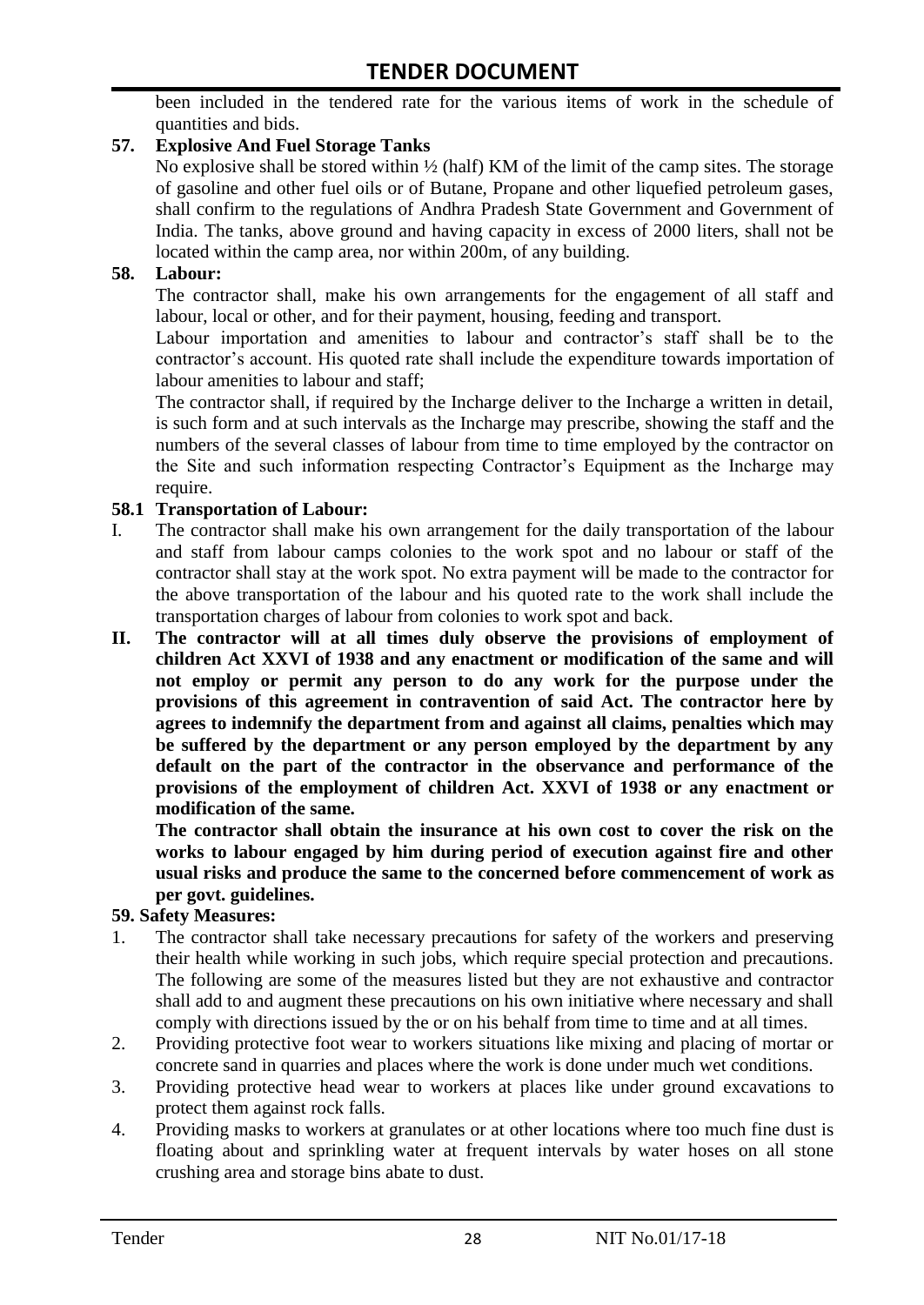been included in the tendered rate for the various items of work in the schedule of quantities and bids.

**57. Explosive And Fuel Storage Tanks**

No explosive shall be stored within ½ (half) KM of the limit of the camp sites. The storage of gasoline and other fuel oils or of Butane, Propane and other liquefied petroleum gases, shall confirm to the regulations of Andhra Pradesh State Government and Government of India. The tanks, above ground and having capacity in excess of 2000 liters, shall not be located within the camp area, nor within 200m, of any building.

**58. Labour:**

The contractor shall, make his own arrangements for the engagement of all staff and labour, local or other, and for their payment, housing, feeding and transport.

Labour importation and amenities to labour and contractor's staff shall be to the contractor's account. His quoted rate shall include the expenditure towards importation of labour amenities to labour and staff;

The contractor shall, if required by the Incharge deliver to the Incharge a written in detail, is such form and at such intervals as the Incharge may prescribe, showing the staff and the numbers of the several classes of labour from time to time employed by the contractor on the Site and such information respecting Contractor's Equipment as the Incharge may require.

**58.1 Transportation of Labour:**

I. The contractor shall make his own arrangement for the daily transportation of the labour and staff from labour camps colonies to the work spot and no labour or staff of the contractor shall stay at the work spot. No extra payment will be made to the contractor for the above transportation of the labour and his quoted rate to the work shall include the transportation charges of labour from colonies to work spot and back.

**II. The contractor will at all times duly observe the provisions of employment of children Act XXVI of 1938 and any enactment or modification of the same and will not employ or permit any person to do any work for the purpose under the provisions of this agreement in contravention of said Act. The contractor here by agrees to indemnify the department from and against all claims, penalties which may be suffered by the department or any person employed by the department by any default on the part of the contractor in the observance and performance of the provisions of the employment of children Act. XXVI of 1938 or any enactment or modification of the same.**

**The contractor shall obtain the insurance at his own cost to cover the risk on the works to labour engaged by him during period of execution against fire and other usual risks and produce the same to the concerned before commencement of work as per govt. guidelines.**

**59. Safety Measures:**

1. The contractor shall take necessary precautions for safety of the workers and preserving their health while working in such jobs, which require special protection and precautions. The following are some of the measures listed but they are not exhaustive and contractor shall add to and augment these precautions on his own initiative where necessary and shall comply with directions issued by the or on his behalf from time to time and at all times.
2. Providing protective foot wear to workers situations like mixing and placing of mortar or concrete sand in quarries and places where the work is done under much wet conditions.
3. Providing protective head wear to workers at places like under ground excavations to protect them against rock falls.
4. Providing masks to workers at granulates or at other locations where too much fine dust is floating about and sprinkling water at frequent intervals by water hoses on all stone crushing area and storage bins abate to dust.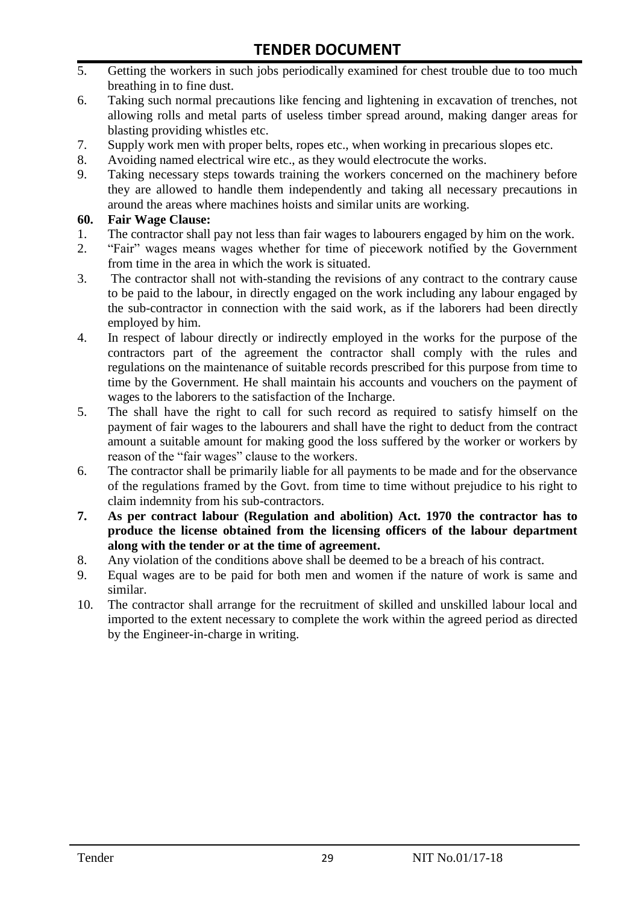5. Getting the workers in such jobs periodically examined for chest trouble due to too much breathing in to fine dust.
6. Taking such normal precautions like fencing and lightening in excavation of trenches, not allowing rolls and metal parts of useless timber spread around, making danger areas for blasting providing whistles etc.
7. Supply work men with proper belts, ropes etc., when working in precarious slopes etc.
8. Avoiding named electrical wire etc., as they would electrocute the works.
9. Taking necessary steps towards training the workers concerned on the machinery before they are allowed to handle them independently and taking all necessary precautions in around the areas where machines hoists and similar units are working.

**60. Fair Wage Clause:**

1. The contractor shall pay not less than fair wages to labourers engaged by him on the work.
2. "Fair" wages means wages whether for time of piecework notified by the Government from time in the area in which the work is situated.
3. The contractor shall not with-standing the revisions of any contract to the contrary cause to be paid to the labour, in directly engaged on the work including any labour engaged by the sub-contractor in connection with the said work, as if the laborers had been directly employed by him.
4. In respect of labour directly or indirectly employed in the works for the purpose of the contractors part of the agreement the contractor shall comply with the rules and regulations on the maintenance of suitable records prescribed for this purpose from time to time by the Government. He shall maintain his accounts and vouchers on the payment of wages to the laborers to the satisfaction of the Incharge.
5. The shall have the right to call for such record as required to satisfy himself on the payment of fair wages to the labourers and shall have the right to deduct from the contract amount a suitable amount for making good the loss suffered by the worker or workers by reason of the "fair wages" clause to the workers.
6. The contractor shall be primarily liable for all payments to be made and for the observance of the regulations framed by the Govt. from time to time without prejudice to his right to claim indemnity from his sub-contractors.
7. **As per contract labour (Regulation and abolition) Act. 1970 the contractor has to produce the license obtained from the licensing officers of the labour department along with the tender or at the time of agreement.**
8. Any violation of the conditions above shall be deemed to be a breach of his contract.
9. Equal wages are to be paid for both men and women if the nature of work is same and similar.
10. The contractor shall arrange for the recruitment of skilled and unskilled labour local and imported to the extent necessary to complete the work within the agreed period as directed by the Engineer-in-charge in writing.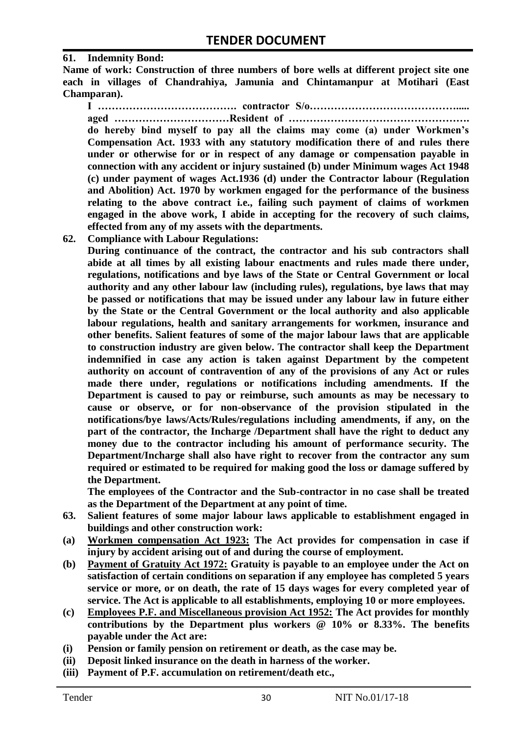**61. Indemnity Bond:**

**Name of work: Construction of three numbers of bore wells at different project site one each in villages of Chandrahiya, Jamunia and Chintamanpur at Motihari (East Champaran).**

**I …………………………………. contractor S/o…………………………………..... aged ……………………………Resident of ……………………………………………. do hereby bind myself to pay all the claims may come (a) under Workmen's Compensation Act. 1933 with any statutory modification there of and rules there under or otherwise for or in respect of any damage or compensation payable in connection with any accident or injury sustained (b) under Minimum wages Act 1948 (c) under payment of wages Act.1936 (d) under the Contractor labour (Regulation and Abolition) Act. 1970 by workmen engaged for the performance of the business relating to the above contract i.e., failing such payment of claims of workmen engaged in the above work, I abide in accepting for the recovery of such claims, effected from any of my assets with the departments.**

**62. Compliance with Labour Regulations:**

**During continuance of the contract, the contractor and his sub contractors shall abide at all times by all existing labour enactments and rules made there under, regulations, notifications and bye laws of the State or Central Government or local authority and any other labour law (including rules), regulations, bye laws that may be passed or notifications that may be issued under any labour law in future either by the State or the Central Government or the local authority and also applicable labour regulations, health and sanitary arrangements for workmen, insurance and other benefits. Salient features of some of the major labour laws that are applicable to construction industry are given below. The contractor shall keep the Department indemnified in case any action is taken against Department by the competent authority on account of contravention of any of the provisions of any Act or rules made there under, regulations or notifications including amendments. If the Department is caused to pay or reimburse, such amounts as may be necessary to cause or observe, or for non-observance of the provision stipulated in the notifications/bye laws/Acts/Rules/regulations including amendments, if any, on the part of the contractor, the Incharge /Department shall have the right to deduct any money due to the contractor including his amount of performance security. The Department/Incharge shall also have right to recover from the contractor any sum required or estimated to be required for making good the loss or damage suffered by the Department.**

**The employees of the Contractor and the Sub-contractor in no case shall be treated as the Department of the Department at any point of time.**

**63. Salient features of some major labour laws applicable to establishment engaged in buildings and other construction work:**

**(a) <u>Workmen compensation Act 1923:</u> The Act provides for compensation in case if injury by accident arising out of and during the course of employment.**

**(b) <u>Payment of Gratuity Act 1972:</u> Gratuity is payable to an employee under the Act on satisfaction of certain conditions on separation if any employee has completed 5 years service or more, or on death, the rate of 15 days wages for every completed year of service. The Act is applicable to all establishments, employing 10 or more employees.**

**(c) <u>Employees P.F. and Miscellaneous provision Act 1952:</u> The Act provides for monthly contributions by the Department plus workers @ 10% or 8.33%. The benefits payable under the Act are:**

**(i) Pension or family pension on retirement or death, as the case may be.**

**(ii) Deposit linked insurance on the death in harness of the worker.**

**(iii) Payment of P.F. accumulation on retirement/death etc.,**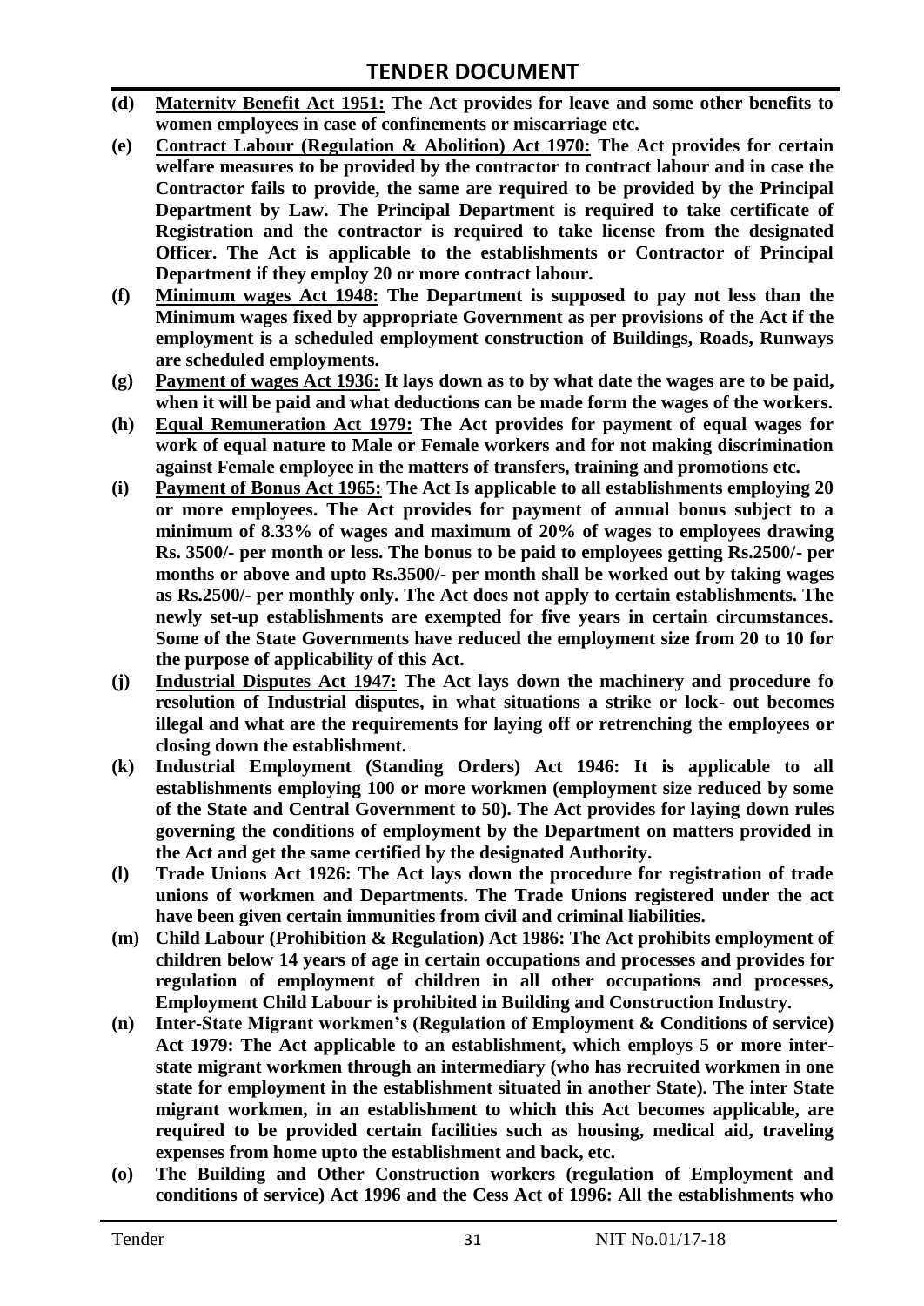**(d)** **<u>Maternity Benefit Act 1951:</u> The Act provides for leave and some other benefits to women employees in case of confinements or miscarriage etc.**

**(e)** **<u>Contract Labour (Regulation & Abolition) Act 1970:</u> The Act provides for certain welfare measures to be provided by the contractor to contract labour and in case the Contractor fails to provide, the same are required to be provided by the Principal Department by Law. The Principal Department is required to take certificate of Registration and the contractor is required to take license from the designated Officer. The Act is applicable to the establishments or Contractor of Principal Department if they employ 20 or more contract labour.**

**(f)** **<u>Minimum wages Act 1948:</u> The Department is supposed to pay not less than the Minimum wages fixed by appropriate Government as per provisions of the Act if the employment is a scheduled employment construction of Buildings, Roads, Runways are scheduled employments.**

**(g)** **<u>Payment of wages Act 1936:</u> It lays down as to by what date the wages are to be paid, when it will be paid and what deductions can be made form the wages of the workers.**

**(h)** **<u>Equal Remuneration Act 1979:</u> The Act provides for payment of equal wages for work of equal nature to Male or Female workers and for not making discrimination against Female employee in the matters of transfers, training and promotions etc.**

**(i)** **<u>Payment of Bonus Act 1965:</u> The Act Is applicable to all establishments employing 20 or more employees. The Act provides for payment of annual bonus subject to a minimum of 8.33% of wages and maximum of 20% of wages to employees drawing Rs. 3500/- per month or less. The bonus to be paid to employees getting Rs.2500/- per months or above and upto Rs.3500/- per month shall be worked out by taking wages as Rs.2500/- per monthly only. The Act does not apply to certain establishments. The newly set-up establishments are exempted for five years in certain circumstances. Some of the State Governments have reduced the employment size from 20 to 10 for the purpose of applicability of this Act.**

**(j)** **<u>Industrial Disputes Act 1947:</u> The Act lays down the machinery and procedure fo resolution of Industrial disputes, in what situations a strike or lock- out becomes illegal and what are the requirements for laying off or retrenching the employees or closing down the establishment.**

**(k)** **Industrial Employment (Standing Orders) Act 1946: It is applicable to all establishments employing 100 or more workmen (employment size reduced by some of the State and Central Government to 50). The Act provides for laying down rules governing the conditions of employment by the Department on matters provided in the Act and get the same certified by the designated Authority.**

**(l)** **Trade Unions Act 1926: The Act lays down the procedure for registration of trade unions of workmen and Departments. The Trade Unions registered under the act have been given certain immunities from civil and criminal liabilities.**

**(m)** **Child Labour (Prohibition & Regulation) Act 1986: The Act prohibits employment of children below 14 years of age in certain occupations and processes and provides for regulation of employment of children in all other occupations and processes, Employment Child Labour is prohibited in Building and Construction Industry.**

**(n)** **Inter-State Migrant workmen's (Regulation of Employment & Conditions of service) Act 1979: The Act applicable to an establishment, which employs 5 or more inter-state migrant workmen through an intermediary (who has recruited workmen in one state for employment in the establishment situated in another State). The inter State migrant workmen, in an establishment to which this Act becomes applicable, are required to be provided certain facilities such as housing, medical aid, traveling expenses from home upto the establishment and back, etc.**

**(o)** **The Building and Other Construction workers (regulation of Employment and conditions of service) Act 1996 and the Cess Act of 1996: All the establishments who**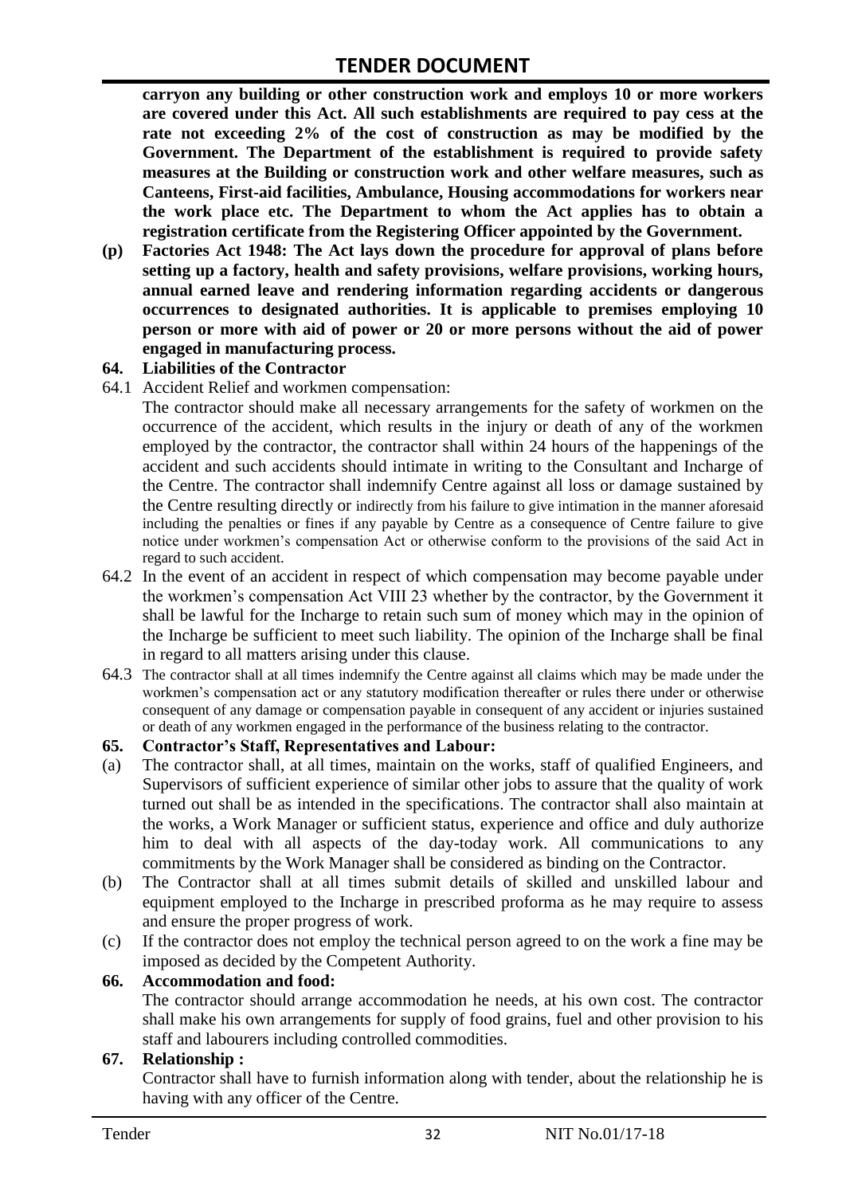**carryon any building or other construction work and employs 10 or more workers are covered under this Act. All such establishments are required to pay cess at the rate not exceeding 2% of the cost of construction as may be modified by the Government. The Department of the establishment is required to provide safety measures at the Building or construction work and other welfare measures, such as Canteens, First-aid facilities, Ambulance, Housing accommodations for workers near the work place etc. The Department to whom the Act applies has to obtain a registration certificate from the Registering Officer appointed by the Government.**

**(p) Factories Act 1948: The Act lays down the procedure for approval of plans before setting up a factory, health and safety provisions, welfare provisions, working hours, annual earned leave and rendering information regarding accidents or dangerous occurrences to designated authorities. It is applicable to premises employing 10 person or more with aid of power or 20 or more persons without the aid of power engaged in manufacturing process.**

### 64. Liabilities of the Contractor

64.1 Accident Relief and workmen compensation:

The contractor should make all necessary arrangements for the safety of workmen on the occurrence of the accident, which results in the injury or death of any of the workmen employed by the contractor, the contractor shall within 24 hours of the happenings of the accident and such accidents should intimate in writing to the Consultant and Incharge of the Centre. The contractor shall indemnify Centre against all loss or damage sustained by the Centre resulting directly or indirectly from his failure to give intimation in the manner aforesaid including the penalties or fines if any payable by Centre as a consequence of Centre failure to give notice under workmen's compensation Act or otherwise conform to the provisions of the said Act in regard to such accident.

64.2 In the event of an accident in respect of which compensation may become payable under the workmen's compensation Act VIII 23 whether by the contractor, by the Government it shall be lawful for the Incharge to retain such sum of money which may in the opinion of the Incharge be sufficient to meet such liability. The opinion of the Incharge shall be final in regard to all matters arising under this clause.

64.3 The contractor shall at all times indemnify the Centre against all claims which may be made under the workmen's compensation act or any statutory modification thereafter or rules there under or otherwise consequent of any damage or compensation payable in consequent of any accident or injuries sustained or death of any workmen engaged in the performance of the business relating to the contractor.

### 65. Contractor's Staff, Representatives and Labour:

(a) The contractor shall, at all times, maintain on the works, staff of qualified Engineers, and Supervisors of sufficient experience of similar other jobs to assure that the quality of work turned out shall be as intended in the specifications. The contractor shall also maintain at the works, a Work Manager or sufficient status, experience and office and duly authorize him to deal with all aspects of the day-today work. All communications to any commitments by the Work Manager shall be considered as binding on the Contractor.

(b) The Contractor shall at all times submit details of skilled and unskilled labour and equipment employed to the Incharge in prescribed proforma as he may require to assess and ensure the proper progress of work.

(c) If the contractor does not employ the technical person agreed to on the work a fine may be imposed as decided by the Competent Authority.

### 66. Accommodation and food:

The contractor should arrange accommodation he needs, at his own cost. The contractor shall make his own arrangements for supply of food grains, fuel and other provision to his staff and labourers including controlled commodities.

### 67. Relationship :

Contractor shall have to furnish information along with tender, about the relationship he is having with any officer of the Centre.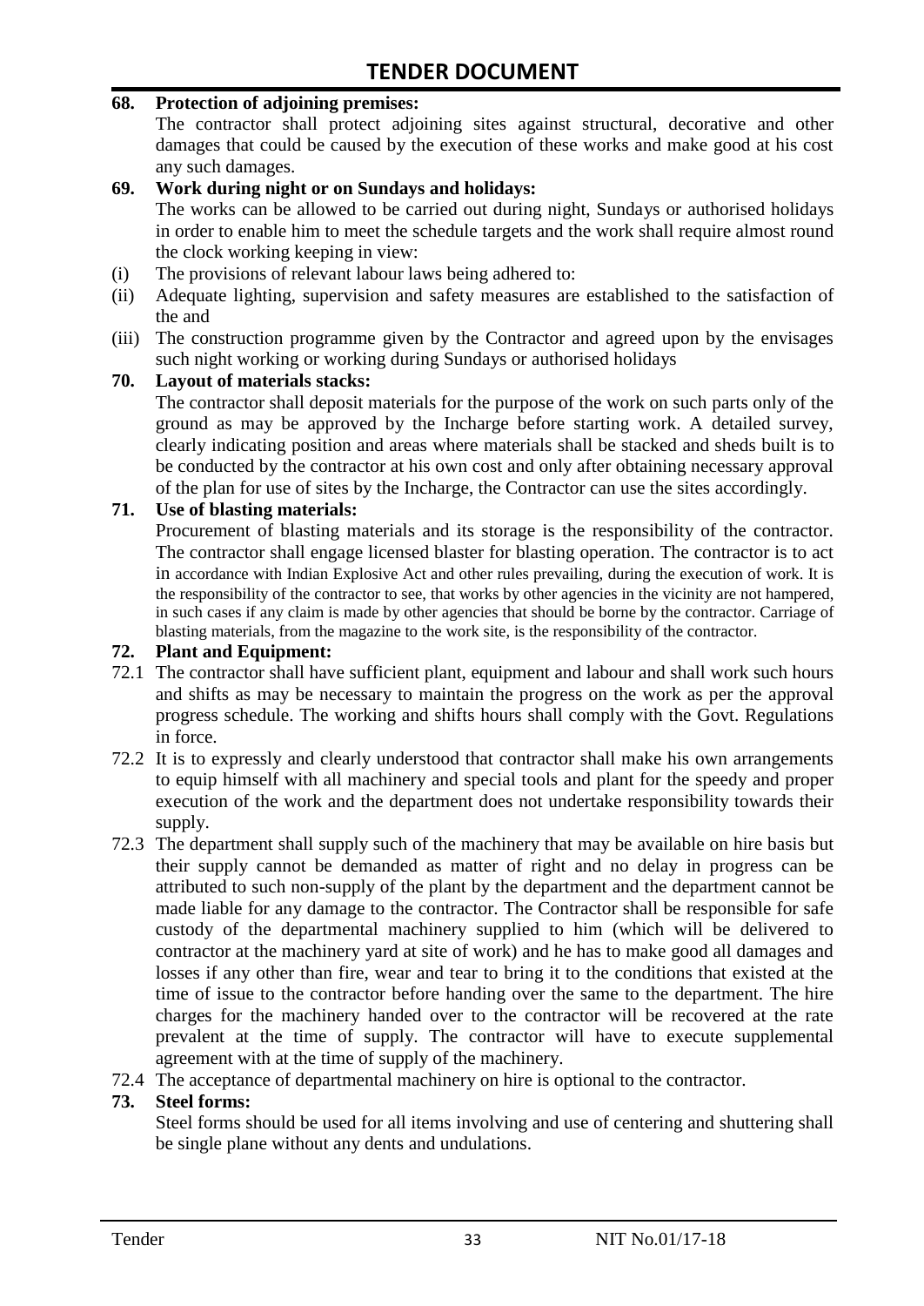**68. Protection of adjoining premises:**

The contractor shall protect adjoining sites against structural, decorative and other damages that could be caused by the execution of these works and make good at his cost any such damages.

**69. Work during night or on Sundays and holidays:**

The works can be allowed to be carried out during night, Sundays or authorised holidays in order to enable him to meet the schedule targets and the work shall require almost round the clock working keeping in view:

(i) The provisions of relevant labour laws being adhered to:

(ii) Adequate lighting, supervision and safety measures are established to the satisfaction of the and

(iii) The construction programme given by the Contractor and agreed upon by the envisages such night working or working during Sundays or authorised holidays

**70. Layout of materials stacks:**

The contractor shall deposit materials for the purpose of the work on such parts only of the ground as may be approved by the Incharge before starting work. A detailed survey, clearly indicating position and areas where materials shall be stacked and sheds built is to be conducted by the contractor at his own cost and only after obtaining necessary approval of the plan for use of sites by the Incharge, the Contractor can use the sites accordingly.

**71. Use of blasting materials:**

Procurement of blasting materials and its storage is the responsibility of the contractor. The contractor shall engage licensed blaster for blasting operation. The contractor is to act in accordance with Indian Explosive Act and other rules prevailing, during the execution of work. It is the responsibility of the contractor to see, that works by other agencies in the vicinity are not hampered, in such cases if any claim is made by other agencies that should be borne by the contractor. Carriage of blasting materials, from the magazine to the work site, is the responsibility of the contractor.

**72. Plant and Equipment:**

72.1 The contractor shall have sufficient plant, equipment and labour and shall work such hours and shifts as may be necessary to maintain the progress on the work as per the approval progress schedule. The working and shifts hours shall comply with the Govt. Regulations in force.

72.2 It is to expressly and clearly understood that contractor shall make his own arrangements to equip himself with all machinery and special tools and plant for the speedy and proper execution of the work and the department does not undertake responsibility towards their supply.

72.3 The department shall supply such of the machinery that may be available on hire basis but their supply cannot be demanded as matter of right and no delay in progress can be attributed to such non-supply of the plant by the department and the department cannot be made liable for any damage to the contractor. The Contractor shall be responsible for safe custody of the departmental machinery supplied to him (which will be delivered to contractor at the machinery yard at site of work) and he has to make good all damages and losses if any other than fire, wear and tear to bring it to the conditions that existed at the time of issue to the contractor before handing over the same to the department. The hire charges for the machinery handed over to the contractor will be recovered at the rate prevalent at the time of supply. The contractor will have to execute supplemental agreement with at the time of supply of the machinery.

72.4 The acceptance of departmental machinery on hire is optional to the contractor.

**73. Steel forms:**

Steel forms should be used for all items involving and use of centering and shuttering shall be single plane without any dents and undulations.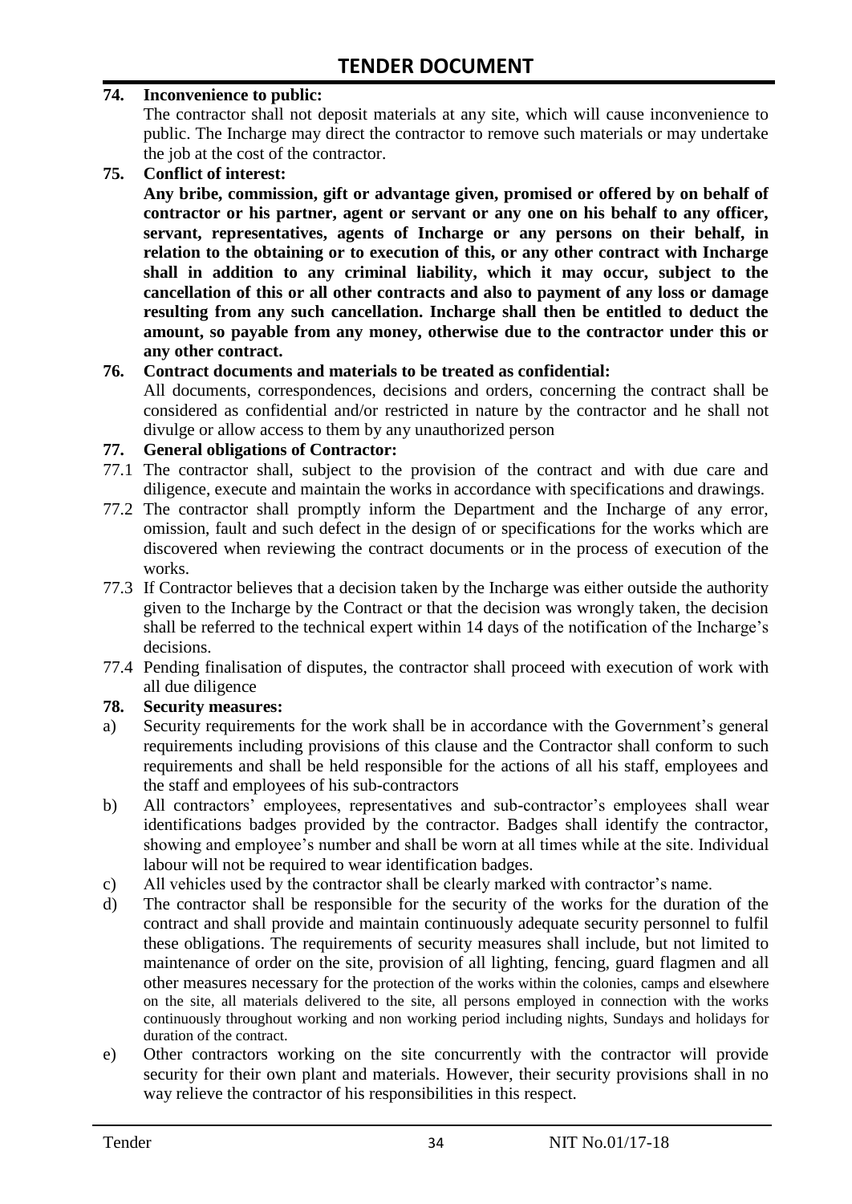**74. Inconvenience to public:**

The contractor shall not deposit materials at any site, which will cause inconvenience to public. The Incharge may direct the contractor to remove such materials or may undertake the job at the cost of the contractor.

**75. Conflict of interest:**

**Any bribe, commission, gift or advantage given, promised or offered by on behalf of contractor or his partner, agent or servant or any one on his behalf to any officer, servant, representatives, agents of Incharge or any persons on their behalf, in relation to the obtaining or to execution of this, or any other contract with Incharge shall in addition to any criminal liability, which it may occur, subject to the cancellation of this or all other contracts and also to payment of any loss or damage resulting from any such cancellation. Incharge shall then be entitled to deduct the amount, so payable from any money, otherwise due to the contractor under this or any other contract.**

**76. Contract documents and materials to be treated as confidential:**

All documents, correspondences, decisions and orders, concerning the contract shall be considered as confidential and/or restricted in nature by the contractor and he shall not divulge or allow access to them by any unauthorized person

**77. General obligations of Contractor:**

77.1 The contractor shall, subject to the provision of the contract and with due care and diligence, execute and maintain the works in accordance with specifications and drawings.

77.2 The contractor shall promptly inform the Department and the Incharge of any error, omission, fault and such defect in the design of or specifications for the works which are discovered when reviewing the contract documents or in the process of execution of the works.

77.3 If Contractor believes that a decision taken by the Incharge was either outside the authority given to the Incharge by the Contract or that the decision was wrongly taken, the decision shall be referred to the technical expert within 14 days of the notification of the Incharge's decisions.

77.4 Pending finalisation of disputes, the contractor shall proceed with execution of work with all due diligence

**78. Security measures:**

a) Security requirements for the work shall be in accordance with the Government's general requirements including provisions of this clause and the Contractor shall conform to such requirements and shall be held responsible for the actions of all his staff, employees and the staff and employees of his sub-contractors

b) All contractors' employees, representatives and sub-contractor's employees shall wear identifications badges provided by the contractor. Badges shall identify the contractor, showing and employee's number and shall be worn at all times while at the site. Individual labour will not be required to wear identification badges.

c) All vehicles used by the contractor shall be clearly marked with contractor's name.

d) The contractor shall be responsible for the security of the works for the duration of the contract and shall provide and maintain continuously adequate security personnel to fulfil these obligations. The requirements of security measures shall include, but not limited to maintenance of order on the site, provision of all lighting, fencing, guard flagmen and all other measures necessary for the protection of the works within the colonies, camps and elsewhere on the site, all materials delivered to the site, all persons employed in connection with the works continuously throughout working and non working period including nights, Sundays and holidays for duration of the contract.

e) Other contractors working on the site concurrently with the contractor will provide security for their own plant and materials. However, their security provisions shall in no way relieve the contractor of his responsibilities in this respect.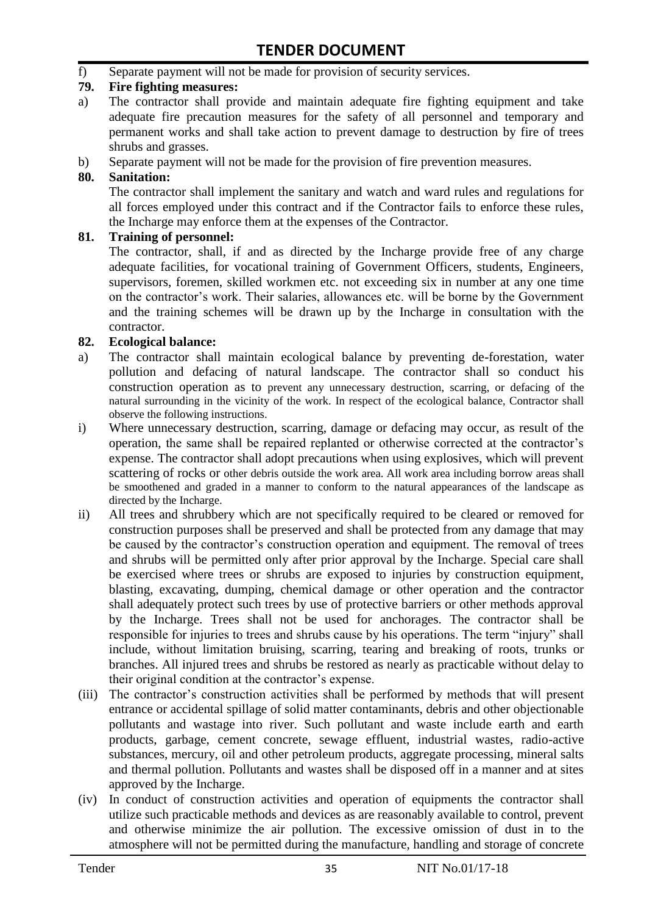f) Separate payment will not be made for provision of security services.

**79. Fire fighting measures:**

a) The contractor shall provide and maintain adequate fire fighting equipment and take adequate fire precaution measures for the safety of all personnel and temporary and permanent works and shall take action to prevent damage to destruction by fire of trees shrubs and grasses.

b) Separate payment will not be made for the provision of fire prevention measures.

**80. Sanitation:**

The contractor shall implement the sanitary and watch and ward rules and regulations for all forces employed under this contract and if the Contractor fails to enforce these rules, the Incharge may enforce them at the expenses of the Contractor.

**81. Training of personnel:**

The contractor, shall, if and as directed by the Incharge provide free of any charge adequate facilities, for vocational training of Government Officers, students, Engineers, supervisors, foremen, skilled workmen etc. not exceeding six in number at any one time on the contractor's work. Their salaries, allowances etc. will be borne by the Government and the training schemes will be drawn up by the Incharge in consultation with the contractor.

**82. Ecological balance:**

a) The contractor shall maintain ecological balance by preventing de-forestation, water pollution and defacing of natural landscape. The contractor shall so conduct his construction operation as to prevent any unnecessary destruction, scarring, or defacing of the natural surrounding in the vicinity of the work. In respect of the ecological balance, Contractor shall observe the following instructions.

i) Where unnecessary destruction, scarring, damage or defacing may occur, as result of the operation, the same shall be repaired replanted or otherwise corrected at the contractor's expense. The contractor shall adopt precautions when using explosives, which will prevent scattering of rocks or other debris outside the work area. All work area including borrow areas shall be smoothened and graded in a manner to conform to the natural appearances of the landscape as directed by the Incharge.

ii) All trees and shrubbery which are not specifically required to be cleared or removed for construction purposes shall be preserved and shall be protected from any damage that may be caused by the contractor's construction operation and equipment. The removal of trees and shrubs will be permitted only after prior approval by the Incharge. Special care shall be exercised where trees or shrubs are exposed to injuries by construction equipment, blasting, excavating, dumping, chemical damage or other operation and the contractor shall adequately protect such trees by use of protective barriers or other methods approval by the Incharge. Trees shall not be used for anchorages. The contractor shall be responsible for injuries to trees and shrubs cause by his operations. The term "injury" shall include, without limitation bruising, scarring, tearing and breaking of roots, trunks or branches. All injured trees and shrubs be restored as nearly as practicable without delay to their original condition at the contractor's expense.

(iii) The contractor's construction activities shall be performed by methods that will present entrance or accidental spillage of solid matter contaminants, debris and other objectionable pollutants and wastage into river. Such pollutant and waste include earth and earth products, garbage, cement concrete, sewage effluent, industrial wastes, radio-active substances, mercury, oil and other petroleum products, aggregate processing, mineral salts and thermal pollution. Pollutants and wastes shall be disposed off in a manner and at sites approved by the Incharge.

(iv) In conduct of construction activities and operation of equipments the contractor shall utilize such practicable methods and devices as are reasonably available to control, prevent and otherwise minimize the air pollution. The excessive omission of dust in to the atmosphere will not be permitted during the manufacture, handling and storage of concrete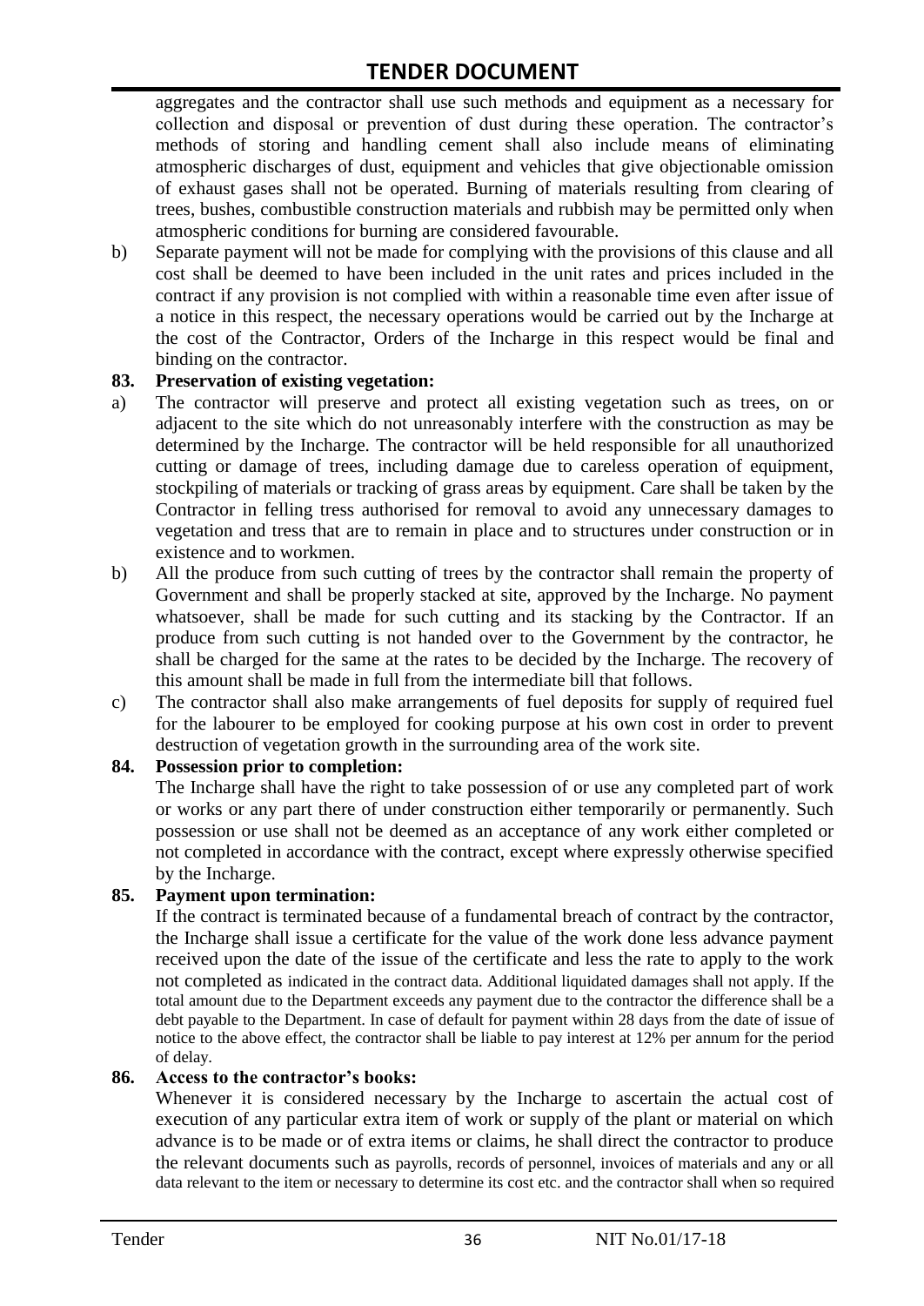aggregates and the contractor shall use such methods and equipment as a necessary for collection and disposal or prevention of dust during these operation. The contractor's methods of storing and handling cement shall also include means of eliminating atmospheric discharges of dust, equipment and vehicles that give objectionable omission of exhaust gases shall not be operated. Burning of materials resulting from clearing of trees, bushes, combustible construction materials and rubbish may be permitted only when atmospheric conditions for burning are considered favourable.

b) Separate payment will not be made for complying with the provisions of this clause and all cost shall be deemed to have been included in the unit rates and prices included in the contract if any provision is not complied with within a reasonable time even after issue of a notice in this respect, the necessary operations would be carried out by the Incharge at the cost of the Contractor, Orders of the Incharge in this respect would be final and binding on the contractor.

**83. Preservation of existing vegetation:**

a) The contractor will preserve and protect all existing vegetation such as trees, on or adjacent to the site which do not unreasonably interfere with the construction as may be determined by the Incharge. The contractor will be held responsible for all unauthorized cutting or damage of trees, including damage due to careless operation of equipment, stockpiling of materials or tracking of grass areas by equipment. Care shall be taken by the Contractor in felling tress authorised for removal to avoid any unnecessary damages to vegetation and tress that are to remain in place and to structures under construction or in existence and to workmen.

b) All the produce from such cutting of trees by the contractor shall remain the property of Government and shall be properly stacked at site, approved by the Incharge. No payment whatsoever, shall be made for such cutting and its stacking by the Contractor. If an produce from such cutting is not handed over to the Government by the contractor, he shall be charged for the same at the rates to be decided by the Incharge. The recovery of this amount shall be made in full from the intermediate bill that follows.

c) The contractor shall also make arrangements of fuel deposits for supply of required fuel for the labourer to be employed for cooking purpose at his own cost in order to prevent destruction of vegetation growth in the surrounding area of the work site.

**84. Possession prior to completion:**

The Incharge shall have the right to take possession of or use any completed part of work or works or any part there of under construction either temporarily or permanently. Such possession or use shall not be deemed as an acceptance of any work either completed or not completed in accordance with the contract, except where expressly otherwise specified by the Incharge.

**85. Payment upon termination:**

If the contract is terminated because of a fundamental breach of contract by the contractor, the Incharge shall issue a certificate for the value of the work done less advance payment received upon the date of the issue of the certificate and less the rate to apply to the work not completed as indicated in the contract data. Additional liquidated damages shall not apply. If the total amount due to the Department exceeds any payment due to the contractor the difference shall be a debt payable to the Department. In case of default for payment within 28 days from the date of issue of notice to the above effect, the contractor shall be liable to pay interest at 12% per annum for the period of delay.

**86. Access to the contractor's books:**

Whenever it is considered necessary by the Incharge to ascertain the actual cost of execution of any particular extra item of work or supply of the plant or material on which advance is to be made or of extra items or claims, he shall direct the contractor to produce the relevant documents such as payrolls, records of personnel, invoices of materials and any or all data relevant to the item or necessary to determine its cost etc. and the contractor shall when so required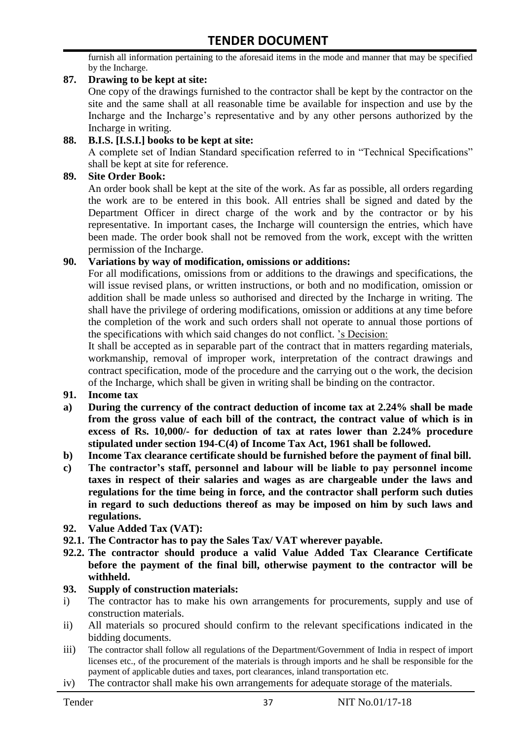furnish all information pertaining to the aforesaid items in the mode and manner that may be specified by the Incharge.

**87. Drawing to be kept at site:**

One copy of the drawings furnished to the contractor shall be kept by the contractor on the site and the same shall at all reasonable time be available for inspection and use by the Incharge and the Incharge's representative and by any other persons authorized by the Incharge in writing.

**88. B.I.S. [I.S.I.] books to be kept at site:**

A complete set of Indian Standard specification referred to in "Technical Specifications" shall be kept at site for reference.

**89. Site Order Book:**

An order book shall be kept at the site of the work. As far as possible, all orders regarding the work are to be entered in this book. All entries shall be signed and dated by the Department Officer in direct charge of the work and by the contractor or by his representative. In important cases, the Incharge will countersign the entries, which have been made. The order book shall not be removed from the work, except with the written permission of the Incharge.

**90. Variations by way of modification, omissions or additions:**

For all modifications, omissions from or additions to the drawings and specifications, the will issue revised plans, or written instructions, or both and no modification, omission or addition shall be made unless so authorised and directed by the Incharge in writing. The shall have the privilege of ordering modifications, omission or additions at any time before the completion of the work and such orders shall not operate to annual those portions of the specifications with which said changes do not conflict. 's Decision:

It shall be accepted as in separable part of the contract that in matters regarding materials, workmanship, removal of improper work, interpretation of the contract drawings and contract specification, mode of the procedure and the carrying out o the work, the decision of the Incharge, which shall be given in writing shall be binding on the contractor.

**91. Income tax**

**a) During the currency of the contract deduction of income tax at 2.24% shall be made from the gross value of each bill of the contract, the contract value of which is in excess of Rs. 10,000/- for deduction of tax at rates lower than 2.24% procedure stipulated under section 194-C(4) of Income Tax Act, 1961 shall be followed.**

**b) Income Tax clearance certificate should be furnished before the payment of final bill.**

**c) The contractor's staff, personnel and labour will be liable to pay personnel income taxes in respect of their salaries and wages as are chargeable under the laws and regulations for the time being in force, and the contractor shall perform such duties in regard to such deductions thereof as may be imposed on him by such laws and regulations.**

**92. Value Added Tax (VAT):**

**92.1. The Contractor has to pay the Sales Tax/ VAT wherever payable.**

**92.2. The contractor should produce a valid Value Added Tax Clearance Certificate before the payment of the final bill, otherwise payment to the contractor will be withheld.**

**93. Supply of construction materials:**

i) The contractor has to make his own arrangements for procurements, supply and use of construction materials.

ii) All materials so procured should confirm to the relevant specifications indicated in the bidding documents.

iii) The contractor shall follow all regulations of the Department/Government of India in respect of import licenses etc., of the procurement of the materials is through imports and he shall be responsible for the payment of applicable duties and taxes, port clearances, inland transportation etc.

iv) The contractor shall make his own arrangements for adequate storage of the materials.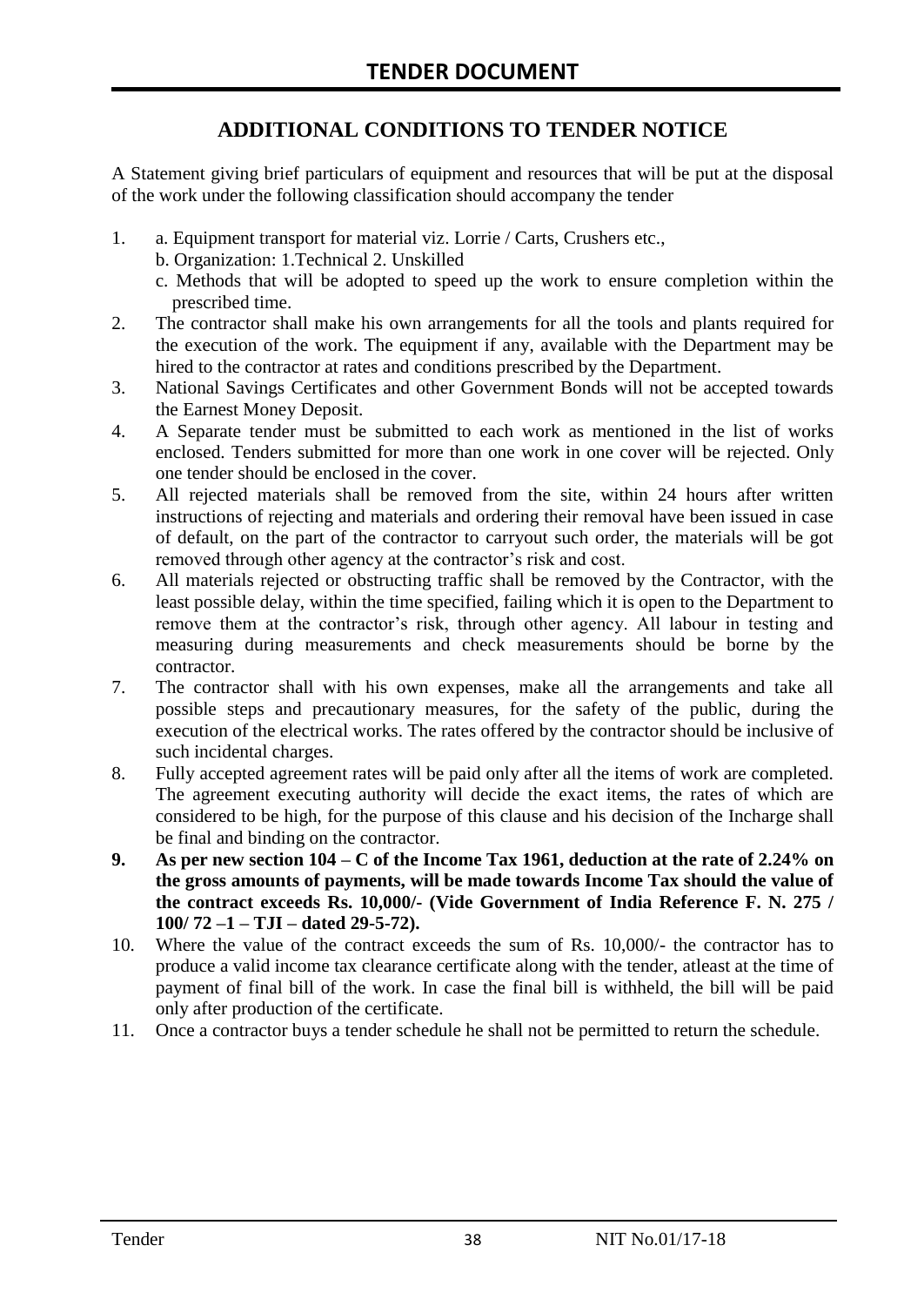# TENDER DOCUMENT

## ADDITIONAL CONDITIONS TO TENDER NOTICE

A Statement giving brief particulars of equipment and resources that will be put at the disposal of the work under the following classification should accompany the tender

1. a. Equipment transport for material viz. Lorrie / Carts, Crushers etc.,
   b. Organization: 1.Technical 2. Unskilled
   c. Methods that will be adopted to speed up the work to ensure completion within the prescribed time.
2. The contractor shall make his own arrangements for all the tools and plants required for the execution of the work. The equipment if any, available with the Department may be hired to the contractor at rates and conditions prescribed by the Department.
3. National Savings Certificates and other Government Bonds will not be accepted towards the Earnest Money Deposit.
4. A Separate tender must be submitted to each work as mentioned in the list of works enclosed. Tenders submitted for more than one work in one cover will be rejected. Only one tender should be enclosed in the cover.
5. All rejected materials shall be removed from the site, within 24 hours after written instructions of rejecting and materials and ordering their removal have been issued in case of default, on the part of the contractor to carryout such order, the materials will be got removed through other agency at the contractor's risk and cost.
6. All materials rejected or obstructing traffic shall be removed by the Contractor, with the least possible delay, within the time specified, failing which it is open to the Department to remove them at the contractor's risk, through other agency. All labour in testing and measuring during measurements and check measurements should be borne by the contractor.
7. The contractor shall with his own expenses, make all the arrangements and take all possible steps and precautionary measures, for the safety of the public, during the execution of the electrical works. The rates offered by the contractor should be inclusive of such incidental charges.
8. Fully accepted agreement rates will be paid only after all the items of work are completed. The agreement executing authority will decide the exact items, the rates of which are considered to be high, for the purpose of this clause and his decision of the Incharge shall be final and binding on the contractor.
9. **As per new section 104 – C of the Income Tax 1961, deduction at the rate of 2.24% on the gross amounts of payments, will be made towards Income Tax should the value of the contract exceeds Rs. 10,000/- (Vide Government of India Reference F. N. 275 / 100/ 72 –1 – TJI – dated 29-5-72).**
10. Where the value of the contract exceeds the sum of Rs. 10,000/- the contractor has to produce a valid income tax clearance certificate along with the tender, atleast at the time of payment of final bill of the work. In case the final bill is withheld, the bill will be paid only after production of the certificate.
11. Once a contractor buys a tender schedule he shall not be permitted to return the schedule.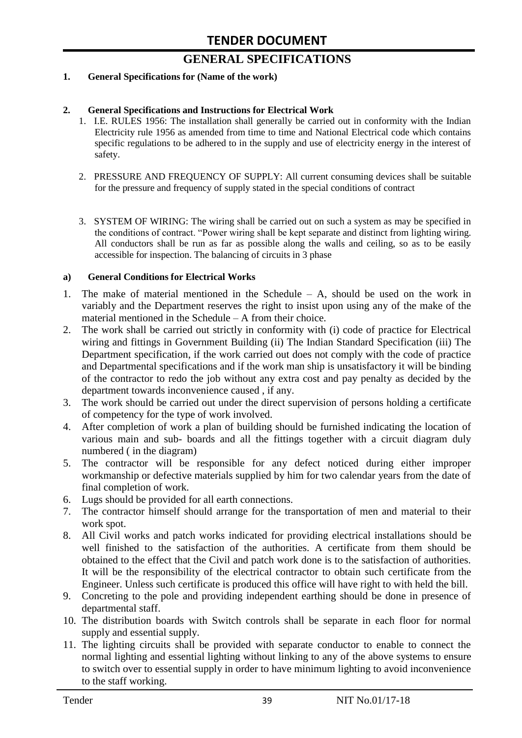# TENDER DOCUMENT

## GENERAL SPECIFICATIONS

**1. General Specifications for (Name of the work)**

**2. General Specifications and Instructions for Electrical Work**

1. I.E. RULES 1956: The installation shall generally be carried out in conformity with the Indian Electricity rule 1956 as amended from time to time and National Electrical code which contains specific regulations to be adhered to in the supply and use of electricity energy in the interest of safety.
2. PRESSURE AND FREQUENCY OF SUPPLY: All current consuming devices shall be suitable for the pressure and frequency of supply stated in the special conditions of contract
3. SYSTEM OF WIRING: The wiring shall be carried out on such a system as may be specified in the conditions of contract. "Power wiring shall be kept separate and distinct from lighting wiring. All conductors shall be run as far as possible along the walls and ceiling, so as to be easily accessible for inspection. The balancing of circuits in 3 phase

**a) General Conditions for Electrical Works**

1. The make of material mentioned in the Schedule – A, should be used on the work in variably and the Department reserves the right to insist upon using any of the make of the material mentioned in the Schedule – A from their choice.
2. The work shall be carried out strictly in conformity with (i) code of practice for Electrical wiring and fittings in Government Building (ii) The Indian Standard Specification (iii) The Department specification, if the work carried out does not comply with the code of practice and Departmental specifications and if the work man ship is unsatisfactory it will be binding of the contractor to redo the job without any extra cost and pay penalty as decided by the department towards inconvenience caused , if any.
3. The work should be carried out under the direct supervision of persons holding a certificate of competency for the type of work involved.
4. After completion of work a plan of building should be furnished indicating the location of various main and sub- boards and all the fittings together with a circuit diagram duly numbered ( in the diagram)
5. The contractor will be responsible for any defect noticed during either improper workmanship or defective materials supplied by him for two calendar years from the date of final completion of work.
6. Lugs should be provided for all earth connections.
7. The contractor himself should arrange for the transportation of men and material to their work spot.
8. All Civil works and patch works indicated for providing electrical installations should be well finished to the satisfaction of the authorities. A certificate from them should be obtained to the effect that the Civil and patch work done is to the satisfaction of authorities. It will be the responsibility of the electrical contractor to obtain such certificate from the Engineer. Unless such certificate is produced this office will have right to with held the bill.
9. Concreting to the pole and providing independent earthing should be done in presence of departmental staff.
10. The distribution boards with Switch controls shall be separate in each floor for normal supply and essential supply.
11. The lighting circuits shall be provided with separate conductor to enable to connect the normal lighting and essential lighting without linking to any of the above systems to ensure to switch over to essential supply in order to have minimum lighting to avoid inconvenience to the staff working.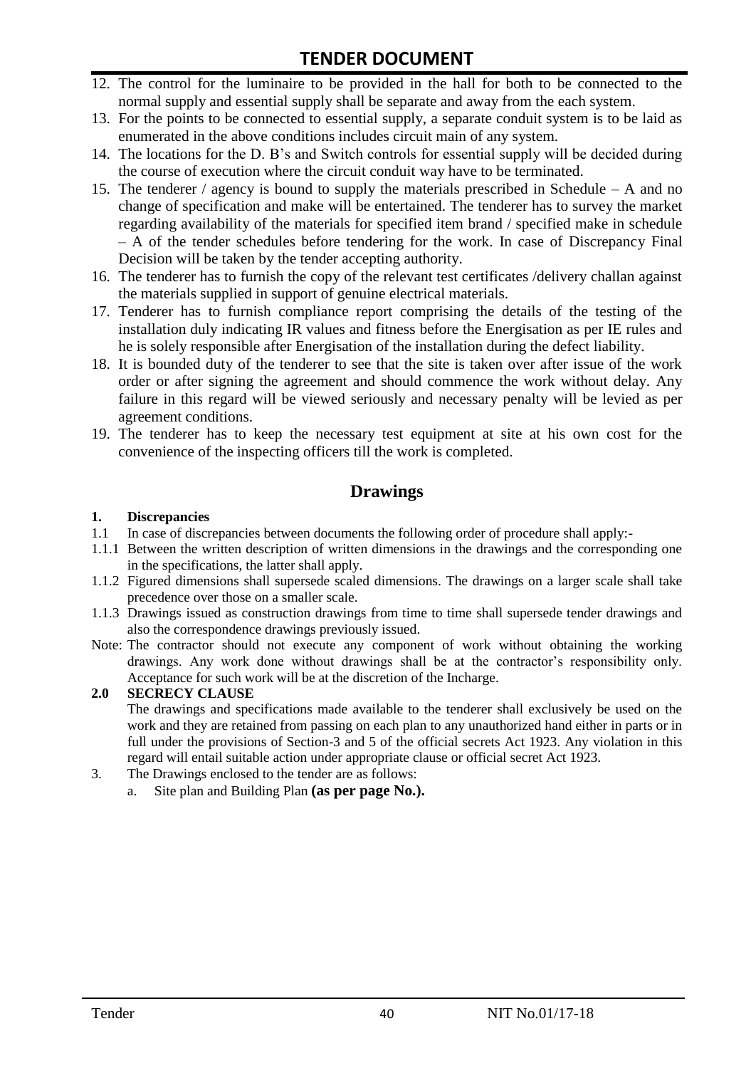12. The control for the luminaire to be provided in the hall for both to be connected to the normal supply and essential supply shall be separate and away from the each system.
13. For the points to be connected to essential supply, a separate conduit system is to be laid as enumerated in the above conditions includes circuit main of any system.
14. The locations for the D. B's and Switch controls for essential supply will be decided during the course of execution where the circuit conduit way have to be terminated.
15. The tenderer / agency is bound to supply the materials prescribed in Schedule – A and no change of specification and make will be entertained. The tenderer has to survey the market regarding availability of the materials for specified item brand / specified make in schedule – A of the tender schedules before tendering for the work. In case of Discrepancy Final Decision will be taken by the tender accepting authority.
16. The tenderer has to furnish the copy of the relevant test certificates /delivery challan against the materials supplied in support of genuine electrical materials.
17. Tenderer has to furnish compliance report comprising the details of the testing of the installation duly indicating IR values and fitness before the Energisation as per IE rules and he is solely responsible after Energisation of the installation during the defect liability.
18. It is bounded duty of the tenderer to see that the site is taken over after issue of the work order or after signing the agreement and should commence the work without delay. Any failure in this regard will be viewed seriously and necessary penalty will be levied as per agreement conditions.
19. The tenderer has to keep the necessary test equipment at site at his own cost for the convenience of the inspecting officers till the work is completed.

## Drawings

**1. Discrepancies**

1.1 In case of discrepancies between documents the following order of procedure shall apply:-

1.1.1 Between the written description of written dimensions in the drawings and the corresponding one in the specifications, the latter shall apply.

1.1.2 Figured dimensions shall supersede scaled dimensions. The drawings on a larger scale shall take precedence over those on a smaller scale.

1.1.3 Drawings issued as construction drawings from time to time shall supersede tender drawings and also the correspondence drawings previously issued.

Note: The contractor should not execute any component of work without obtaining the working drawings. Any work done without drawings shall be at the contractor's responsibility only. Acceptance for such work will be at the discretion of the Incharge.

**2.0 SECRECY CLAUSE**

The drawings and specifications made available to the tenderer shall exclusively be used on the work and they are retained from passing on each plan to any unauthorized hand either in parts or in full under the provisions of Section-3 and 5 of the official secrets Act 1923. Any violation in this regard will entail suitable action under appropriate clause or official secret Act 1923.

3. The Drawings enclosed to the tender are as follows:
   a. Site plan and Building Plan **(as per page No.).**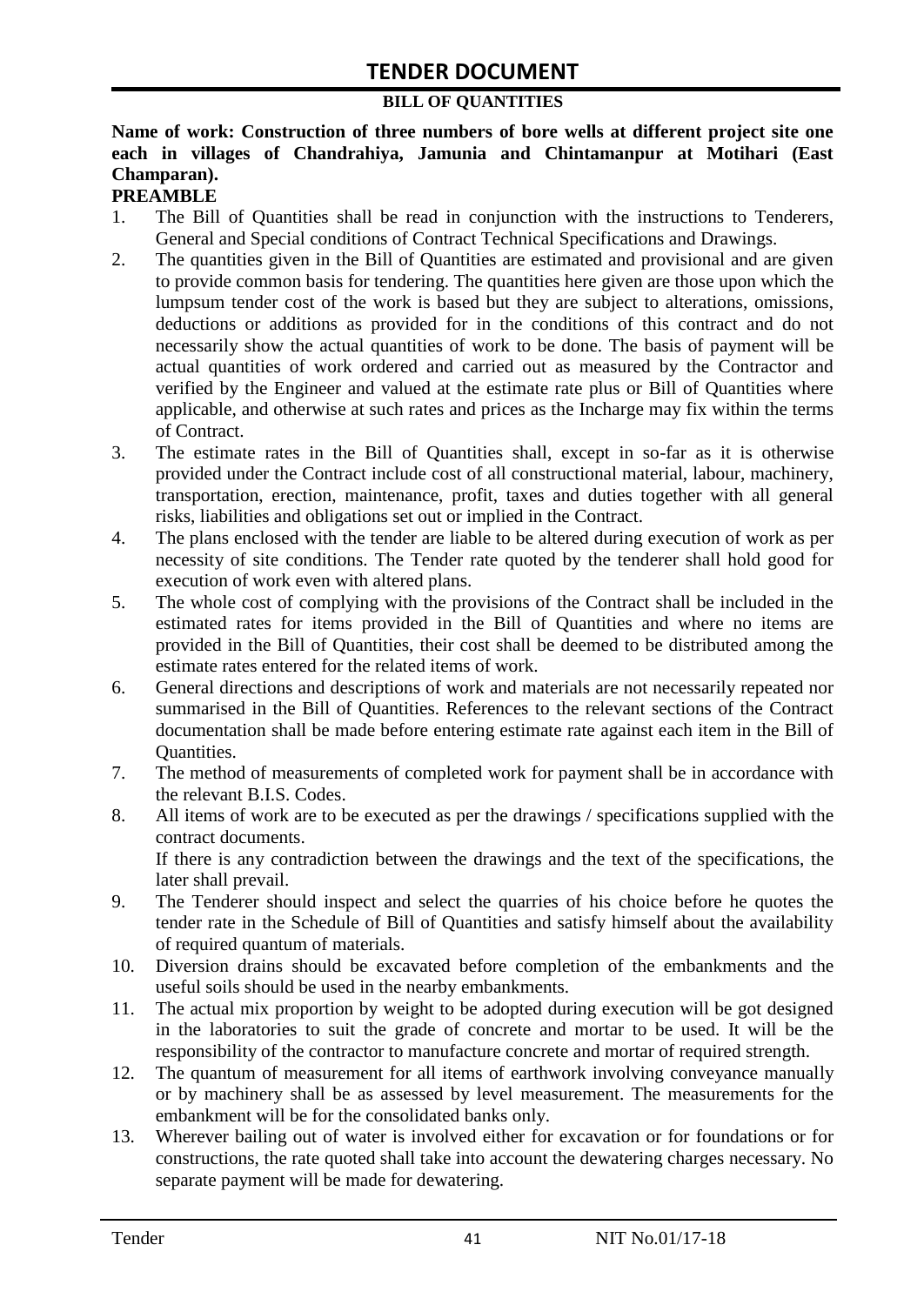# TENDER DOCUMENT

## BILL OF QUANTITIES

**Name of work: Construction of three numbers of bore wells at different project site one each in villages of Chandrahiya, Jamunia and Chintamanpur at Motihari (East Champaran).**

**PREAMBLE**

1. The Bill of Quantities shall be read in conjunction with the instructions to Tenderers, General and Special conditions of Contract Technical Specifications and Drawings.
2. The quantities given in the Bill of Quantities are estimated and provisional and are given to provide common basis for tendering. The quantities here given are those upon which the lumpsum tender cost of the work is based but they are subject to alterations, omissions, deductions or additions as provided for in the conditions of this contract and do not necessarily show the actual quantities of work to be done. The basis of payment will be actual quantities of work ordered and carried out as measured by the Contractor and verified by the Engineer and valued at the estimate rate plus or Bill of Quantities where applicable, and otherwise at such rates and prices as the Incharge may fix within the terms of Contract.
3. The estimate rates in the Bill of Quantities shall, except in so-far as it is otherwise provided under the Contract include cost of all constructional material, labour, machinery, transportation, erection, maintenance, profit, taxes and duties together with all general risks, liabilities and obligations set out or implied in the Contract.
4. The plans enclosed with the tender are liable to be altered during execution of work as per necessity of site conditions. The Tender rate quoted by the tenderer shall hold good for execution of work even with altered plans.
5. The whole cost of complying with the provisions of the Contract shall be included in the estimated rates for items provided in the Bill of Quantities and where no items are provided in the Bill of Quantities, their cost shall be deemed to be distributed among the estimate rates entered for the related items of work.
6. General directions and descriptions of work and materials are not necessarily repeated nor summarised in the Bill of Quantities. References to the relevant sections of the Contract documentation shall be made before entering estimate rate against each item in the Bill of Quantities.
7. The method of measurements of completed work for payment shall be in accordance with the relevant B.I.S. Codes.
8. All items of work are to be executed as per the drawings / specifications supplied with the contract documents.

   If there is any contradiction between the drawings and the text of the specifications, the later shall prevail.
9. The Tenderer should inspect and select the quarries of his choice before he quotes the tender rate in the Schedule of Bill of Quantities and satisfy himself about the availability of required quantum of materials.
10. Diversion drains should be excavated before completion of the embankments and the useful soils should be used in the nearby embankments.
11. The actual mix proportion by weight to be adopted during execution will be got designed in the laboratories to suit the grade of concrete and mortar to be used. It will be the responsibility of the contractor to manufacture concrete and mortar of required strength.
12. The quantum of measurement for all items of earthwork involving conveyance manually or by machinery shall be as assessed by level measurement. The measurements for the embankment will be for the consolidated banks only.
13. Wherever bailing out of water is involved either for excavation or for foundations or for constructions, the rate quoted shall take into account the dewatering charges necessary. No separate payment will be made for dewatering.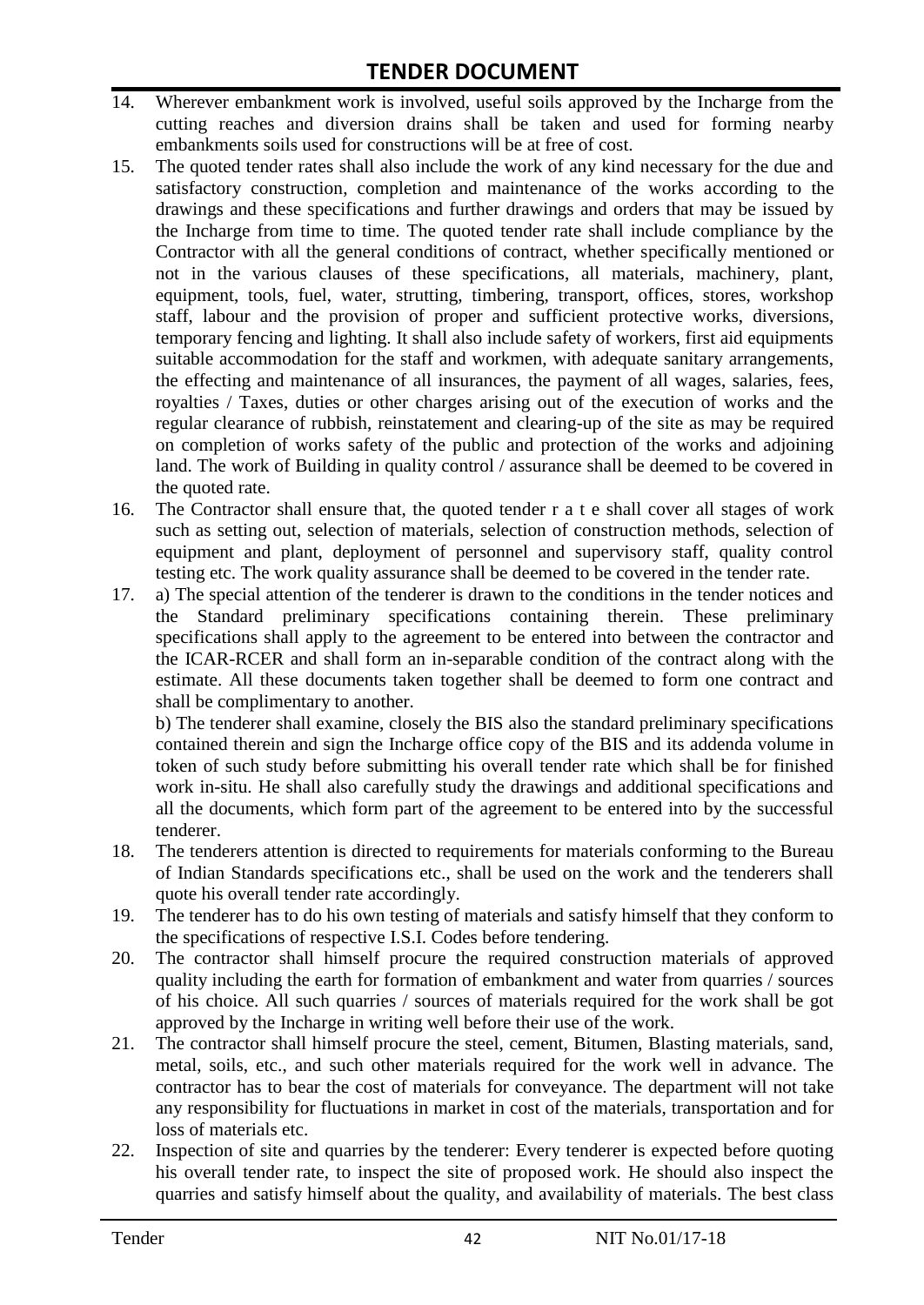14. Wherever embankment work is involved, useful soils approved by the Incharge from the cutting reaches and diversion drains shall be taken and used for forming nearby embankments soils used for constructions will be at free of cost.
15. The quoted tender rates shall also include the work of any kind necessary for the due and satisfactory construction, completion and maintenance of the works according to the drawings and these specifications and further drawings and orders that may be issued by the Incharge from time to time. The quoted tender rate shall include compliance by the Contractor with all the general conditions of contract, whether specifically mentioned or not in the various clauses of these specifications, all materials, machinery, plant, equipment, tools, fuel, water, strutting, timbering, transport, offices, stores, workshop staff, labour and the provision of proper and sufficient protective works, diversions, temporary fencing and lighting. It shall also include safety of workers, first aid equipments suitable accommodation for the staff and workmen, with adequate sanitary arrangements, the effecting and maintenance of all insurances, the payment of all wages, salaries, fees, royalties / Taxes, duties or other charges arising out of the execution of works and the regular clearance of rubbish, reinstatement and clearing-up of the site as may be required on completion of works safety of the public and protection of the works and adjoining land. The work of Building in quality control / assurance shall be deemed to be covered in the quoted rate.
16. The Contractor shall ensure that, the quoted tender r a t e shall cover all stages of work such as setting out, selection of materials, selection of construction methods, selection of equipment and plant, deployment of personnel and supervisory staff, quality control testing etc. The work quality assurance shall be deemed to be covered in the tender rate.
17. a) The special attention of the tenderer is drawn to the conditions in the tender notices and the Standard preliminary specifications containing therein. These preliminary specifications shall apply to the agreement to be entered into between the contractor and the ICAR-RCER and shall form an in-separable condition of the contract along with the estimate. All these documents taken together shall be deemed to form one contract and shall be complimentary to another.

    b) The tenderer shall examine, closely the BIS also the standard preliminary specifications contained therein and sign the Incharge office copy of the BIS and its addenda volume in token of such study before submitting his overall tender rate which shall be for finished work in-situ. He shall also carefully study the drawings and additional specifications and all the documents, which form part of the agreement to be entered into by the successful tenderer.
18. The tenderers attention is directed to requirements for materials conforming to the Bureau of Indian Standards specifications etc., shall be used on the work and the tenderers shall quote his overall tender rate accordingly.
19. The tenderer has to do his own testing of materials and satisfy himself that they conform to the specifications of respective I.S.I. Codes before tendering.
20. The contractor shall himself procure the required construction materials of approved quality including the earth for formation of embankment and water from quarries / sources of his choice. All such quarries / sources of materials required for the work shall be got approved by the Incharge in writing well before their use of the work.
21. The contractor shall himself procure the steel, cement, Bitumen, Blasting materials, sand, metal, soils, etc., and such other materials required for the work well in advance. The contractor has to bear the cost of materials for conveyance. The department will not take any responsibility for fluctuations in market in cost of the materials, transportation and for loss of materials etc.
22. Inspection of site and quarries by the tenderer: Every tenderer is expected before quoting his overall tender rate, to inspect the site of proposed work. He should also inspect the quarries and satisfy himself about the quality, and availability of materials. The best class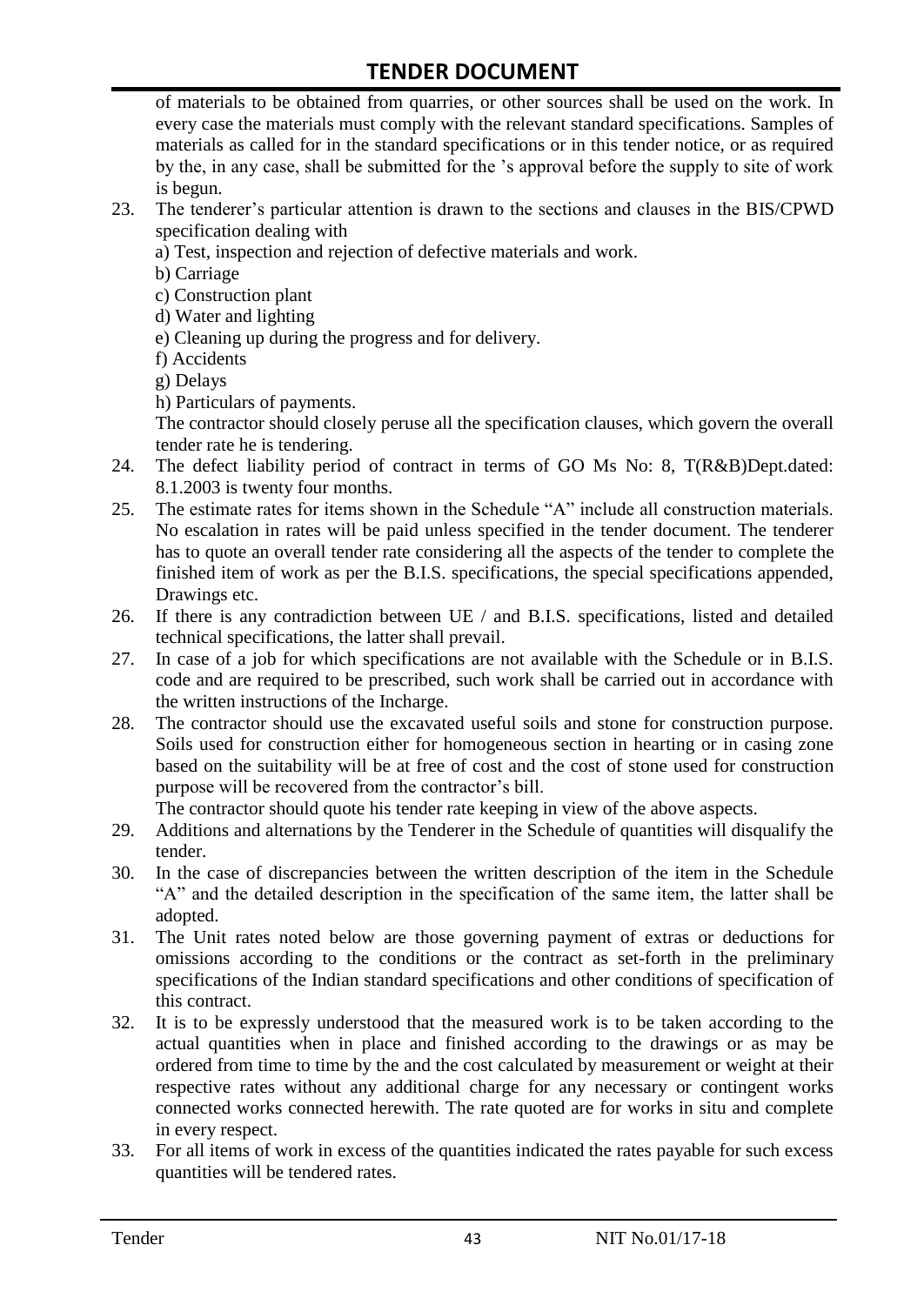of materials to be obtained from quarries, or other sources shall be used on the work. In every case the materials must comply with the relevant standard specifications. Samples of materials as called for in the standard specifications or in this tender notice, or as required by the, in any case, shall be submitted for the 's approval before the supply to site of work is begun.

23. The tenderer's particular attention is drawn to the sections and clauses in the BIS/CPWD specification dealing with
    a) Test, inspection and rejection of defective materials and work.
    b) Carriage
    c) Construction plant
    d) Water and lighting
    e) Cleaning up during the progress and for delivery.
    f) Accidents
    g) Delays
    h) Particulars of payments.

    The contractor should closely peruse all the specification clauses, which govern the overall tender rate he is tendering.
24. The defect liability period of contract in terms of GO Ms No: 8, T(R&B)Dept.dated: 8.1.2003 is twenty four months.
25. The estimate rates for items shown in the Schedule "A" include all construction materials. No escalation in rates will be paid unless specified in the tender document. The tenderer has to quote an overall tender rate considering all the aspects of the tender to complete the finished item of work as per the B.I.S. specifications, the special specifications appended, Drawings etc.
26. If there is any contradiction between UE / and B.I.S. specifications, listed and detailed technical specifications, the latter shall prevail.
27. In case of a job for which specifications are not available with the Schedule or in B.I.S. code and are required to be prescribed, such work shall be carried out in accordance with the written instructions of the Incharge.
28. The contractor should use the excavated useful soils and stone for construction purpose. Soils used for construction either for homogeneous section in hearting or in casing zone based on the suitability will be at free of cost and the cost of stone used for construction purpose will be recovered from the contractor's bill.

    The contractor should quote his tender rate keeping in view of the above aspects.
29. Additions and alternations by the Tenderer in the Schedule of quantities will disqualify the tender.
30. In the case of discrepancies between the written description of the item in the Schedule "A" and the detailed description in the specification of the same item, the latter shall be adopted.
31. The Unit rates noted below are those governing payment of extras or deductions for omissions according to the conditions or the contract as set-forth in the preliminary specifications of the Indian standard specifications and other conditions of specification of this contract.
32. It is to be expressly understood that the measured work is to be taken according to the actual quantities when in place and finished according to the drawings or as may be ordered from time to time by the and the cost calculated by measurement or weight at their respective rates without any additional charge for any necessary or contingent works connected works connected herewith. The rate quoted are for works in situ and complete in every respect.
33. For all items of work in excess of the quantities indicated the rates payable for such excess quantities will be tendered rates.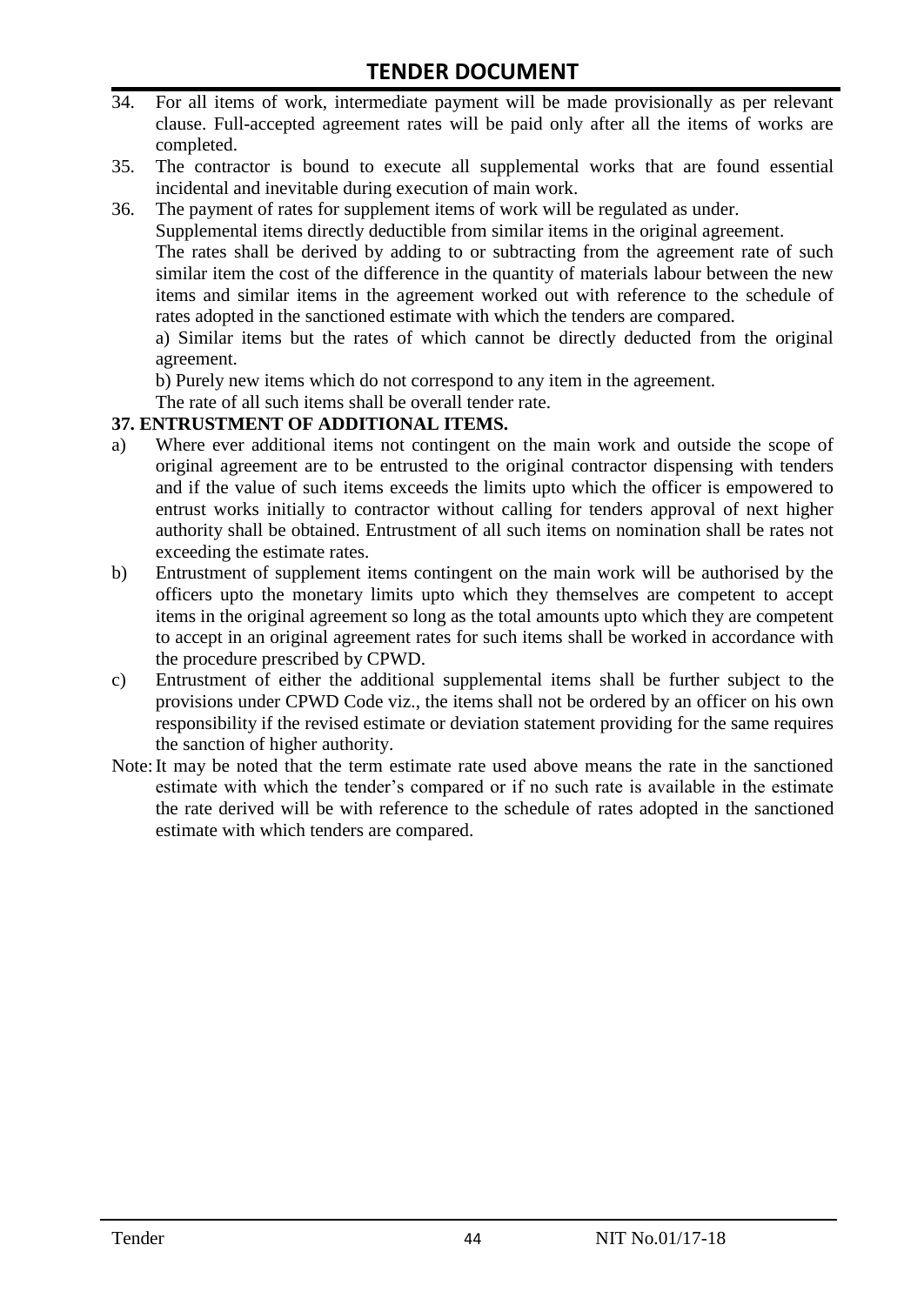34. For all items of work, intermediate payment will be made provisionally as per relevant clause. Full-accepted agreement rates will be paid only after all the items of works are completed.
35. The contractor is bound to execute all supplemental works that are found essential incidental and inevitable during execution of main work.
36. The payment of rates for supplement items of work will be regulated as under.
    Supplemental items directly deductible from similar items in the original agreement.
    The rates shall be derived by adding to or subtracting from the agreement rate of such similar item the cost of the difference in the quantity of materials labour between the new items and similar items in the agreement worked out with reference to the schedule of rates adopted in the sanctioned estimate with which the tenders are compared.
    a) Similar items but the rates of which cannot be directly deducted from the original agreement.
    b) Purely new items which do not correspond to any item in the agreement.
    The rate of all such items shall be overall tender rate.

**37. ENTRUSTMENT OF ADDITIONAL ITEMS.**

a) Where ever additional items not contingent on the main work and outside the scope of original agreement are to be entrusted to the original contractor dispensing with tenders and if the value of such items exceeds the limits upto which the officer is empowered to entrust works initially to contractor without calling for tenders approval of next higher authority shall be obtained. Entrustment of all such items on nomination shall be rates not exceeding the estimate rates.
b) Entrustment of supplement items contingent on the main work will be authorised by the officers upto the monetary limits upto which they themselves are competent to accept items in the original agreement so long as the total amounts upto which they are competent to accept in an original agreement rates for such items shall be worked in accordance with the procedure prescribed by CPWD.
c) Entrustment of either the additional supplemental items shall be further subject to the provisions under CPWD Code viz., the items shall not be ordered by an officer on his own responsibility if the revised estimate or deviation statement providing for the same requires the sanction of higher authority.

Note: It may be noted that the term estimate rate used above means the rate in the sanctioned estimate with which the tender's compared or if no such rate is available in the estimate the rate derived will be with reference to the schedule of rates adopted in the sanctioned estimate with which tenders are compared.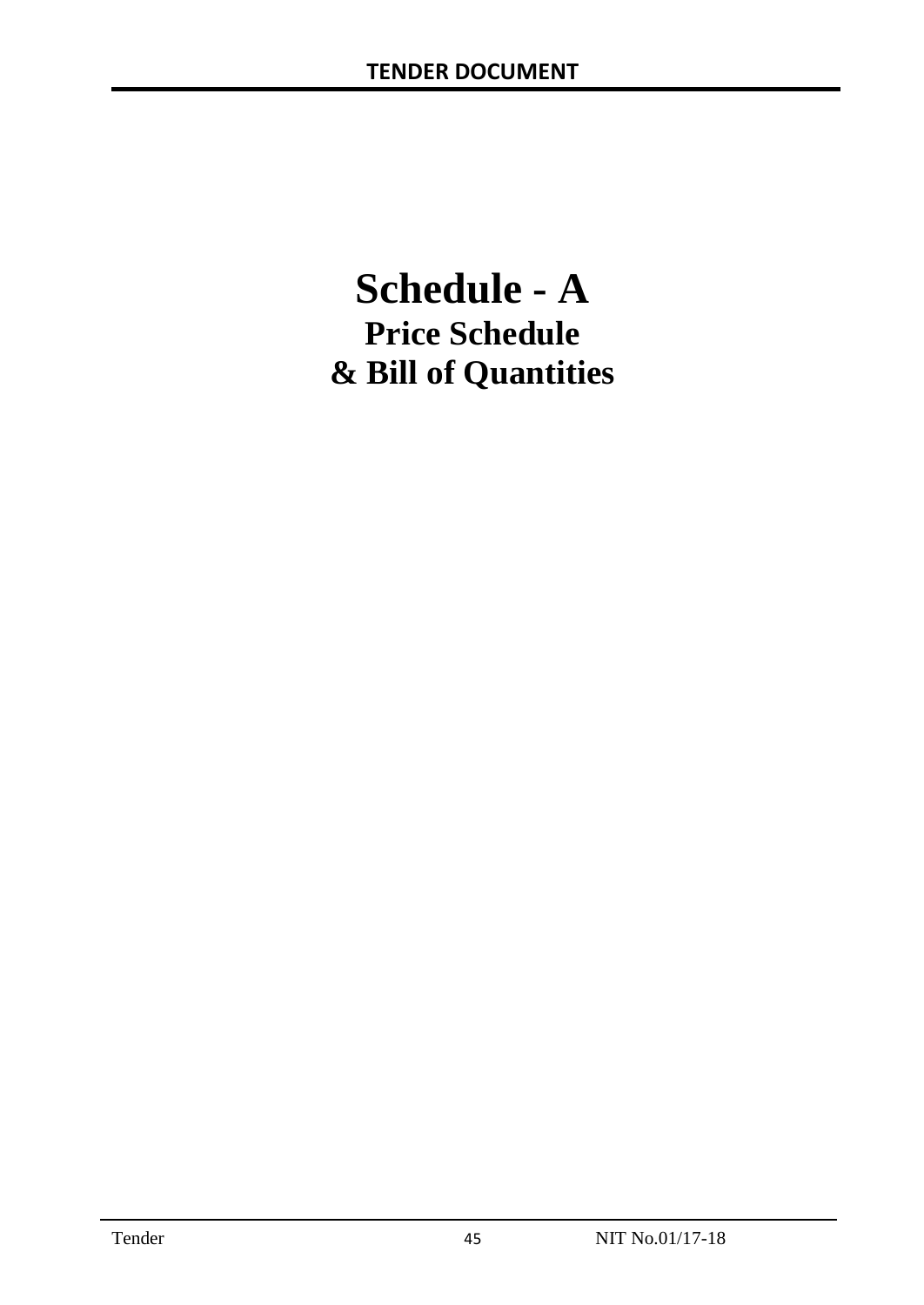# Schedule - A

## Price Schedule

## & Bill of Quantities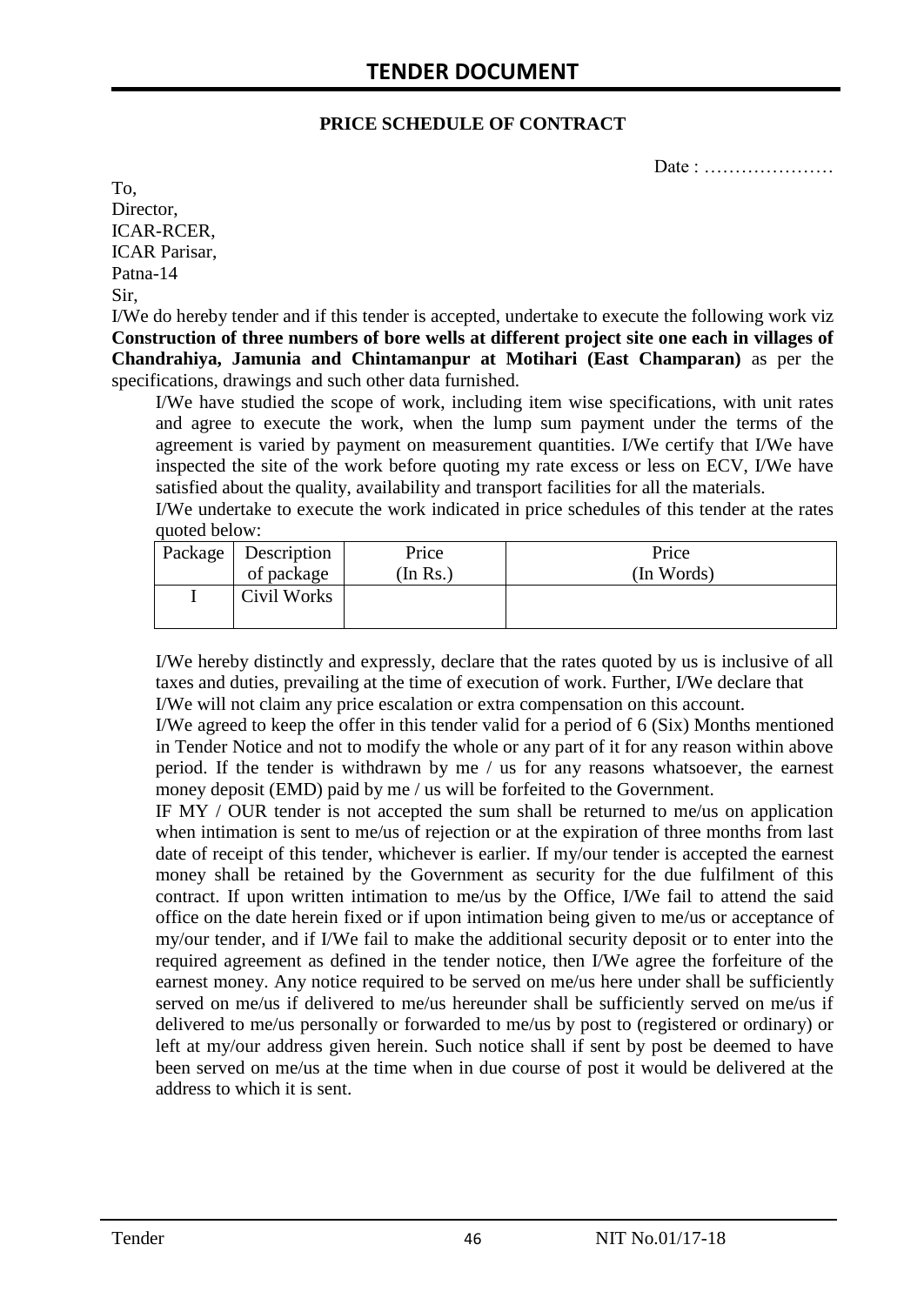**PRICE SCHEDULE OF CONTRACT**

Date : …………………

To,
Director,
ICAR-RCER,
ICAR Parisar,
Patna-14
Sir,

I/We do hereby tender and if this tender is accepted, undertake to execute the following work viz **Construction of three numbers of bore wells at different project site one each in villages of Chandrahiya, Jamunia and Chintamanpur at Motihari (East Champaran)** as per the specifications, drawings and such other data furnished.

I/We have studied the scope of work, including item wise specifications, with unit rates and agree to execute the work, when the lump sum payment under the terms of the agreement is varied by payment on measurement quantities. I/We certify that I/We have inspected the site of the work before quoting my rate excess or less on ECV, I/We have satisfied about the quality, availability and transport facilities for all the materials.

I/We undertake to execute the work indicated in price schedules of this tender at the rates quoted below:

| Package | Description of package | Price (In Rs.) | Price (In Words) |
|---|---|---|---|
| I | Civil Works | | |

I/We hereby distinctly and expressly, declare that the rates quoted by us is inclusive of all taxes and duties, prevailing at the time of execution of work. Further, I/We declare that I/We will not claim any price escalation or extra compensation on this account.

I/We agreed to keep the offer in this tender valid for a period of 6 (Six) Months mentioned in Tender Notice and not to modify the whole or any part of it for any reason within above period. If the tender is withdrawn by me / us for any reasons whatsoever, the earnest money deposit (EMD) paid by me / us will be forfeited to the Government.

IF MY / OUR tender is not accepted the sum shall be returned to me/us on application when intimation is sent to me/us of rejection or at the expiration of three months from last date of receipt of this tender, whichever is earlier. If my/our tender is accepted the earnest money shall be retained by the Government as security for the due fulfilment of this contract. If upon written intimation to me/us by the Office, I/We fail to attend the said office on the date herein fixed or if upon intimation being given to me/us or acceptance of my/our tender, and if I/We fail to make the additional security deposit or to enter into the required agreement as defined in the tender notice, then I/We agree the forfeiture of the earnest money. Any notice required to be served on me/us here under shall be sufficiently served on me/us if delivered to me/us hereunder shall be sufficiently served on me/us if delivered to me/us personally or forwarded to me/us by post to (registered or ordinary) or left at my/our address given herein. Such notice shall if sent by post be deemed to have been served on me/us at the time when in due course of post it would be delivered at the address to which it is sent.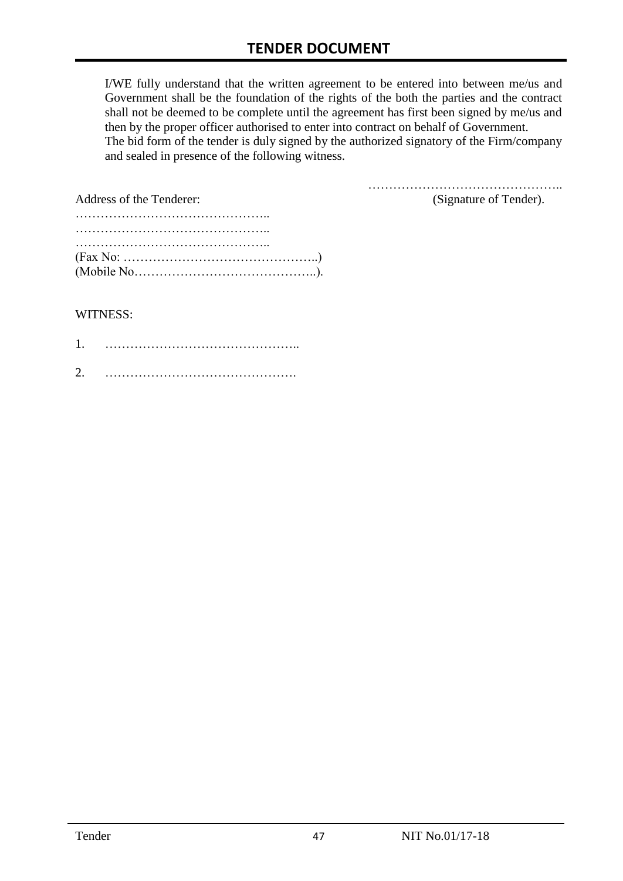I/WE fully understand that the written agreement to be entered into between me/us and Government shall be the foundation of the rights of the both the parties and the contract shall not be deemed to be complete until the agreement has first been signed by me/us and then by the proper officer authorised to enter into contract on behalf of Government.
The bid form of the tender is duly signed by the authorized signatory of the Firm/company and sealed in presence of the following witness.

………………………………………..
(Signature of Tender).

Address of the Tenderer:

………………………………………..
………………………………………..
………………………………………..
(Fax No: ………………………………………..)
(Mobile No……………………………………..).

WITNESS:

1. ………………………………………..

2. ……………………………………….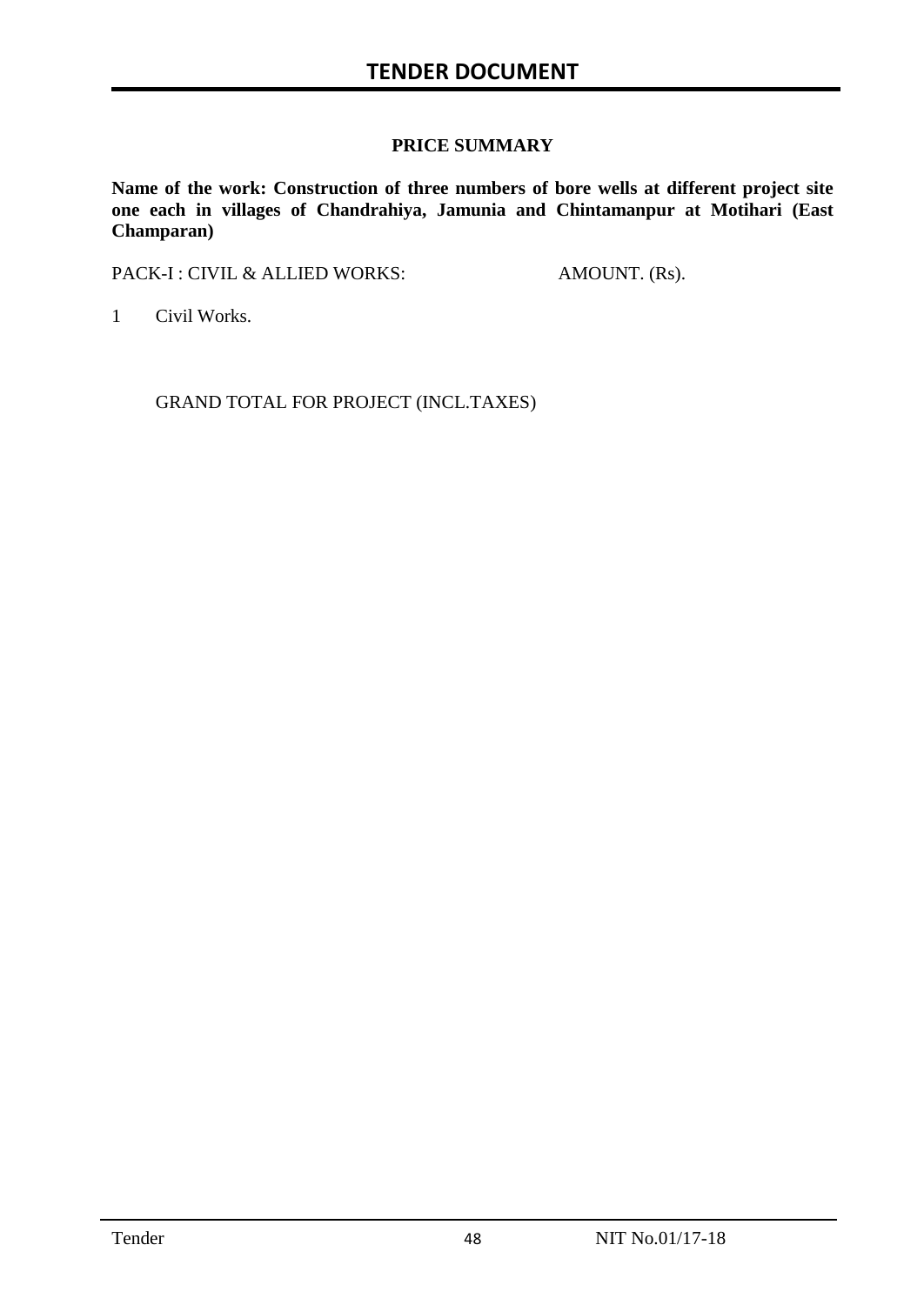## PRICE SUMMARY

**Name of the work: Construction of three numbers of bore wells at different project site one each in villages of Chandrahiya, Jamunia and Chintamanpur at Motihari (East Champaran)**

| PACK-I : CIVIL & ALLIED WORKS: | AMOUNT. (Rs). |
|---|---|
| 1 Civil Works. | |
| GRAND TOTAL FOR PROJECT (INCL.TAXES) | |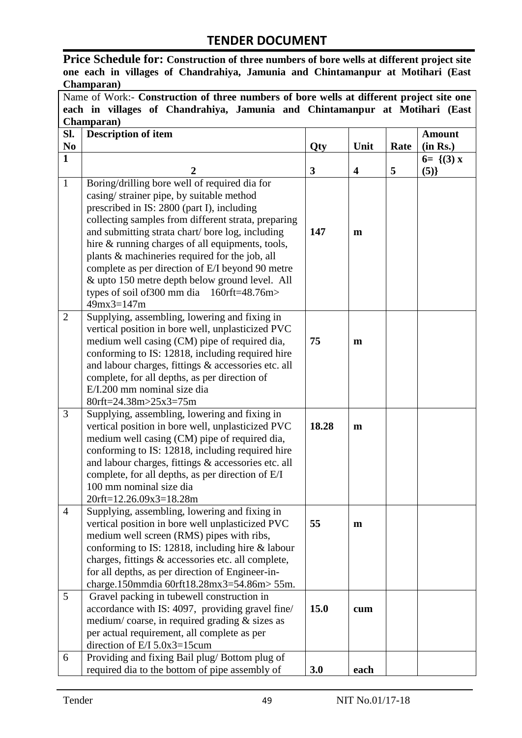## TENDER DOCUMENT

**Price Schedule for: Construction of three numbers of bore wells at different project site one each in villages of Chandrahiya, Jamunia and Chintamanpur at Motihari (East Champaran)**

| Name of Work:- **Construction of three numbers of bore wells at different project site one each in villages of Chandrahiya, Jamunia and Chintamanpur at Motihari (East Champaran)** | | | | | |
|---|---|---|---|---|---|
| **Sl. No** | **Description of item** | **Qty** | **Unit** | **Rate** | **Amount (in Rs.)** |
| **1** | **2** | **3** | **4** | **5** | **6= {(3) x (5)}** |
| 1 | Boring/drilling bore well of required dia for casing/ strainer pipe, by suitable method prescribed in IS: 2800 (part I), including collecting samples from different strata, preparing and submitting strata chart/ bore log, including hire & running charges of all equipments, tools, plants & machineries required for the job, all complete as per direction of E/I beyond 90 metre & upto 150 metre depth below ground level. All types of soil of300 mm dia 160rft=48.76m> 49mx3=147m | **147** | **m** | | |
| 2 | Supplying, assembling, lowering and fixing in vertical position in bore well, unplasticized PVC medium well casing (CM) pipe of required dia, conforming to IS: 12818, including required hire and labour charges, fittings & accessories etc. all complete, for all depths, as per direction of E/I.200 mm nominal size dia 80rft=24.38m>25x3=75m | **75** | **m** | | |
| 3 | Supplying, assembling, lowering and fixing in vertical position in bore well, unplasticized PVC medium well casing (CM) pipe of required dia, conforming to IS: 12818, including required hire and labour charges, fittings & accessories etc. all complete, for all depths, as per direction of E/I 100 mm nominal size dia 20rft=12.26.09x3=18.28m | **18.28** | **m** | | |
| 4 | Supplying, assembling, lowering and fixing in vertical position in bore well unplasticized PVC medium well screen (RMS) pipes with ribs, conforming to IS: 12818, including hire & labour charges, fittings & accessories etc. all complete, for all depths, as per direction of Engineer-in-charge.150mmdia 60rft18.28mx3=54.86m> 55m. | **55** | **m** | | |
| 5 | Gravel packing in tubewell construction in accordance with IS: 4097, providing gravel fine/ medium/ coarse, in required grading & sizes as per actual requirement, all complete as per direction of E/I 5.0x3=15cum | **15.0** | **cum** | | |
| 6 | Providing and fixing Bail plug/ Bottom plug of required dia to the bottom of pipe assembly of | **3.0** | **each** | | |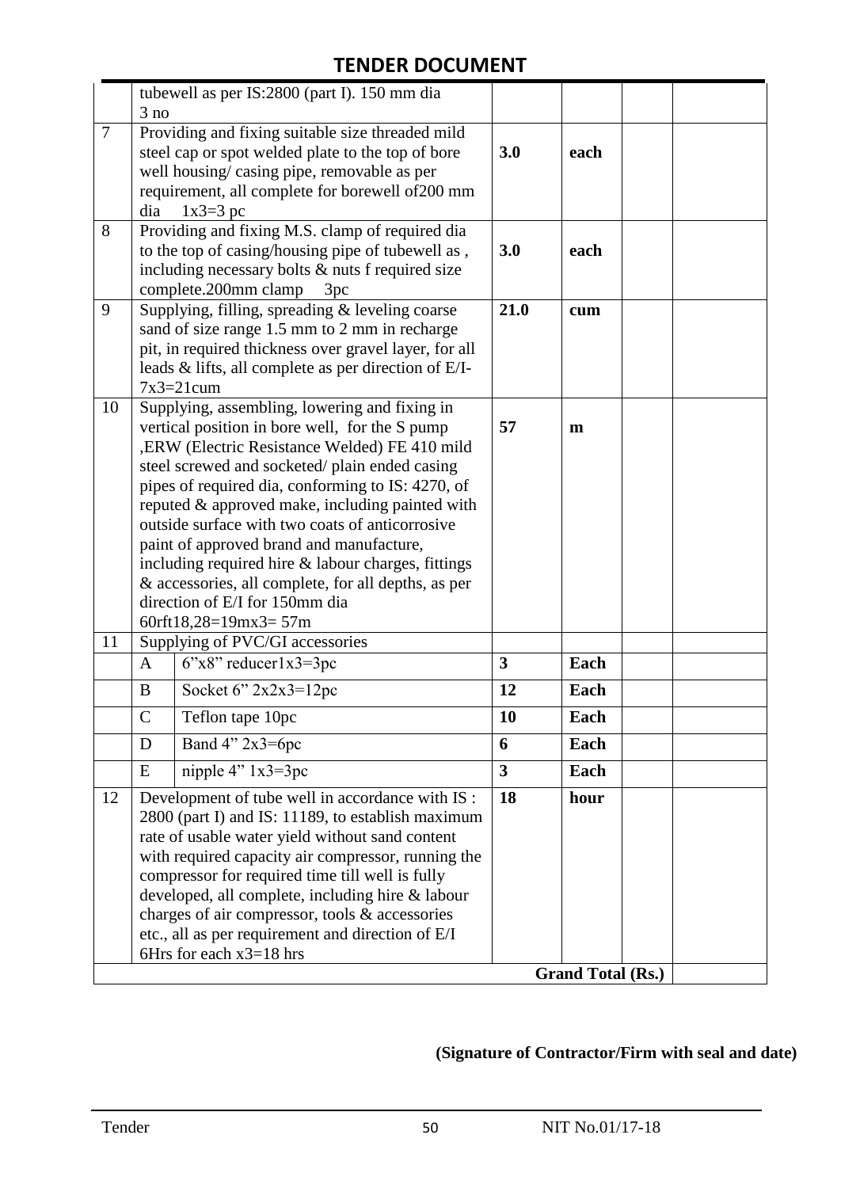| | | | | | |
|---|---|---|---|---|---|
| | tubewell as per IS:2800 (part I). 150 mm dia 3 no | | | | |
| 7 | Providing and fixing suitable size threaded mild steel cap or spot welded plate to the top of bore well housing/ casing pipe, removable as per requirement, all complete for borewell of200 mm dia 1x3=3 pc | **3.0** | **each** | | |
| 8 | Providing and fixing M.S. clamp of required dia to the top of casing/housing pipe of tubewell as , including necessary bolts & nuts f required size complete.200mm clamp 3pc | **3.0** | **each** | | |
| 9 | Supplying, filling, spreading & leveling coarse sand of size range 1.5 mm to 2 mm in recharge pit, in required thickness over gravel layer, for all leads & lifts, all complete as per direction of E/I- 7x3=21cum | **21.0** | **cum** | | |
| 10 | Supplying, assembling, lowering and fixing in vertical position in bore well, for the S pump ,ERW (Electric Resistance Welded) FE 410 mild steel screwed and socketed/ plain ended casing pipes of required dia, conforming to IS: 4270, of reputed & approved make, including painted with outside surface with two coats of anticorrosive paint of approved brand and manufacture, including required hire & labour charges, fittings & accessories, all complete, for all depths, as per direction of E/I for 150mm dia 60rft18,28=19mx3= 57m | **57** | **m** | | |
| 11 | Supplying of PVC/GI accessories | | | | |
| | A — 6"x8" reducer1x3=3pc | **3** | **Each** | | |
| | B — Socket 6" 2x2x3=12pc | **12** | **Each** | | |
| | C — Teflon tape 10pc | **10** | **Each** | | |
| | D — Band 4" 2x3=6pc | **6** | **Each** | | |
| | E — nipple 4" 1x3=3pc | **3** | **Each** | | |
| 12 | Development of tube well in accordance with IS : 2800 (part I) and IS: 11189, to establish maximum rate of usable water yield without sand content with required capacity air compressor, running the compressor for required time till well is fully developed, all complete, including hire & labour charges of air compressor, tools & accessories etc., all as per requirement and direction of E/I 6Hrs for each x3=18 hrs | **18** | **hour** | | |
| | | | **Grand Total (Rs.)** | | |

**(Signature of Contractor/Firm with seal and date)**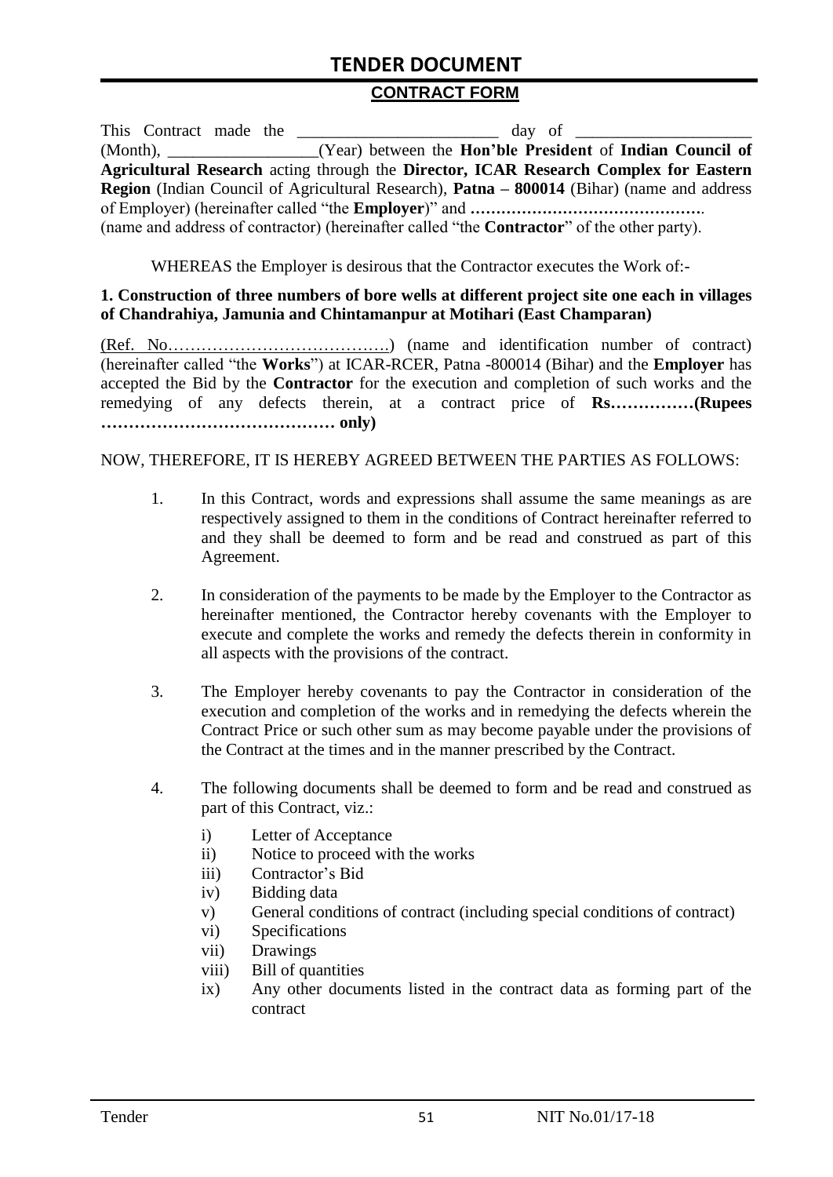## CONTRACT FORM

This Contract made the ________________________ day of ____________________ (Month), _________________(Year) between the **Hon'ble President** of **Indian Council of Agricultural Research** acting through the **Director, ICAR Research Complex for Eastern Region** (Indian Council of Agricultural Research), **Patna – 800014** (Bihar) (name and address of Employer) (hereinafter called "the **Employer**)" and **……………………………………….** (name and address of contractor) (hereinafter called "the **Contractor**" of the other party).

WHEREAS the Employer is desirous that the Contractor executes the Work of:-

**1. Construction of three numbers of bore wells at different project site one each in villages of Chandrahiya, Jamunia and Chintamanpur at Motihari (East Champaran)**

(Ref. No………………………………….) (name and identification number of contract) (hereinafter called "the **Works**") at ICAR-RCER, Patna -800014 (Bihar) and the **Employer** has accepted the Bid by the **Contractor** for the execution and completion of such works and the remedying of any defects therein, at a contract price of **Rs……………(Rupees …………………………………… only)**

NOW, THEREFORE, IT IS HEREBY AGREED BETWEEN THE PARTIES AS FOLLOWS:

1. In this Contract, words and expressions shall assume the same meanings as are respectively assigned to them in the conditions of Contract hereinafter referred to and they shall be deemed to form and be read and construed as part of this Agreement.

2. In consideration of the payments to be made by the Employer to the Contractor as hereinafter mentioned, the Contractor hereby covenants with the Employer to execute and complete the works and remedy the defects therein in conformity in all aspects with the provisions of the contract.

3. The Employer hereby covenants to pay the Contractor in consideration of the execution and completion of the works and in remedying the defects wherein the Contract Price or such other sum as may become payable under the provisions of the Contract at the times and in the manner prescribed by the Contract.

4. The following documents shall be deemed to form and be read and construed as part of this Contract, viz.:
   - i) Letter of Acceptance
   - ii) Notice to proceed with the works
   - iii) Contractor's Bid
   - iv) Bidding data
   - v) General conditions of contract (including special conditions of contract)
   - vi) Specifications
   - vii) Drawings
   - viii) Bill of quantities
   - ix) Any other documents listed in the contract data as forming part of the contract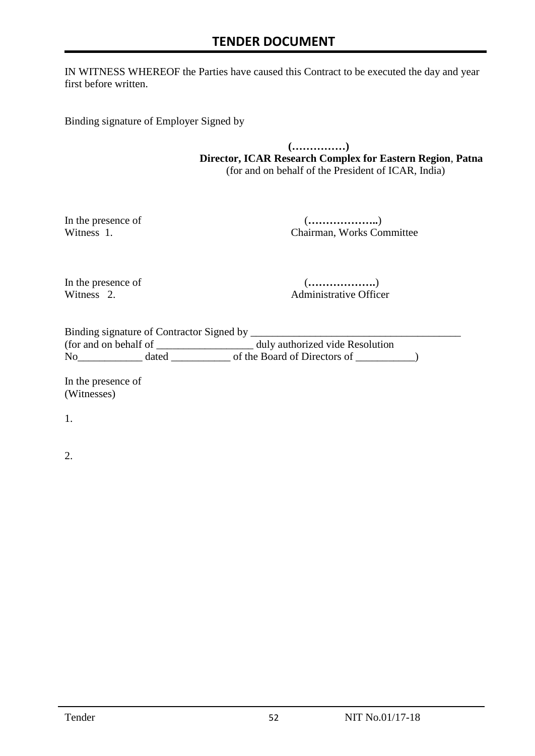IN WITNESS WHEREOF the Parties have caused this Contract to be executed the day and year first before written.

Binding signature of Employer Signed by

**(……………)**
**Director, ICAR Research Complex for Eastern Region**, **Patna**
(for and on behalf of the President of ICAR, India)

In the presence of
Witness 1.

(**………………..**)
Chairman, Works Committee

In the presence of
Witness 2.

(**……………….**)
Administrative Officer

Binding signature of Contractor Signed by _______________________________________
(for and on behalf of _________________ duly authorized vide Resolution
No____________ dated ___________ of the Board of Directors of ___________)

In the presence of
(Witnesses)

1.

2.